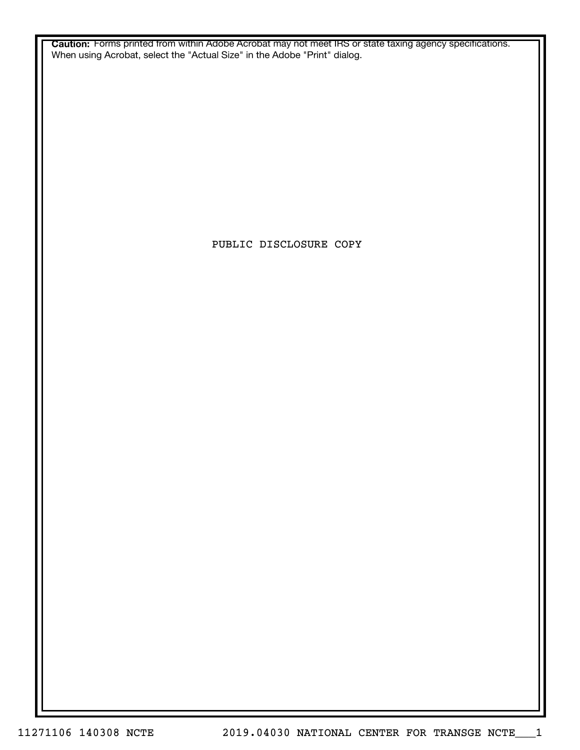**Caution:** Forms printed from within Adobe Acrobat may not meet IRS or state taxing agency specifications. When using Acrobat, select the "Actual Size" in the Adobe "Print" dialog.

PUBLIC DISCLOSURE COPY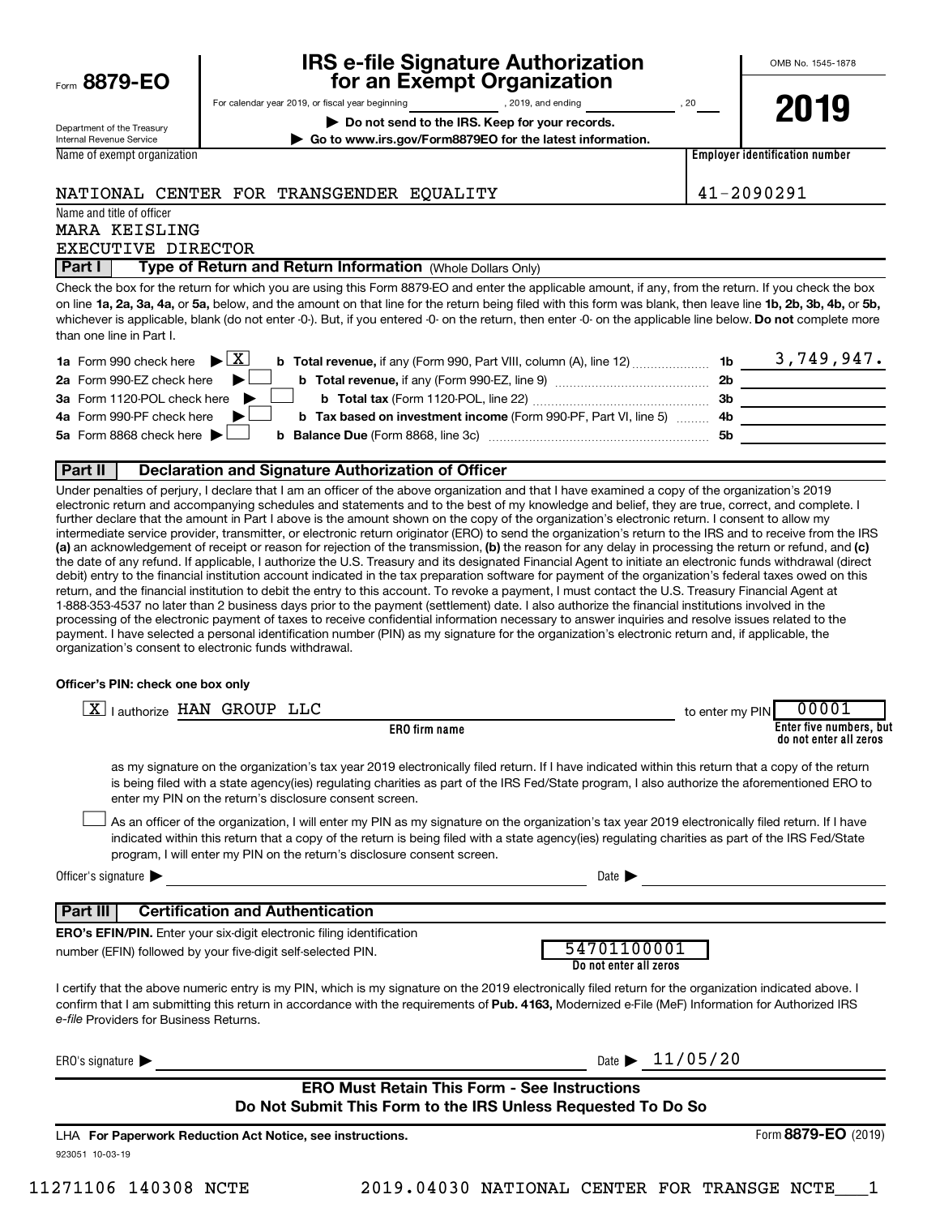Form **8879-EO**

Department of the Treasury
Internal Revenue Service

# IRS e-file Signature Authorization for an Exempt Organization

For calendar year 2019, or fiscal year beginning __________, 2019, and ending __________, 20__

▶ **Do not send to the IRS. Keep for your records.**

▶ **Go to www.irs.gov/Form8879EO for the latest information.**

OMB No. 1545-1878

**2019**

| Name of exempt organization | Employer identification number |
|---|---|
| NATIONAL CENTER FOR TRANSGENDER EQUALITY | 41-2090291 |

Name and title of officer
MARA KEISLING
EXECUTIVE DIRECTOR

**Part I — Type of Return and Return Information** (Whole Dollars Only)

Check the box for the return for which you are using this Form 8879-EO and enter the applicable amount, if any, from the return. If you check the box on line **1a, 2a, 3a, 4a,** or **5a,** below, and the amount on that line for the return being filed with this form was blank, then leave line **1b, 2b, 3b, 4b,** or **5b,** whichever is applicable, blank (do not enter -0-). But, if you entered -0- on the return, then enter -0- on the applicable line below. **Do not** complete more than one line in Part I.

| | | | |
|---|---|---|---|
| **1a** Form 990 check here ▶ [X] | **b Total revenue,** if any (Form 990, Part VIII, column (A), line 12) | **1b** | 3,749,947. |
| **2a** Form 990-EZ check here ▶ [ ] | **b Total revenue,** if any (Form 990-EZ, line 9) | **2b** | |
| **3a** Form 1120-POL check here ▶ [ ] | **b Total tax** (Form 1120-POL, line 22) | **3b** | |
| **4a** Form 990-PF check here ▶ [ ] | **b Tax based on investment income** (Form 990-PF, Part VI, line 5) | **4b** | |
| **5a** Form 8868 check here ▶ [ ] | **b Balance Due** (Form 8868, line 3c) | **5b** | |

**Part II — Declaration and Signature Authorization of Officer**

Under penalties of perjury, I declare that I am an officer of the above organization and that I have examined a copy of the organization's 2019 electronic return and accompanying schedules and statements and to the best of my knowledge and belief, they are true, correct, and complete. I further declare that the amount in Part I above is the amount shown on the copy of the organization's electronic return. I consent to allow my intermediate service provider, transmitter, or electronic return originator (ERO) to send the organization's return to the IRS and to receive from the IRS **(a)** an acknowledgement of receipt or reason for rejection of the transmission, **(b)** the reason for any delay in processing the return or refund, and **(c)** the date of any refund. If applicable, I authorize the U.S. Treasury and its designated Financial Agent to initiate an electronic funds withdrawal (direct debit) entry to the financial institution account indicated in the tax preparation software for payment of the organization's federal taxes owed on this return, and the financial institution to debit the entry to this account. To revoke a payment, I must contact the U.S. Treasury Financial Agent at 1-888-353-4537 no later than 2 business days prior to the payment (settlement) date. I also authorize the financial institutions involved in the processing of the electronic payment of taxes to receive confidential information necessary to answer inquiries and resolve issues related to the payment. I have selected a personal identification number (PIN) as my signature for the organization's electronic return and, if applicable, the organization's consent to electronic funds withdrawal.

**Officer's PIN: check one box only**

[X] I authorize HAN GROUP LLC (**ERO firm name**) to enter my PIN 00001 (**Enter five numbers, but do not enter all zeros**)

as my signature on the organization's tax year 2019 electronically filed return. If I have indicated within this return that a copy of the return is being filed with a state agency(ies) regulating charities as part of the IRS Fed/State program, I also authorize the aforementioned ERO to enter my PIN on the return's disclosure consent screen.

[ ] As an officer of the organization, I will enter my PIN as my signature on the organization's tax year 2019 electronically filed return. If I have indicated within this return that a copy of the return is being filed with a state agency(ies) regulating charities as part of the IRS Fed/State program, I will enter my PIN on the return's disclosure consent screen.

Officer's signature ▶ __________ Date ▶ __________

**Part III — Certification and Authentication**

**ERO's EFIN/PIN.** Enter your six-digit electronic filing identification number (EFIN) followed by your five-digit self-selected PIN. 54701100001 (**Do not enter all zeros**)

I certify that the above numeric entry is my PIN, which is my signature on the 2019 electronically filed return for the organization indicated above. I confirm that I am submitting this return in accordance with the requirements of **Pub. 4163,** Modernized e-File (MeF) Information for Authorized IRS *e-file* Providers for Business Returns.

ERO's signature ▶ __________ Date ▶ 11/05/20

**ERO Must Retain This Form - See Instructions**
**Do Not Submit This Form to the IRS Unless Requested To Do So**

LHA **For Paperwork Reduction Act Notice, see instructions.** Form **8879-EO** (2019)

923051 10-03-19

11271106 140308 NCTE 2019.04030 NATIONAL CENTER FOR TRANSGE NCTE___1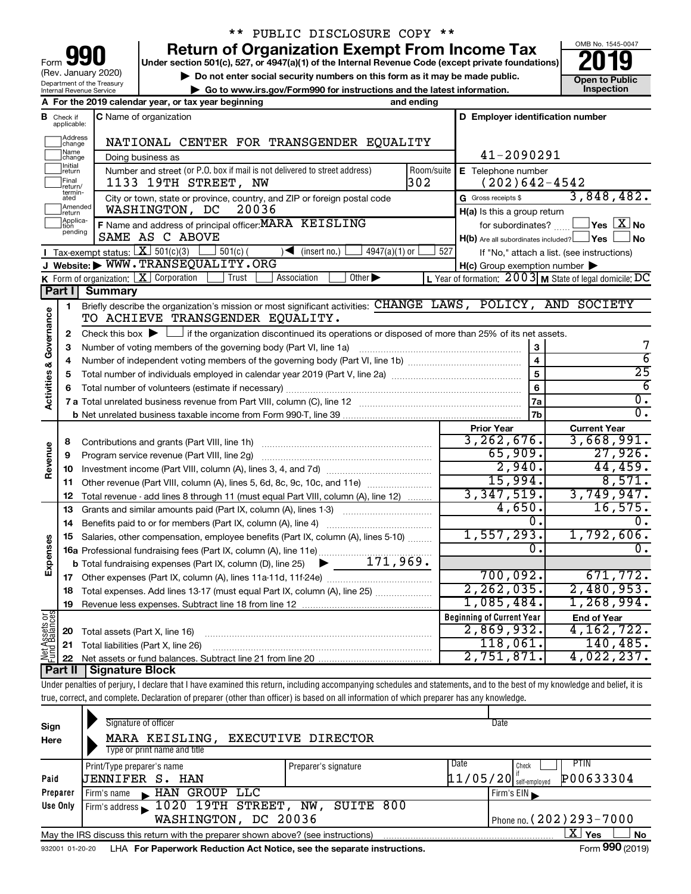** PUBLIC DISCLOSURE COPY **

# Form 990 — Return of Organization Exempt From Income Tax

Form **990** (Rev. January 2020)
Department of the Treasury, Internal Revenue Service

Under section 501(c), 527, or 4947(a)(1) of the Internal Revenue Code (except private foundations)

▶ Do not enter social security numbers on this form as it may be made public.
▶ Go to www.irs.gov/Form990 for instructions and the latest information.

OMB No. 1545-0047 | **2019** | Open to Public Inspection

**A** For the 2019 calendar year, or tax year beginning ______ and ending ______

**B** Check if applicable: Address change, Name change, Initial return, Final return/terminated, Amended return, Application pending

**C** Name of organization: NATIONAL CENTER FOR TRANSGENDER EQUALITY
Doing business as
Number and street (or P.O. box if mail is not delivered to street address): 1133 19TH STREET, NW — Room/suite: 302
City or town, state or province, country, and ZIP or foreign postal code: WASHINGTON, DC 20036

**D** Employer identification number: 41-2090291
**E** Telephone number: (202)642-4542
**G** Gross receipts $ 3,848,482.

**F** Name and address of principal officer: MARA KEISLING, SAME AS C ABOVE

**H(a)** Is this a group return for subordinates? ☐ Yes ☒ No
**H(b)** Are all subordinates included? ☐ Yes ☐ No — If "No," attach a list. (see instructions)
**H(c)** Group exemption number ▶

**I** Tax-exempt status: ☒ 501(c)(3) ☐ 501(c) ( ) ◀ (insert no.) ☐ 4947(a)(1) or ☐ 527
**J** Website: ▶ WWW.TRANSEQUALITY.ORG
**K** Form of organization: ☒ Corporation ☐ Trust ☐ Association ☐ Other ▶
**L** Year of formation: 2003 **M** State of legal domicile: DC

## Part I Summary

**Activities & Governance**

1. Briefly describe the organization's mission or most significant activities: CHANGE LAWS, POLICY, AND SOCIETY TO ACHIEVE TRANSGENDER EQUALITY.
2. Check this box ▶ ☐ if the organization discontinued its operations or disposed of more than 25% of its net assets.

| Line | Description | | Value |
|---|---|---|---|
| 3 | Number of voting members of the governing body (Part VI, line 1a) | 3 | 7 |
| 4 | Number of independent voting members of the governing body (Part VI, line 1b) | 4 | 6 |
| 5 | Total number of individuals employed in calendar year 2019 (Part V, line 2a) | 5 | 25 |
| 6 | Total number of volunteers (estimate if necessary) | 6 | 6 |
| 7a | Total unrelated business revenue from Part VIII, column (C), line 12 | 7a | 0. |
| b | Net unrelated business taxable income from Form 990-T, line 39 | 7b | 0. |

| | Line | Description | Prior Year | Current Year |
|---|---|---|---|---|
| Revenue | 8 | Contributions and grants (Part VIII, line 1h) | 3,262,676. | 3,668,991. |
| | 9 | Program service revenue (Part VIII, line 2g) | 65,909. | 27,926. |
| | 10 | Investment income (Part VIII, column (A), lines 3, 4, and 7d) | 2,940. | 44,459. |
| | 11 | Other revenue (Part VIII, column (A), lines 5, 6d, 8c, 9c, 10c, and 11e) | 15,994. | 8,571. |
| | 12 | Total revenue - add lines 8 through 11 (must equal Part VIII, column (A), line 12) | 3,347,519. | 3,749,947. |
| Expenses | 13 | Grants and similar amounts paid (Part IX, column (A), lines 1-3) | 4,650. | 16,575. |
| | 14 | Benefits paid to or for members (Part IX, column (A), line 4) | 0. | 0. |
| | 15 | Salaries, other compensation, employee benefits (Part IX, column (A), lines 5-10) | 1,557,293. | 1,792,606. |
| | 16a | Professional fundraising fees (Part IX, column (A), line 11e) | 0. | 0. |
| | b | Total fundraising expenses (Part IX, column (D), line 25) ▶ 171,969. | | |
| | 17 | Other expenses (Part IX, column (A), lines 11a-11d, 11f-24e) | 700,092. | 671,772. |
| | 18 | Total expenses. Add lines 13-17 (must equal Part IX, column (A), line 25) | 2,262,035. | 2,480,953. |
| | 19 | Revenue less expenses. Subtract line 18 from line 12 | 1,085,484. | 1,268,994. |

| | Line | Description | Beginning of Current Year | End of Year |
|---|---|---|---|---|
| Net Assets or Fund Balances | 20 | Total assets (Part X, line 16) | 2,869,932. | 4,162,722. |
| | 21 | Total liabilities (Part X, line 26) | 118,061. | 140,485. |
| | 22 | Net assets or fund balances. Subtract line 21 from line 20 | 2,751,871. | 4,022,237. |

## Part II Signature Block

Under penalties of perjury, I declare that I have examined this return, including accompanying schedules and statements, and to the best of my knowledge and belief, it is true, correct, and complete. Declaration of preparer (other than officer) is based on all information of which preparer has any knowledge.

**Sign Here**
Signature of officer — Date
MARA KEISLING, EXECUTIVE DIRECTOR
Type or print name and title

**Paid Preparer Use Only**

| Print/Type preparer's name | Preparer's signature | Date | Check if self-employed | PTIN |
|---|---|---|---|---|
| JENNIFER S. HAN | | 11/05/20 | ☐ | P00633304 |

Firm's name ▶ HAN GROUP LLC — Firm's EIN ▶
Firm's address ▶ 1020 19TH STREET, NW, SUITE 800, WASHINGTON, DC 20036 — Phone no. (202)293-7000

May the IRS discuss this return with the preparer shown above? (see instructions) ☒ Yes ☐ No

932001 01-20-20 LHA For Paperwork Reduction Act Notice, see the separate instructions. Form **990** (2019)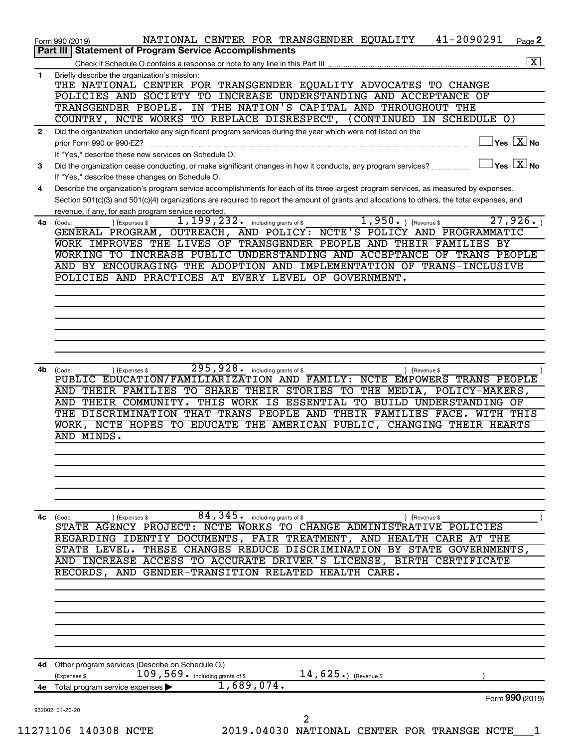Form 990 (2019) NATIONAL CENTER FOR TRANSGENDER EQUALITY 41-2090291 Page **2**

## Part III | Statement of Program Service Accomplishments

Check if Schedule O contains a response or note to any line in this Part III .......... [X]

**1** Briefly describe the organization's mission:

THE NATIONAL CENTER FOR TRANSGENDER EQUALITY ADVOCATES TO CHANGE POLICIES AND SOCIETY TO INCREASE UNDERSTANDING AND ACCEPTANCE OF TRANSGENDER PEOPLE. IN THE NATION'S CAPITAL AND THROUGHOUT THE COUNTRY, NCTE WORKS TO REPLACE DISRESPECT, (CONTINUED IN SCHEDULE O)

**2** Did the organization undertake any significant program services during the year which were not listed on the prior Form 990 or 990-EZ? .......... [ ] Yes [X] No

If "Yes," describe these new services on Schedule O.

**3** Did the organization cease conducting, or make significant changes in how it conducts, any program services? .......... [ ] Yes [X] No

If "Yes," describe these changes on Schedule O.

**4** Describe the organization's program service accomplishments for each of its three largest program services, as measured by expenses. Section 501(c)(3) and 501(c)(4) organizations are required to report the amount of grants and allocations to others, the total expenses, and revenue, if any, for each program service reported.

**4a** (Code: ) (Expenses $ 1,199,232. including grants of $ 1,950. ) (Revenue $ 27,926. )

GENERAL PROGRAM, OUTREACH, AND POLICY: NCTE'S POLICY AND PROGRAMMATIC WORK IMPROVES THE LIVES OF TRANSGENDER PEOPLE AND THEIR FAMILIES BY WORKING TO INCREASE PUBLIC UNDERSTANDING AND ACCEPTANCE OF TRANS PEOPLE AND BY ENCOURAGING THE ADOPTION AND IMPLEMENTATION OF TRANS-INCLUSIVE POLICIES AND PRACTICES AT EVERY LEVEL OF GOVERNMENT.

**4b** (Code: ) (Expenses $ 295,928. including grants of $ ) (Revenue $ )

PUBLIC EDUCATION/FAMILIARIZATION AND FAMILY: NCTE EMPOWERS TRANS PEOPLE AND THEIR FAMILIES TO SHARE THEIR STORIES TO THE MEDIA, POLICY-MAKERS, AND THEIR COMMUNITY. THIS WORK IS ESSENTIAL TO BUILD UNDERSTANDING OF THE DISCRIMINATION THAT TRANS PEOPLE AND THEIR FAMILIES FACE. WITH THIS WORK, NCTE HOPES TO EDUCATE THE AMERICAN PUBLIC, CHANGING THEIR HEARTS AND MINDS.

**4c** (Code: ) (Expenses $ 84,345. including grants of $ ) (Revenue $ )

STATE AGENCY PROJECT: NCTE WORKS TO CHANGE ADMINISTRATIVE POLICIES REGARDING IDENTIY DOCUMENTS, FAIR TREATMENT, AND HEALTH CARE AT THE STATE LEVEL. THESE CHANGES REDUCE DISCRIMINATION BY STATE GOVERNMENTS, AND INCREASE ACCESS TO ACCURATE DRIVER'S LICENSE, BIRTH CERTIFICATE RECORDS, AND GENDER-TRANSITION RELATED HEALTH CARE.

**4d** Other program services (Describe on Schedule O.)

(Expenses $ 109,569. including grants of $ 14,625.) (Revenue $ )

**4e** Total program service expenses ▶ 1,689,074.

Form **990** (2019)

932002 01-20-20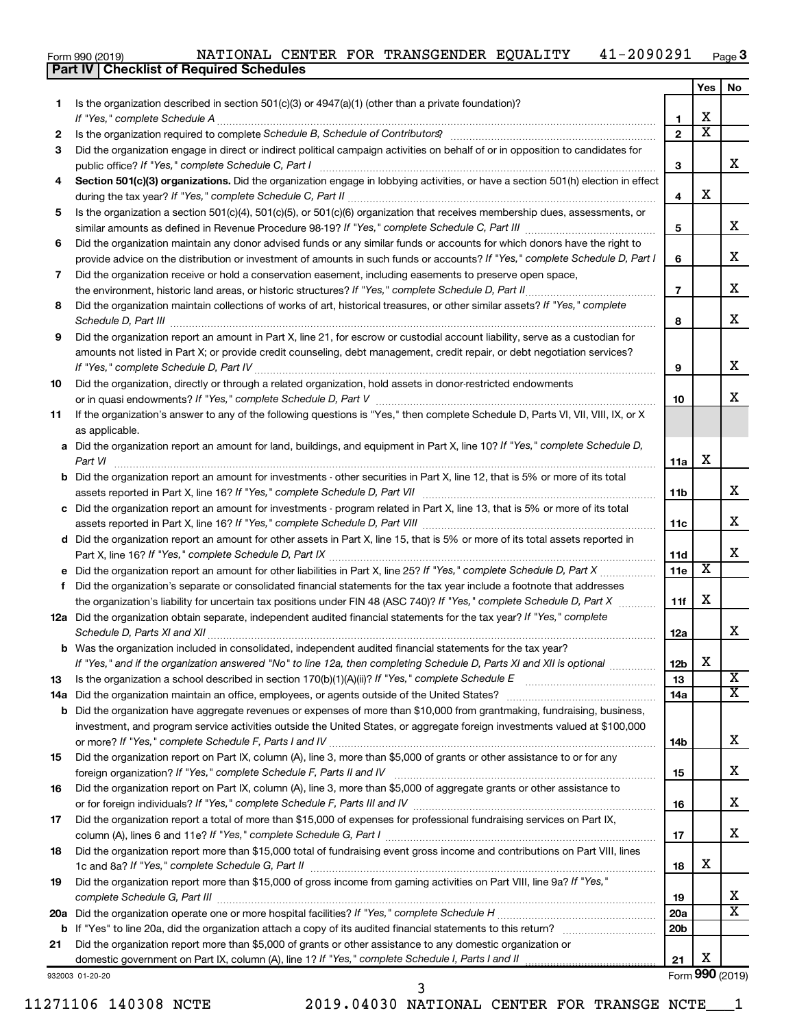Form 990 (2019) NATIONAL CENTER FOR TRANSGENDER EQUALITY 41-2090291 Page 3

**Part IV | Checklist of Required Schedules**

| | | | Yes | No |
|---|---|---|---|---|
| 1 | Is the organization described in section 501(c)(3) or 4947(a)(1) (other than a private foundation)? *If "Yes," complete Schedule A* | 1 | X | |
| 2 | Is the organization required to complete *Schedule B, Schedule of Contributors*? | 2 | X | |
| 3 | Did the organization engage in direct or indirect political campaign activities on behalf of or in opposition to candidates for public office? *If "Yes," complete Schedule C, Part I* | 3 | | X |
| 4 | **Section 501(c)(3) organizations.** Did the organization engage in lobbying activities, or have a section 501(h) election in effect during the tax year? *If "Yes," complete Schedule C, Part II* | 4 | X | |
| 5 | Is the organization a section 501(c)(4), 501(c)(5), or 501(c)(6) organization that receives membership dues, assessments, or similar amounts as defined in Revenue Procedure 98-19? *If "Yes," complete Schedule C, Part III* | 5 | | X |
| 6 | Did the organization maintain any donor advised funds or any similar funds or accounts for which donors have the right to provide advice on the distribution or investment of amounts in such funds or accounts? *If "Yes," complete Schedule D, Part I* | 6 | | X |
| 7 | Did the organization receive or hold a conservation easement, including easements to preserve open space, the environment, historic land areas, or historic structures? *If "Yes," complete Schedule D, Part II* | 7 | | X |
| 8 | Did the organization maintain collections of works of art, historical treasures, or other similar assets? *If "Yes," complete Schedule D, Part III* | 8 | | X |
| 9 | Did the organization report an amount in Part X, line 21, for escrow or custodial account liability, serve as a custodian for amounts not listed in Part X; or provide credit counseling, debt management, credit repair, or debt negotiation services? *If "Yes," complete Schedule D, Part IV* | 9 | | X |
| 10 | Did the organization, directly or through a related organization, hold assets in donor-restricted endowments or in quasi endowments? *If "Yes," complete Schedule D, Part V* | 10 | | X |
| 11 | If the organization's answer to any of the following questions is "Yes," then complete Schedule D, Parts VI, VII, VIII, IX, or X as applicable. | | | |
| a | Did the organization report an amount for land, buildings, and equipment in Part X, line 10? *If "Yes," complete Schedule D, Part VI* | 11a | X | |
| b | Did the organization report an amount for investments - other securities in Part X, line 12, that is 5% or more of its total assets reported in Part X, line 16? *If "Yes," complete Schedule D, Part VII* | 11b | | X |
| c | Did the organization report an amount for investments - program related in Part X, line 13, that is 5% or more of its total assets reported in Part X, line 16? *If "Yes," complete Schedule D, Part VIII* | 11c | | X |
| d | Did the organization report an amount for other assets in Part X, line 15, that is 5% or more of its total assets reported in Part X, line 16? *If "Yes," complete Schedule D, Part IX* | 11d | | X |
| e | Did the organization report an amount for other liabilities in Part X, line 25? *If "Yes," complete Schedule D, Part X* | 11e | X | |
| f | Did the organization's separate or consolidated financial statements for the tax year include a footnote that addresses the organization's liability for uncertain tax positions under FIN 48 (ASC 740)? *If "Yes," complete Schedule D, Part X* | 11f | X | |
| 12a | Did the organization obtain separate, independent audited financial statements for the tax year? *If "Yes," complete Schedule D, Parts XI and XII* | 12a | | X |
| b | Was the organization included in consolidated, independent audited financial statements for the tax year? *If "Yes," and if the organization answered "No" to line 12a, then completing Schedule D, Parts XI and XII is optional* | 12b | X | |
| 13 | Is the organization a school described in section 170(b)(1)(A)(ii)? *If "Yes," complete Schedule E* | 13 | | X |
| 14a | Did the organization maintain an office, employees, or agents outside of the United States? | 14a | | X |
| b | Did the organization have aggregate revenues or expenses of more than $10,000 from grantmaking, fundraising, business, investment, and program service activities outside the United States, or aggregate foreign investments valued at $100,000 or more? *If "Yes," complete Schedule F, Parts I and IV* | 14b | | X |
| 15 | Did the organization report on Part IX, column (A), line 3, more than $5,000 of grants or other assistance to or for any foreign organization? *If "Yes," complete Schedule F, Parts II and IV* | 15 | | X |
| 16 | Did the organization report on Part IX, column (A), line 3, more than $5,000 of aggregate grants or other assistance to or for foreign individuals? *If "Yes," complete Schedule F, Parts III and IV* | 16 | | X |
| 17 | Did the organization report a total of more than $15,000 of expenses for professional fundraising services on Part IX, column (A), lines 6 and 11e? *If "Yes," complete Schedule G, Part I* | 17 | | X |
| 18 | Did the organization report more than $15,000 total of fundraising event gross income and contributions on Part VIII, lines 1c and 8a? *If "Yes," complete Schedule G, Part II* | 18 | X | |
| 19 | Did the organization report more than $15,000 of gross income from gaming activities on Part VIII, line 9a? *If "Yes," complete Schedule G, Part III* | 19 | | X |
| 20a | Did the organization operate one or more hospital facilities? *If "Yes," complete Schedule H* | 20a | | X |
| b | If "Yes" to line 20a, did the organization attach a copy of its audited financial statements to this return? | 20b | | |
| 21 | Did the organization report more than $5,000 of grants or other assistance to any domestic organization or domestic government on Part IX, column (A), line 1? *If "Yes," complete Schedule I, Parts I and II* | 21 | X | |

932003 01-20-20

Form **990** (2019)

11271106 140308 NCTE 2019.04030 NATIONAL CENTER FOR TRANSGE NCTE___1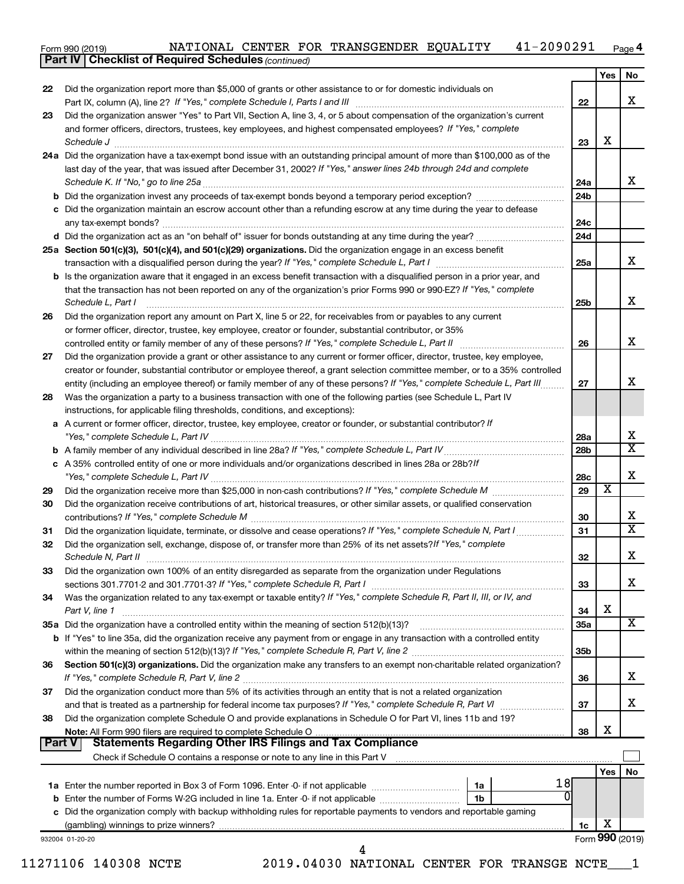Form 990 (2019) NATIONAL CENTER FOR TRANSGENDER EQUALITY 41-2090291 Page 4

**Part IV Checklist of Required Schedules** *(continued)*

| | | | Yes | No |
|---|---|---|---|---|
| 22 | Did the organization report more than $5,000 of grants or other assistance to or for domestic individuals on Part IX, column (A), line 2? *If "Yes," complete Schedule I, Parts I and III* | 22 | | X |
| 23 | Did the organization answer "Yes" to Part VII, Section A, line 3, 4, or 5 about compensation of the organization's current and former officers, directors, trustees, key employees, and highest compensated employees? *If "Yes," complete Schedule J* | 23 | X | |
| 24a | Did the organization have a tax-exempt bond issue with an outstanding principal amount of more than $100,000 as of the last day of the year, that was issued after December 31, 2002? *If "Yes," answer lines 24b through 24d and complete Schedule K. If "No," go to line 25a* | 24a | | X |
| b | Did the organization invest any proceeds of tax-exempt bonds beyond a temporary period exception? | 24b | | |
| c | Did the organization maintain an escrow account other than a refunding escrow at any time during the year to defease any tax-exempt bonds? | 24c | | |
| d | Did the organization act as an "on behalf of" issuer for bonds outstanding at any time during the year? | 24d | | |
| 25a | **Section 501(c)(3), 501(c)(4), and 501(c)(29) organizations.** Did the organization engage in an excess benefit transaction with a disqualified person during the year? *If "Yes," complete Schedule L, Part I* | 25a | | X |
| b | Is the organization aware that it engaged in an excess benefit transaction with a disqualified person in a prior year, and that the transaction has not been reported on any of the organization's prior Forms 990 or 990-EZ? *If "Yes," complete Schedule L, Part I* | 25b | | X |
| 26 | Did the organization report any amount on Part X, line 5 or 22, for receivables from or payables to any current or former officer, director, trustee, key employee, creator or founder, substantial contributor, or 35% controlled entity or family member of any of these persons? *If "Yes," complete Schedule L, Part II* | 26 | | X |
| 27 | Did the organization provide a grant or other assistance to any current or former officer, director, trustee, key employee, creator or founder, substantial contributor or employee thereof, a grant selection committee member, or to a 35% controlled entity (including an employee thereof) or family member of any of these persons? *If "Yes," complete Schedule L, Part III* | 27 | | X |
| 28 | Was the organization a party to a business transaction with one of the following parties (see Schedule L, Part IV instructions, for applicable filing thresholds, conditions, and exceptions): | | | |
| a | A current or former officer, director, trustee, key employee, creator or founder, or substantial contributor? *If "Yes," complete Schedule L, Part IV* | 28a | | X |
| b | A family member of any individual described in line 28a? *If "Yes," complete Schedule L, Part IV* | 28b | | X |
| c | A 35% controlled entity of one or more individuals and/or organizations described in lines 28a or 28b? *If "Yes," complete Schedule L, Part IV* | 28c | | X |
| 29 | Did the organization receive more than $25,000 in non-cash contributions? *If "Yes," complete Schedule M* | 29 | X | |
| 30 | Did the organization receive contributions of art, historical treasures, or other similar assets, or qualified conservation contributions? *If "Yes," complete Schedule M* | 30 | | X |
| 31 | Did the organization liquidate, terminate, or dissolve and cease operations? *If "Yes," complete Schedule N, Part I* | 31 | | X |
| 32 | Did the organization sell, exchange, dispose of, or transfer more than 25% of its net assets? *If "Yes," complete Schedule N, Part II* | 32 | | X |
| 33 | Did the organization own 100% of an entity disregarded as separate from the organization under Regulations sections 301.7701-2 and 301.7701-3? *If "Yes," complete Schedule R, Part I* | 33 | | X |
| 34 | Was the organization related to any tax-exempt or taxable entity? *If "Yes," complete Schedule R, Part II, III, or IV, and Part V, line 1* | 34 | X | |
| 35a | Did the organization have a controlled entity within the meaning of section 512(b)(13)? | 35a | | X |
| b | If "Yes" to line 35a, did the organization receive any payment from or engage in any transaction with a controlled entity within the meaning of section 512(b)(13)? *If "Yes," complete Schedule R, Part V, line 2* | 35b | | |
| 36 | **Section 501(c)(3) organizations.** Did the organization make any transfers to an exempt non-charitable related organization? *If "Yes," complete Schedule R, Part V, line 2* | 36 | | X |
| 37 | Did the organization conduct more than 5% of its activities through an entity that is not a related organization and that is treated as a partnership for federal income tax purposes? *If "Yes," complete Schedule R, Part VI* | 37 | | X |
| 38 | Did the organization complete Schedule O and provide explanations in Schedule O for Part VI, lines 11b and 19? **Note:** All Form 990 filers are required to complete Schedule O | 38 | X | |

**Part V Statements Regarding Other IRS Filings and Tax Compliance**

Check if Schedule O contains a response or note to any line in this Part V

| | | | | Yes | No |
|---|---|---|---|---|---|
| 1a | Enter the number reported in Box 3 of Form 1096. Enter -0- if not applicable | 1a | 18 | | |
| b | Enter the number of Forms W-2G included in line 1a. Enter -0- if not applicable | 1b | 0 | | |
| c | Did the organization comply with backup withholding rules for reportable payments to vendors and reportable gaming (gambling) winnings to prize winners? | 1c | | X | |

932004 01-20-20 Form **990** (2019)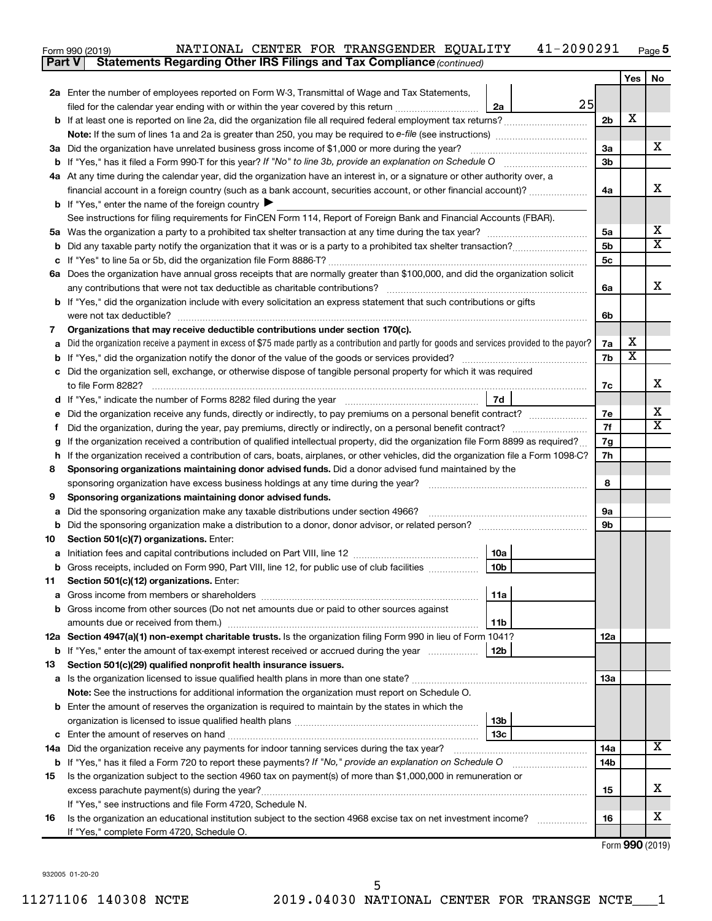Form 990 (2019) NATIONAL CENTER FOR TRANSGENDER EQUALITY 41-2090291 Page 5

**Part V Statements Regarding Other IRS Filings and Tax Compliance** *(continued)*

| | | | | | Yes | No |
|---|---|---|---|---|---|---|
| **2a** | Enter the number of employees reported on Form W-3, Transmittal of Wage and Tax Statements, filed for the calendar year ending with or within the year covered by this return | 2a | 25 | | | |
| **b** | If at least one is reported on line 2a, did the organization file all required federal employment tax returns? | | | 2b | X | |
| | **Note:** If the sum of lines 1a and 2a is greater than 250, you may be required to *e-file* (see instructions) | | | | | |
| **3a** | Did the organization have unrelated business gross income of $1,000 or more during the year? | | | 3a | | X |
| **b** | If "Yes," has it filed a Form 990-T for this year? *If "No" to line 3b, provide an explanation on Schedule O* | | | 3b | | |
| **4a** | At any time during the calendar year, did the organization have an interest in, or a signature or other authority over, a financial account in a foreign country (such as a bank account, securities account, or other financial account)? | | | 4a | | X |
| **b** | If "Yes," enter the name of the foreign country ▶ | | | | | |
| | See instructions for filing requirements for FinCEN Form 114, Report of Foreign Bank and Financial Accounts (FBAR). | | | | | |
| **5a** | Was the organization a party to a prohibited tax shelter transaction at any time during the tax year? | | | 5a | | X |
| **b** | Did any taxable party notify the organization that it was or is a party to a prohibited tax shelter transaction? | | | 5b | | X |
| **c** | If "Yes" to line 5a or 5b, did the organization file Form 8886-T? | | | 5c | | |
| **6a** | Does the organization have annual gross receipts that are normally greater than $100,000, and did the organization solicit any contributions that were not tax deductible as charitable contributions? | | | 6a | | X |
| **b** | If "Yes," did the organization include with every solicitation an express statement that such contributions or gifts were not tax deductible? | | | 6b | | |
| **7** | **Organizations that may receive deductible contributions under section 170(c).** | | | | | |
| **a** | Did the organization receive a payment in excess of $75 made partly as a contribution and partly for goods and services provided to the payor? | | | 7a | X | |
| **b** | If "Yes," did the organization notify the donor of the value of the goods or services provided? | | | 7b | X | |
| **c** | Did the organization sell, exchange, or otherwise dispose of tangible personal property for which it was required to file Form 8282? | | | 7c | | X |
| **d** | If "Yes," indicate the number of Forms 8282 filed during the year | 7d | | | | |
| **e** | Did the organization receive any funds, directly or indirectly, to pay premiums on a personal benefit contract? | | | 7e | | X |
| **f** | Did the organization, during the year, pay premiums, directly or indirectly, on a personal benefit contract? | | | 7f | | X |
| **g** | If the organization received a contribution of qualified intellectual property, did the organization file Form 8899 as required? | | | 7g | | |
| **h** | If the organization received a contribution of cars, boats, airplanes, or other vehicles, did the organization file a Form 1098-C? | | | 7h | | |
| **8** | **Sponsoring organizations maintaining donor advised funds.** Did a donor advised fund maintained by the sponsoring organization have excess business holdings at any time during the year? | | | 8 | | |
| **9** | **Sponsoring organizations maintaining donor advised funds.** | | | | | |
| **a** | Did the sponsoring organization make any taxable distributions under section 4966? | | | 9a | | |
| **b** | Did the sponsoring organization make a distribution to a donor, donor advisor, or related person? | | | 9b | | |
| **10** | **Section 501(c)(7) organizations.** Enter: | | | | | |
| **a** | Initiation fees and capital contributions included on Part VIII, line 12 | 10a | | | | |
| **b** | Gross receipts, included on Form 990, Part VIII, line 12, for public use of club facilities | 10b | | | | |
| **11** | **Section 501(c)(12) organizations.** Enter: | | | | | |
| **a** | Gross income from members or shareholders | 11a | | | | |
| **b** | Gross income from other sources (Do not net amounts due or paid to other sources against amounts due or received from them.) | 11b | | | | |
| **12a** | **Section 4947(a)(1) non-exempt charitable trusts.** Is the organization filing Form 990 in lieu of Form 1041? | | | 12a | | |
| **b** | If "Yes," enter the amount of tax-exempt interest received or accrued during the year | 12b | | | | |
| **13** | **Section 501(c)(29) qualified nonprofit health insurance issuers.** | | | | | |
| **a** | Is the organization licensed to issue qualified health plans in more than one state? | | | 13a | | |
| | **Note:** See the instructions for additional information the organization must report on Schedule O. | | | | | |
| **b** | Enter the amount of reserves the organization is required to maintain by the states in which the organization is licensed to issue qualified health plans | 13b | | | | |
| **c** | Enter the amount of reserves on hand | 13c | | | | |
| **14a** | Did the organization receive any payments for indoor tanning services during the tax year? | | | 14a | | X |
| **b** | If "Yes," has it filed a Form 720 to report these payments? *If "No," provide an explanation on Schedule O* | | | 14b | | |
| **15** | Is the organization subject to the section 4960 tax on payment(s) of more than $1,000,000 in remuneration or excess parachute payment(s) during the year? | | | 15 | | X |
| | If "Yes," see instructions and file Form 4720, Schedule N. | | | | | |
| **16** | Is the organization an educational institution subject to the section 4968 excise tax on net investment income? | | | 16 | | X |
| | If "Yes," complete Form 4720, Schedule O. | | | | | |

Form **990** (2019)

932005 01-20-20

11271106 140308 NCTE 2019.04030 NATIONAL CENTER FOR TRANSGE NCTE___1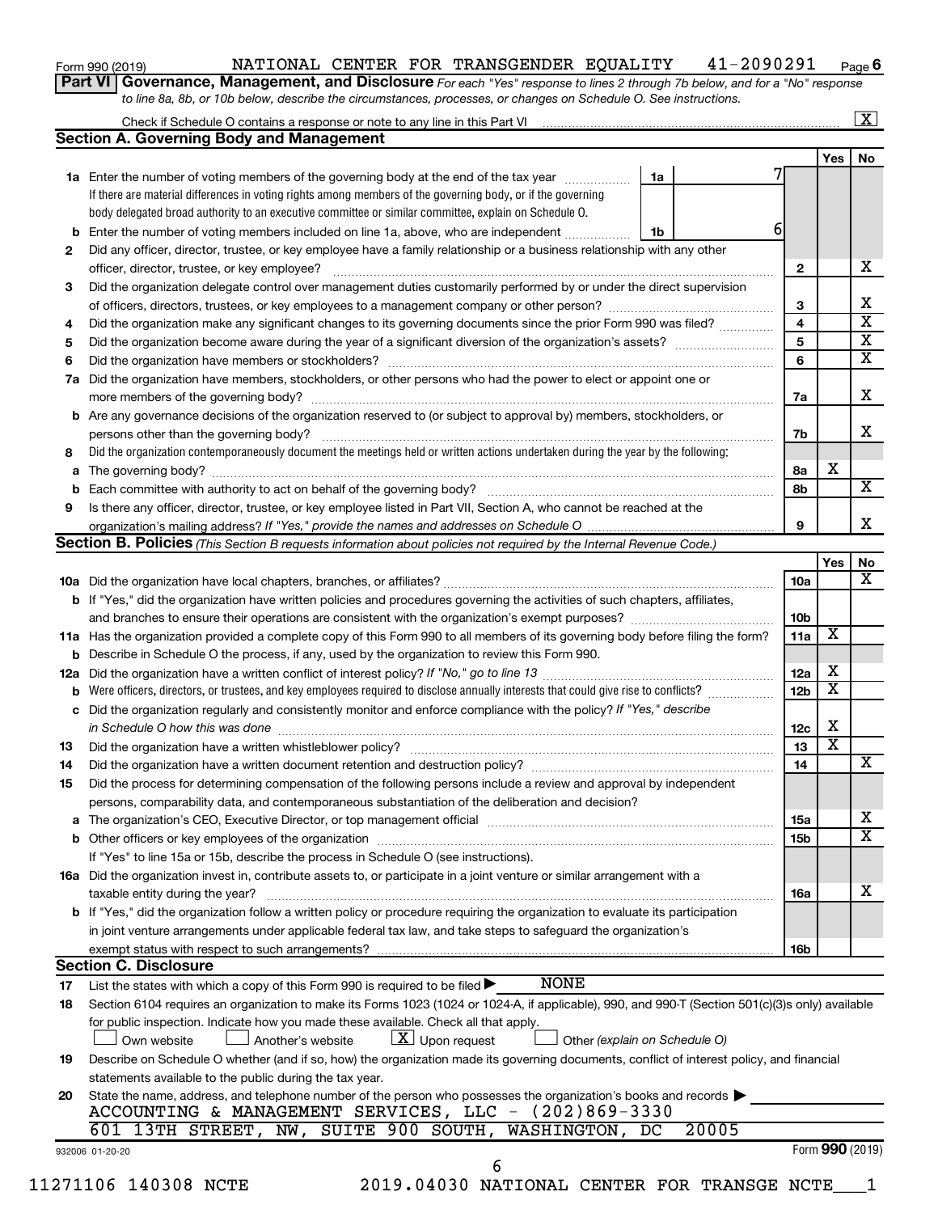Form 990 (2019) NATIONAL CENTER FOR TRANSGENDER EQUALITY 41-2090291 Page 6

**Part VI Governance, Management, and Disclosure** *For each "Yes" response to lines 2 through 7b below, and for a "No" response to line 8a, 8b, or 10b below, describe the circumstances, processes, or changes on Schedule O. See instructions.*

Check if Schedule O contains a response or note to any line in this Part VI ..... [X]

## Section A. Governing Body and Management

| | | | | Yes | No |
|---|---|---|---|---|---|
| **1a** | Enter the number of voting members of the governing body at the end of the tax year ..... **1a** 7. If there are material differences in voting rights among members of the governing body, or if the governing body delegated broad authority to an executive committee or similar committee, explain on Schedule O. | | | | |
| **b** | Enter the number of voting members included on line 1a, above, who are independent ..... **1b** 6 | | | | |
| **2** | Did any officer, director, trustee, or key employee have a family relationship or a business relationship with any other officer, director, trustee, or key employee? | 2 | | | X |
| **3** | Did the organization delegate control over management duties customarily performed by or under the direct supervision of officers, directors, trustees, or key employees to a management company or other person? | 3 | | | X |
| **4** | Did the organization make any significant changes to its governing documents since the prior Form 990 was filed? | 4 | | | X |
| **5** | Did the organization become aware during the year of a significant diversion of the organization's assets? | 5 | | | X |
| **6** | Did the organization have members or stockholders? | 6 | | | X |
| **7a** | Did the organization have members, stockholders, or other persons who had the power to elect or appoint one or more members of the governing body? | 7a | | | X |
| **b** | Are any governance decisions of the organization reserved to (or subject to approval by) members, stockholders, or persons other than the governing body? | 7b | | | X |
| **8** | Did the organization contemporaneously document the meetings held or written actions undertaken during the year by the following: | | | | |
| **a** | The governing body? | 8a | | X | |
| **b** | Each committee with authority to act on behalf of the governing body? | 8b | | | X |
| **9** | Is there any officer, director, trustee, or key employee listed in Part VII, Section A, who cannot be reached at the organization's mailing address? *If "Yes," provide the names and addresses on Schedule O* | 9 | | | X |

## Section B. Policies *(This Section B requests information about policies not required by the Internal Revenue Code.)*

| | | | Yes | No |
|---|---|---|---|---|
| **10a** | Did the organization have local chapters, branches, or affiliates? | 10a | | X |
| **b** | If "Yes," did the organization have written policies and procedures governing the activities of such chapters, affiliates, and branches to ensure their operations are consistent with the organization's exempt purposes? | 10b | | |
| **11a** | Has the organization provided a complete copy of this Form 990 to all members of its governing body before filing the form? | 11a | X | |
| **b** | Describe in Schedule O the process, if any, used by the organization to review this Form 990. | | | |
| **12a** | Did the organization have a written conflict of interest policy? *If "No," go to line 13* | 12a | X | |
| **b** | Were officers, directors, or trustees, and key employees required to disclose annually interests that could give rise to conflicts? | 12b | X | |
| **c** | Did the organization regularly and consistently monitor and enforce compliance with the policy? *If "Yes," describe in Schedule O how this was done* | 12c | X | |
| **13** | Did the organization have a written whistleblower policy? | 13 | X | |
| **14** | Did the organization have a written document retention and destruction policy? | 14 | | X |
| **15** | Did the process for determining compensation of the following persons include a review and approval by independent persons, comparability data, and contemporaneous substantiation of the deliberation and decision? | | | |
| **a** | The organization's CEO, Executive Director, or top management official | 15a | | X |
| **b** | Other officers or key employees of the organization | 15b | | X |
| | If "Yes" to line 15a or 15b, describe the process in Schedule O (see instructions). | | | |
| **16a** | Did the organization invest in, contribute assets to, or participate in a joint venture or similar arrangement with a taxable entity during the year? | 16a | | X |
| **b** | If "Yes," did the organization follow a written policy or procedure requiring the organization to evaluate its participation in joint venture arrangements under applicable federal tax law, and take steps to safeguard the organization's exempt status with respect to such arrangements? | 16b | | |

## Section C. Disclosure

**17** List the states with which a copy of this Form 990 is required to be filed ▶ NONE

**18** Section 6104 requires an organization to make its Forms 1023 (1024 or 1024-A, if applicable), 990, and 990-T (Section 501(c)(3)s only) available for public inspection. Indicate how you made these available. Check all that apply.

[ ] Own website [ ] Another's website [X] Upon request [ ] Other *(explain on Schedule O)*

**19** Describe on Schedule O whether (and if so, how) the organization made its governing documents, conflict of interest policy, and financial statements available to the public during the tax year.

**20** State the name, address, and telephone number of the person who possesses the organization's books and records ▶

ACCOUNTING & MANAGEMENT SERVICES, LLC - (202)869-3330
601 13TH STREET, NW, SUITE 900 SOUTH, WASHINGTON, DC 20005

932006 01-20-20 Form **990** (2019)

11271106 140308 NCTE 2019.04030 NATIONAL CENTER FOR TRANSGE NCTE___1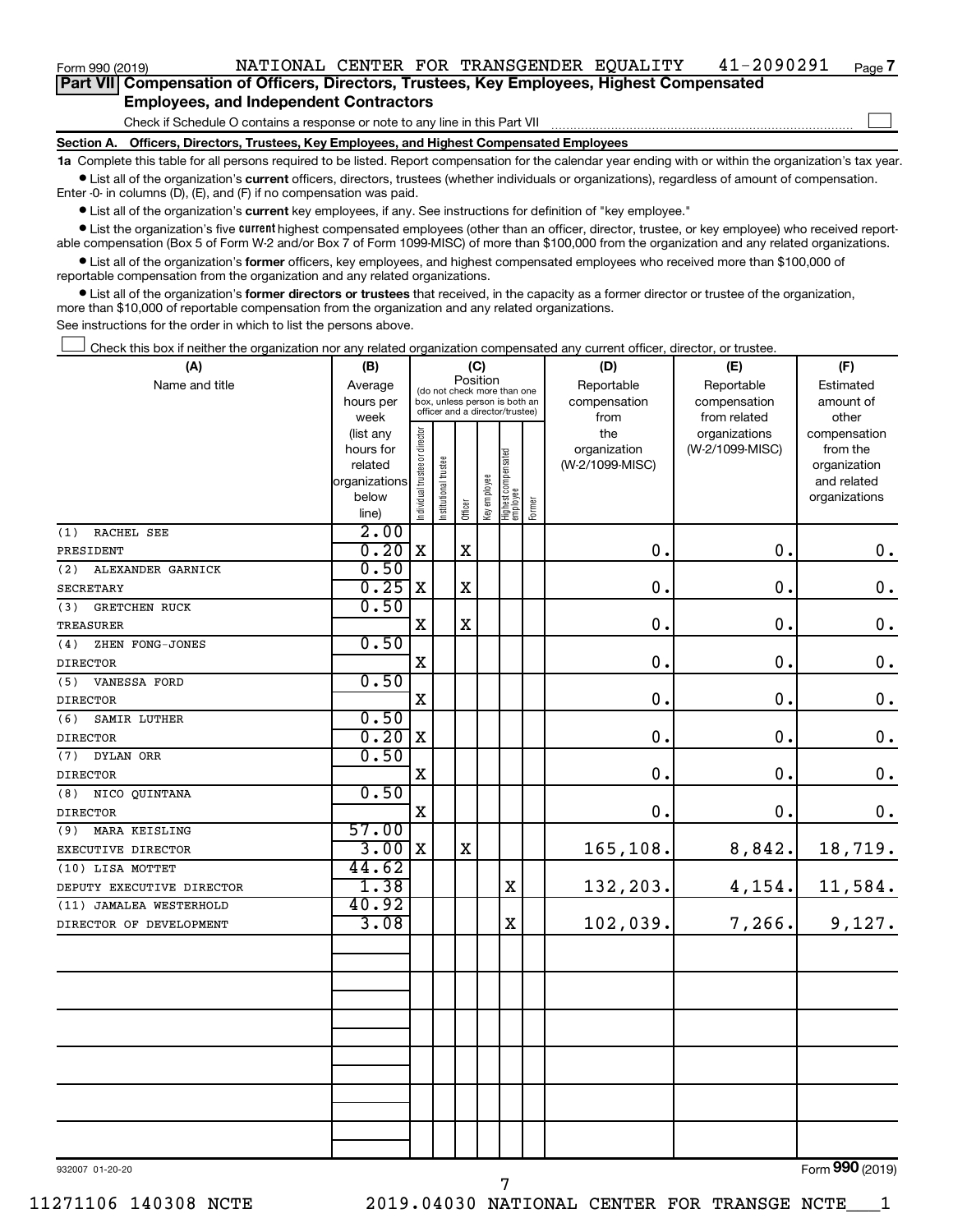Form 990 (2019) NATIONAL CENTER FOR TRANSGENDER EQUALITY 41-2090291 Page 7

## Part VII Compensation of Officers, Directors, Trustees, Key Employees, Highest Compensated Employees, and Independent Contractors

Check if Schedule O contains a response or note to any line in this Part VII

### Section A. Officers, Directors, Trustees, Key Employees, and Highest Compensated Employees

**1a** Complete this table for all persons required to be listed. Report compensation for the calendar year ending with or within the organization's tax year.

- List all of the organization's **current** officers, directors, trustees (whether individuals or organizations), regardless of amount of compensation. Enter -0- in columns (D), (E), and (F) if no compensation was paid.
- List all of the organization's **current** key employees, if any. See instructions for definition of "key employee."
- List the organization's five **current** highest compensated employees (other than an officer, director, trustee, or key employee) who received reportable compensation (Box 5 of Form W-2 and/or Box 7 of Form 1099-MISC) of more than $100,000 from the organization and any related organizations.
- List all of the organization's **former** officers, key employees, and highest compensated employees who received more than $100,000 of reportable compensation from the organization and any related organizations.
- List all of the organization's **former directors or trustees** that received, in the capacity as a former director or trustee of the organization, more than $10,000 of reportable compensation from the organization and any related organizations.

See instructions for the order in which to list the persons above.

Check this box if neither the organization nor any related organization compensated any current officer, director, or trustee.

| (A) Name and title | (B) Average hours per week (list any hours for related organizations below line) | (C) Position: Individual trustee or director | Institutional trustee | Officer | Key employee | Highest compensated employee | Former | (D) Reportable compensation from the organization (W-2/1099-MISC) | (E) Reportable compensation from related organizations (W-2/1099-MISC) | (F) Estimated amount of other compensation from the organization and related organizations |
|---|---|---|---|---|---|---|---|---|---|---|
| (1) RACHEL SEE<br>PRESIDENT | 2.00<br>0.20 | X | | X | | | | 0. | 0. | 0. |
| (2) ALEXANDER GARNICK<br>SECRETARY | 0.50<br>0.25 | X | | X | | | | 0. | 0. | 0. |
| (3) GRETCHEN RUCK<br>TREASURER | 0.50 | X | | X | | | | 0. | 0. | 0. |
| (4) ZHEN FONG-JONES<br>DIRECTOR | 0.50 | X | | | | | | 0. | 0. | 0. |
| (5) VANESSA FORD<br>DIRECTOR | 0.50 | X | | | | | | 0. | 0. | 0. |
| (6) SAMIR LUTHER<br>DIRECTOR | 0.50<br>0.20 | X | | | | | | 0. | 0. | 0. |
| (7) DYLAN ORR<br>DIRECTOR | 0.50 | X | | | | | | 0. | 0. | 0. |
| (8) NICO QUINTANA<br>DIRECTOR | 0.50 | X | | | | | | 0. | 0. | 0. |
| (9) MARA KEISLING<br>EXECUTIVE DIRECTOR | 57.00<br>3.00 | X | | X | | | | 165,108. | 8,842. | 18,719. |
| (10) LISA MOTTET<br>DEPUTY EXECUTIVE DIRECTOR | 44.62<br>1.38 | | | | | X | | 132,203. | 4,154. | 11,584. |
| (11) JAMALEA WESTERHOLD<br>DIRECTOR OF DEVELOPMENT | 40.92<br>3.08 | | | | | X | | 102,039. | 7,266. | 9,127. |

932007 01-20-20 Form **990** (2019)

11271106 140308 NCTE 2019.04030 NATIONAL CENTER FOR TRANSGE NCTE___1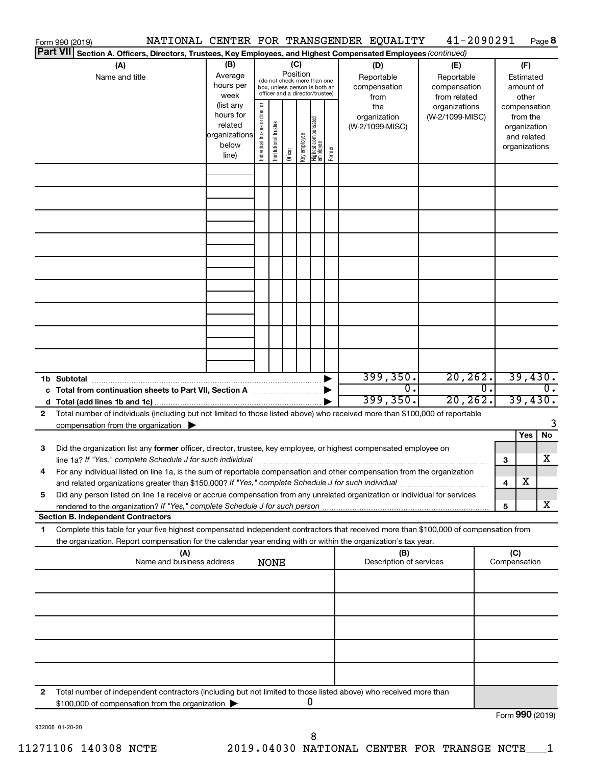Form 990 (2019) NATIONAL CENTER FOR TRANSGENDER EQUALITY 41-2090291 Page **8**

**Part VII** **Section A. Officers, Directors, Trustees, Key Employees, and Highest Compensated Employees** *(continued)*

| (A) Name and title | (B) Average hours per week (list any hours for related organizations below line) | (C) Position (do not check more than one box, unless person is both an officer and a director/trustee) | | | | | | (D) Reportable compensation from the organization (W-2/1099-MISC) | (E) Reportable compensation from related organizations (W-2/1099-MISC) | (F) Estimated amount of other compensation from the organization and related organizations |
|---|---|---|---|---|---|---|---|---|---|---|
| | | Individual trustee or director | Institutional trustee | Officer | Key employee | Highest compensated employee | Former | | | |
| | | | | | | | | | | |
| | | | | | | | | | | |
| | | | | | | | | | | |
| | | | | | | | | | | |
| | | | | | | | | | | |
| | | | | | | | | | | |
| | | | | | | | | | | |
| | | | | | | | | | | |
| | | | | | | | | | | |
| **1b Subtotal** | | | | | | | | 399,350. | 20,262. | 39,430. |
| **c Total from continuation sheets to Part VII, Section A** | | | | | | | | 0. | 0. | 0. |
| **d Total (add lines 1b and 1c)** | | | | | | | | 399,350. | 20,262. | 39,430. |

**2** Total number of individuals (including but not limited to those listed above) who received more than $100,000 of reportable compensation from the organization ▶ 3

| | | | Yes | No |
|---|---|---|---|---|
| **3** | Did the organization list any **former** officer, director, trustee, key employee, or highest compensated employee on line 1a? *If "Yes," complete Schedule J for such individual* | **3** | | X |
| **4** | For any individual listed on line 1a, is the sum of reportable compensation and other compensation from the organization and related organizations greater than $150,000? *If "Yes," complete Schedule J for such individual* | **4** | X | |
| **5** | Did any person listed on line 1a receive or accrue compensation from any unrelated organization or individual for services rendered to the organization? *If "Yes," complete Schedule J for such person* | **5** | | X |

**Section B. Independent Contractors**

**1** Complete this table for your five highest compensated independent contractors that received more than $100,000 of compensation from the organization. Report compensation for the calendar year ending with or within the organization's tax year.

| (A) Name and business address NONE | (B) Description of services | (C) Compensation |
|---|---|---|
| | | |
| | | |
| | | |
| | | |
| | | |

**2** Total number of independent contractors (including but not limited to those listed above) who received more than $100,000 of compensation from the organization ▶ 0

Form **990** (2019)

932008 01-20-20

11271106 140308 NCTE 2019.04030 NATIONAL CENTER FOR TRANSGE NCTE___1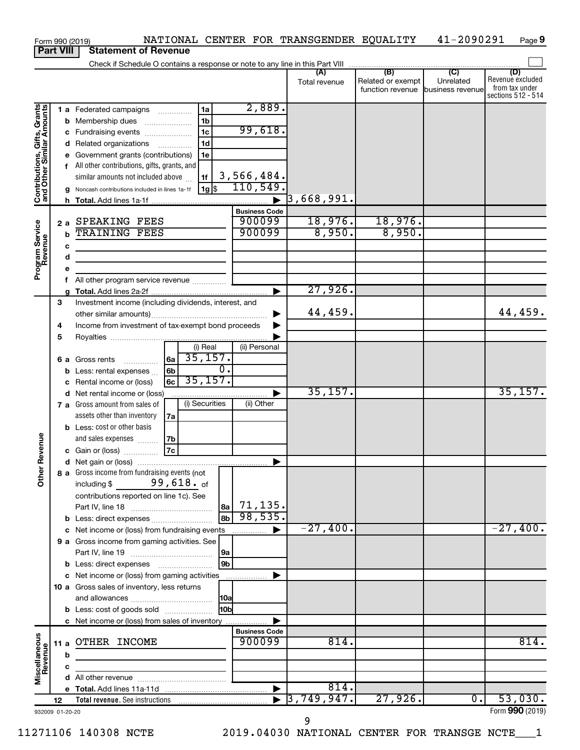Form 990 (2019) NATIONAL CENTER FOR TRANSGENDER EQUALITY 41-2090291 Page 9

**Part VIII Statement of Revenue**

Check if Schedule O contains a response or note to any line in this Part VIII

| | | | | (A) Total revenue | (B) Related or exempt function revenue | (C) Unrelated business revenue | (D) Revenue excluded from tax under sections 512 - 514 |
|---|---|---|---|---|---|---|---|
| **Contributions, Gifts, Grants and Other Similar Amounts** | 1 a Federated campaigns | 1a | 2,889. | | | | |
| | b Membership dues | 1b | | | | | |
| | c Fundraising events | 1c | 99,618. | | | | |
| | d Related organizations | 1d | | | | | |
| | e Government grants (contributions) | 1e | | | | | |
| | f All other contributions, gifts, grants, and similar amounts not included above | 1f | 3,566,484. | | | | |
| | g Noncash contributions included in lines 1a-1f | 1g $ | 110,549. | | | | |
| | h Total. Add lines 1a-1f | | ▶ | 3,668,991. | | | |
| | | | Business Code | | | | |
| **Program Service Revenue** | 2 a SPEAKING FEES | | 900099 | 18,976. | 18,976. | | |
| | b TRAINING FEES | | 900099 | 8,950. | 8,950. | | |
| | c | | | | | | |
| | d | | | | | | |
| | e | | | | | | |
| | f All other program service revenue | | | | | | |
| | g Total. Add lines 2a-2f | | ▶ | 27,926. | | | |
| **Other Revenue** | 3 Investment income (including dividends, interest, and other similar amounts) | | ▶ | 44,459. | | | 44,459. |
| | 4 Income from investment of tax-exempt bond proceeds | | ▶ | | | | |
| | 5 Royalties | | ▶ | | | | |
| | | (i) Real | (ii) Personal | | | | |
| | 6 a Gross rents (6a) | 35,157. | | | | | |
| | b Less: rental expenses (6b) | 0. | | | | | |
| | c Rental income or (loss) (6c) | 35,157. | | | | | |
| | d Net rental income or (loss) | | ▶ | 35,157. | | | 35,157. |
| | | (i) Securities | (ii) Other | | | | |
| | 7 a Gross amount from sales of assets other than inventory (7a) | | | | | | |
| | b Less: cost or other basis and sales expenses (7b) | | | | | | |
| | c Gain or (loss) (7c) | | | | | | |
| | d Net gain or (loss) | | ▶ | | | | |
| | 8 a Gross income from fundraising events (not including $ 99,618. of contributions reported on line 1c). See Part IV, line 18 | 8a | 71,135. | | | | |
| | b Less: direct expenses | 8b | 98,535. | | | | |
| | c Net income or (loss) from fundraising events | | ▶ | -27,400. | | | -27,400. |
| | 9 a Gross income from gaming activities. See Part IV, line 19 | 9a | | | | | |
| | b Less: direct expenses | 9b | | | | | |
| | c Net income or (loss) from gaming activities | | ▶ | | | | |
| | 10 a Gross sales of inventory, less returns and allowances | 10a | | | | | |
| | b Less: cost of goods sold | 10b | | | | | |
| | c Net income or (loss) from sales of inventory | | ▶ | | | | |
| | | | Business Code | | | | |
| **Miscellaneous Revenue** | 11 a OTHER INCOME | | 900099 | 814. | | | 814. |
| | b | | | | | | |
| | c | | | | | | |
| | d All other revenue | | | | | | |
| | e Total. Add lines 11a-11d | | ▶ | 814. | | | |
| | 12 Total revenue. See instructions | | ▶ | 3,749,947. | 27,926. | 0. | 53,030. |

932009 01-20-20

Form 990 (2019)

11271106 140308 NCTE 2019.04030 NATIONAL CENTER FOR TRANSGE NCTE___1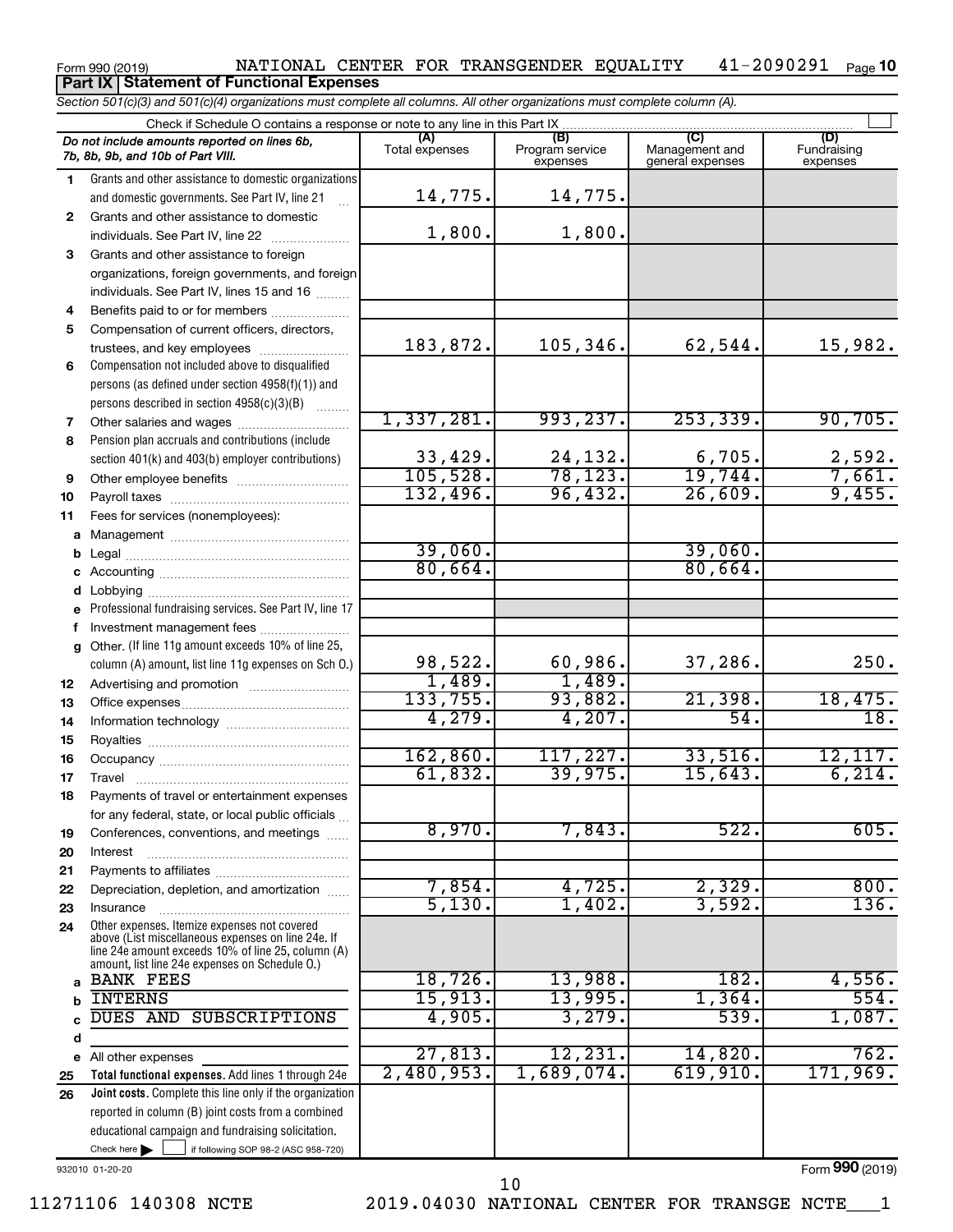Form 990 (2019) NATIONAL CENTER FOR TRANSGENDER EQUALITY 41-2090291

## Part IX | Statement of Functional Expenses

*Section 501(c)(3) and 501(c)(4) organizations must complete all columns. All other organizations must complete column (A).*

Check if Schedule O contains a response or note to any line in this Part IX ☐

| | *Do not include amounts reported on lines 6b, 7b, 8b, 9b, and 10b of Part VIII.* | (A) Total expenses | (B) Program service expenses | (C) Management and general expenses | (D) Fundraising expenses |
|---|---|---|---|---|---|
| 1 | Grants and other assistance to domestic organizations and domestic governments. See Part IV, line 21 | 14,775. | 14,775. | | |
| 2 | Grants and other assistance to domestic individuals. See Part IV, line 22 | 1,800. | 1,800. | | |
| 3 | Grants and other assistance to foreign organizations, foreign governments, and foreign individuals. See Part IV, lines 15 and 16 | | | | |
| 4 | Benefits paid to or for members | | | | |
| 5 | Compensation of current officers, directors, trustees, and key employees | 183,872. | 105,346. | 62,544. | 15,982. |
| 6 | Compensation not included above to disqualified persons (as defined under section 4958(f)(1)) and persons described in section 4958(c)(3)(B) | | | | |
| 7 | Other salaries and wages | 1,337,281. | 993,237. | 253,339. | 90,705. |
| 8 | Pension plan accruals and contributions (include section 401(k) and 403(b) employer contributions) | 33,429. | 24,132. | 6,705. | 2,592. |
| 9 | Other employee benefits | 105,528. | 78,123. | 19,744. | 7,661. |
| 10 | Payroll taxes | 132,496. | 96,432. | 26,609. | 9,455. |
| 11 | Fees for services (nonemployees): | | | | |
| a | Management | | | | |
| b | Legal | 39,060. | | 39,060. | |
| c | Accounting | 80,664. | | 80,664. | |
| d | Lobbying | | | | |
| e | Professional fundraising services. See Part IV, line 17 | | | | |
| f | Investment management fees | | | | |
| g | Other. (If line 11g amount exceeds 10% of line 25, column (A) amount, list line 11g expenses on Sch O.) | 98,522. | 60,986. | 37,286. | 250. |
| 12 | Advertising and promotion | 1,489. | 1,489. | | |
| 13 | Office expenses | 133,755. | 93,882. | 21,398. | 18,475. |
| 14 | Information technology | 4,279. | 4,207. | 54. | 18. |
| 15 | Royalties | | | | |
| 16 | Occupancy | 162,860. | 117,227. | 33,516. | 12,117. |
| 17 | Travel | 61,832. | 39,975. | 15,643. | 6,214. |
| 18 | Payments of travel or entertainment expenses for any federal, state, or local public officials | | | | |
| 19 | Conferences, conventions, and meetings | 8,970. | 7,843. | 522. | 605. |
| 20 | Interest | | | | |
| 21 | Payments to affiliates | | | | |
| 22 | Depreciation, depletion, and amortization | 7,854. | 4,725. | 2,329. | 800. |
| 23 | Insurance | 5,130. | 1,402. | 3,592. | 136. |
| 24 | Other expenses. Itemize expenses not covered above (List miscellaneous expenses on line 24e. If line 24e amount exceeds 10% of line 25, column (A) amount, list line 24e expenses on Schedule O.) | | | | |
| a | BANK FEES | 18,726. | 13,988. | 182. | 4,556. |
| b | INTERNS | 15,913. | 13,995. | 1,364. | 554. |
| c | DUES AND SUBSCRIPTIONS | 4,905. | 3,279. | 539. | 1,087. |
| d | | | | | |
| e | All other expenses | 27,813. | 12,231. | 14,820. | 762. |
| 25 | **Total functional expenses.** Add lines 1 through 24e | 2,480,953. | 1,689,074. | 619,910. | 171,969. |
| 26 | **Joint costs.** Complete this line only if the organization reported in column (B) joint costs from a combined educational campaign and fundraising solicitation. Check here ☐ if following SOP 98-2 (ASC 958-720) | | | | |

932010 01-20-20

Form **990** (2019)

11271106 140308 NCTE 2019.04030 NATIONAL CENTER FOR TRANSGE NCTE___1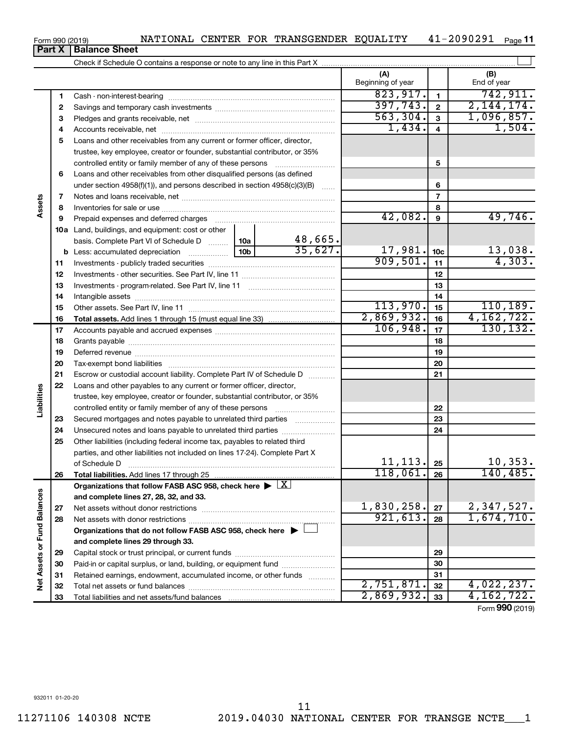Form 990 (2019) NATIONAL CENTER FOR TRANSGENDER EQUALITY 41-2090291

## Part X | Balance Sheet

Check if Schedule O contains a response or note to any line in this Part X

| | | | (A) Beginning of year | | (B) End of year |
|---|---|---|---|---|---|
| Assets | 1 | Cash - non-interest-bearing | 823,917. | 1 | 742,911. |
| | 2 | Savings and temporary cash investments | 397,743. | 2 | 2,144,174. |
| | 3 | Pledges and grants receivable, net | 563,304. | 3 | 1,096,857. |
| | 4 | Accounts receivable, net | 1,434. | 4 | 1,504. |
| | 5 | Loans and other receivables from any current or former officer, director, trustee, key employee, creator or founder, substantial contributor, or 35% controlled entity or family member of any of these persons | | 5 | |
| | 6 | Loans and other receivables from other disqualified persons (as defined under section 4958(f)(1)), and persons described in section 4958(c)(3)(B) | | 6 | |
| | 7 | Notes and loans receivable, net | | 7 | |
| | 8 | Inventories for sale or use | | 8 | |
| | 9 | Prepaid expenses and deferred charges | 42,082. | 9 | 49,746. |
| | 10a | Land, buildings, and equipment: cost or other basis. Complete Part VI of Schedule D — 10a: 48,665. | | | |
| | b | Less: accumulated depreciation — 10b: 35,627. | 17,981. | 10c | 13,038. |
| | 11 | Investments - publicly traded securities | 909,501. | 11 | 4,303. |
| | 12 | Investments - other securities. See Part IV, line 11 | | 12 | |
| | 13 | Investments - program-related. See Part IV, line 11 | | 13 | |
| | 14 | Intangible assets | | 14 | |
| | 15 | Other assets. See Part IV, line 11 | 113,970. | 15 | 110,189. |
| | 16 | **Total assets.** Add lines 1 through 15 (must equal line 33) | 2,869,932. | 16 | 4,162,722. |
| Liabilities | 17 | Accounts payable and accrued expenses | 106,948. | 17 | 130,132. |
| | 18 | Grants payable | | 18 | |
| | 19 | Deferred revenue | | 19 | |
| | 20 | Tax-exempt bond liabilities | | 20 | |
| | 21 | Escrow or custodial account liability. Complete Part IV of Schedule D | | 21 | |
| | 22 | Loans and other payables to any current or former officer, director, trustee, key employee, creator or founder, substantial contributor, or 35% controlled entity or family member of any of these persons | | 22 | |
| | 23 | Secured mortgages and notes payable to unrelated third parties | | 23 | |
| | 24 | Unsecured notes and loans payable to unrelated third parties | | 24 | |
| | 25 | Other liabilities (including federal income tax, payables to related third parties, and other liabilities not included on lines 17-24). Complete Part X of Schedule D | 11,113. | 25 | 10,353. |
| | 26 | **Total liabilities.** Add lines 17 through 25 | 118,061. | 26 | 140,485. |
| Net Assets or Fund Balances | | **Organizations that follow FASB ASC 958, check here** ▶ X **and complete lines 27, 28, 32, and 33.** | | | |
| | 27 | Net assets without donor restrictions | 1,830,258. | 27 | 2,347,527. |
| | 28 | Net assets with donor restrictions | 921,613. | 28 | 1,674,710. |
| | | **Organizations that do not follow FASB ASC 958, check here** ▶ ☐ **and complete lines 29 through 33.** | | | |
| | 29 | Capital stock or trust principal, or current funds | | 29 | |
| | 30 | Paid-in or capital surplus, or land, building, or equipment fund | | 30 | |
| | 31 | Retained earnings, endowment, accumulated income, or other funds | | 31 | |
| | 32 | Total net assets or fund balances | 2,751,871. | 32 | 4,022,237. |
| | 33 | Total liabilities and net assets/fund balances | 2,869,932. | 33 | 4,162,722. |

Form **990** (2019)

932011 01-20-20

11271106 140308 NCTE 2019.04030 NATIONAL CENTER FOR TRANSGE NCTE___1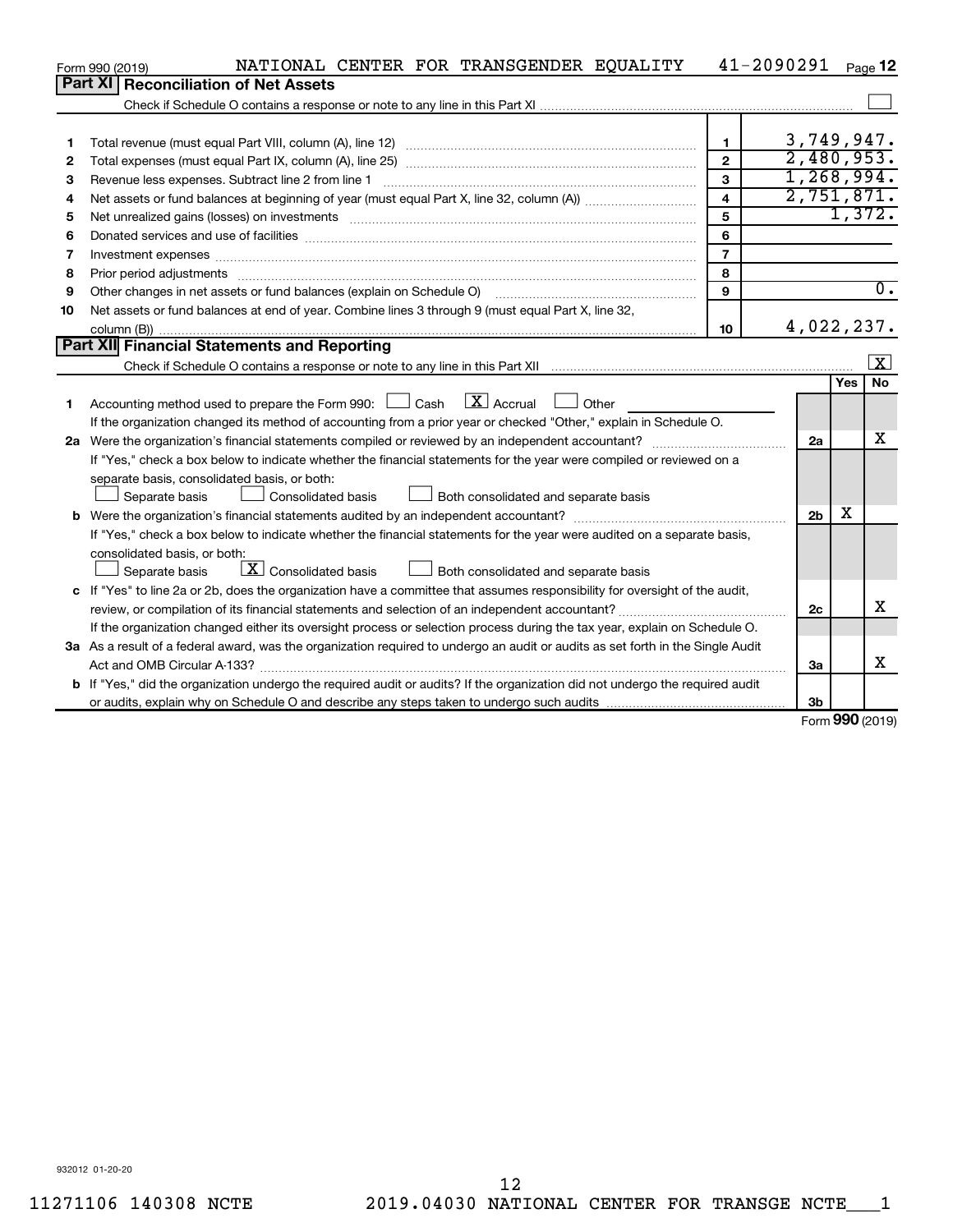Form 990 (2019) NATIONAL CENTER FOR TRANSGENDER EQUALITY 41-2090291 Page 12

## Part XI Reconciliation of Net Assets

Check if Schedule O contains a response or note to any line in this Part XI ☐

| | | | |
|---|---|---|---|
| 1 | Total revenue (must equal Part VIII, column (A), line 12) | 1 | 3,749,947. |
| 2 | Total expenses (must equal Part IX, column (A), line 25) | 2 | 2,480,953. |
| 3 | Revenue less expenses. Subtract line 2 from line 1 | 3 | 1,268,994. |
| 4 | Net assets or fund balances at beginning of year (must equal Part X, line 32, column (A)) | 4 | 2,751,871. |
| 5 | Net unrealized gains (losses) on investments | 5 | 1,372. |
| 6 | Donated services and use of facilities | 6 | |
| 7 | Investment expenses | 7 | |
| 8 | Prior period adjustments | 8 | |
| 9 | Other changes in net assets or fund balances (explain on Schedule O) | 9 | 0. |
| 10 | Net assets or fund balances at end of year. Combine lines 3 through 9 (must equal Part X, line 32, column (B)) | 10 | 4,022,237. |

## Part XII Financial Statements and Reporting

Check if Schedule O contains a response or note to any line in this Part XII ☒

| | | | Yes | No |
|---|---|---|---|---|
| 1 | Accounting method used to prepare the Form 990: ☐ Cash ☒ Accrual ☐ Other<br>If the organization changed its method of accounting from a prior year or checked "Other," explain in Schedule O. | | | |
| 2a | Were the organization's financial statements compiled or reviewed by an independent accountant?<br>If "Yes," check a box below to indicate whether the financial statements for the year were compiled or reviewed on a separate basis, consolidated basis, or both:<br>☐ Separate basis ☐ Consolidated basis ☐ Both consolidated and separate basis | 2a | | X |
| b | Were the organization's financial statements audited by an independent accountant?<br>If "Yes," check a box below to indicate whether the financial statements for the year were audited on a separate basis, consolidated basis, or both:<br>☐ Separate basis ☒ Consolidated basis ☐ Both consolidated and separate basis | 2b | X | |
| c | If "Yes" to line 2a or 2b, does the organization have a committee that assumes responsibility for oversight of the audit, review, or compilation of its financial statements and selection of an independent accountant?<br>If the organization changed either its oversight process or selection process during the tax year, explain on Schedule O. | 2c | | X |
| 3a | As a result of a federal award, was the organization required to undergo an audit or audits as set forth in the Single Audit Act and OMB Circular A-133? | 3a | | X |
| b | If "Yes," did the organization undergo the required audit or audits? If the organization did not undergo the required audit or audits, explain why on Schedule O and describe any steps taken to undergo such audits | 3b | | |

Form 990 (2019)

932012 01-20-20

11271106 140308 NCTE 2019.04030 NATIONAL CENTER FOR TRANSGE NCTE___1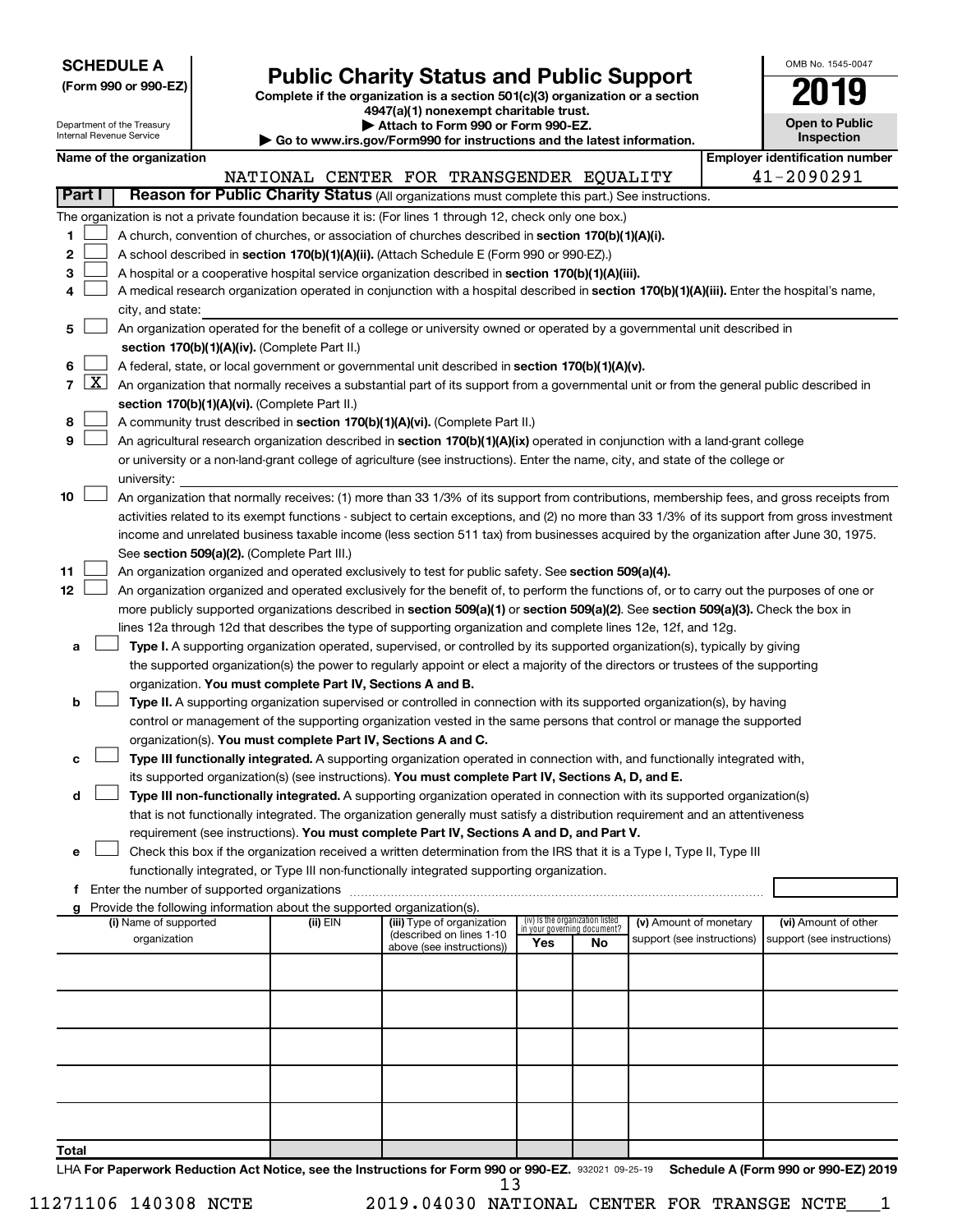**SCHEDULE A**
**(Form 990 or 990-EZ)**

Department of the Treasury
Internal Revenue Service

# Public Charity Status and Public Support

**Complete if the organization is a section 501(c)(3) organization or a section 4947(a)(1) nonexempt charitable trust.**
**▶ Attach to Form 990 or Form 990-EZ.**
**▶ Go to www.irs.gov/Form990 for instructions and the latest information.**

OMB No. 1545-0047

**2019**

**Open to Public Inspection**

**Name of the organization:** NATIONAL CENTER FOR TRANSGENDER EQUALITY
**Employer identification number:** 41-2090291

## Part I Reason for Public Charity Status (All organizations must complete this part.) See instructions.

The organization is not a private foundation because it is: (For lines 1 through 12, check only one box.)

1. ☐ A church, convention of churches, or association of churches described in **section 170(b)(1)(A)(i).**
2. ☐ A school described in **section 170(b)(1)(A)(ii).** (Attach Schedule E (Form 990 or 990-EZ).)
3. ☐ A hospital or a cooperative hospital service organization described in **section 170(b)(1)(A)(iii).**
4. ☐ A medical research organization operated in conjunction with a hospital described in **section 170(b)(1)(A)(iii).** Enter the hospital's name, city, and state:
5. ☐ An organization operated for the benefit of a college or university owned or operated by a governmental unit described in **section 170(b)(1)(A)(iv).** (Complete Part II.)
6. ☐ A federal, state, or local government or governmental unit described in **section 170(b)(1)(A)(v).**
7. ☒ An organization that normally receives a substantial part of its support from a governmental unit or from the general public described in **section 170(b)(1)(A)(vi).** (Complete Part II.)
8. ☐ A community trust described in **section 170(b)(1)(A)(vi).** (Complete Part II.)
9. ☐ An agricultural research organization described in **section 170(b)(1)(A)(ix)** operated in conjunction with a land-grant college or university or a non-land-grant college of agriculture (see instructions). Enter the name, city, and state of the college or university:
10. ☐ An organization that normally receives: (1) more than 33 1/3% of its support from contributions, membership fees, and gross receipts from activities related to its exempt functions - subject to certain exceptions, and (2) no more than 33 1/3% of its support from gross investment income and unrelated business taxable income (less section 511 tax) from businesses acquired by the organization after June 30, 1975. See **section 509(a)(2).** (Complete Part III.)
11. ☐ An organization organized and operated exclusively to test for public safety. See **section 509(a)(4).**
12. ☐ An organization organized and operated exclusively for the benefit of, to perform the functions of, or to carry out the purposes of one or more publicly supported organizations described in **section 509(a)(1)** or **section 509(a)(2).** See **section 509(a)(3).** Check the box in lines 12a through 12d that describes the type of supporting organization and complete lines 12e, 12f, and 12g.
   - **a** ☐ **Type I.** A supporting organization operated, supervised, or controlled by its supported organization(s), typically by giving the supported organization(s) the power to regularly appoint or elect a majority of the directors or trustees of the supporting organization. **You must complete Part IV, Sections A and B.**
   - **b** ☐ **Type II.** A supporting organization supervised or controlled in connection with its supported organization(s), by having control or management of the supporting organization vested in the same persons that control or manage the supported organization(s). **You must complete Part IV, Sections A and C.**
   - **c** ☐ **Type III functionally integrated.** A supporting organization operated in connection with, and functionally integrated with, its supported organization(s) (see instructions). **You must complete Part IV, Sections A, D, and E.**
   - **d** ☐ **Type III non-functionally integrated.** A supporting organization operated in connection with its supported organization(s) that is not functionally integrated. The organization generally must satisfy a distribution requirement and an attentiveness requirement (see instructions). **You must complete Part IV, Sections A and D, and Part V.**
   - **e** ☐ Check this box if the organization received a written determination from the IRS that it is a Type I, Type II, Type III functionally integrated, or Type III non-functionally integrated supporting organization.
   - **f** Enter the number of supported organizations
   - **g** Provide the following information about the supported organization(s).

| (i) Name of supported organization | (ii) EIN | (iii) Type of organization (described on lines 1-10 above (see instructions)) | (iv) Is the organization listed in your governing document? Yes | No | (v) Amount of monetary support (see instructions) | (vi) Amount of other support (see instructions) |
|---|---|---|---|---|---|---|
| | | | | | | |
| | | | | | | |
| | | | | | | |
| | | | | | | |
| | | | | | | |
| **Total** | | | | | | |

LHA **For Paperwork Reduction Act Notice, see the Instructions for Form 990 or 990-EZ.** 932021 09-25-19 **Schedule A (Form 990 or 990-EZ) 2019**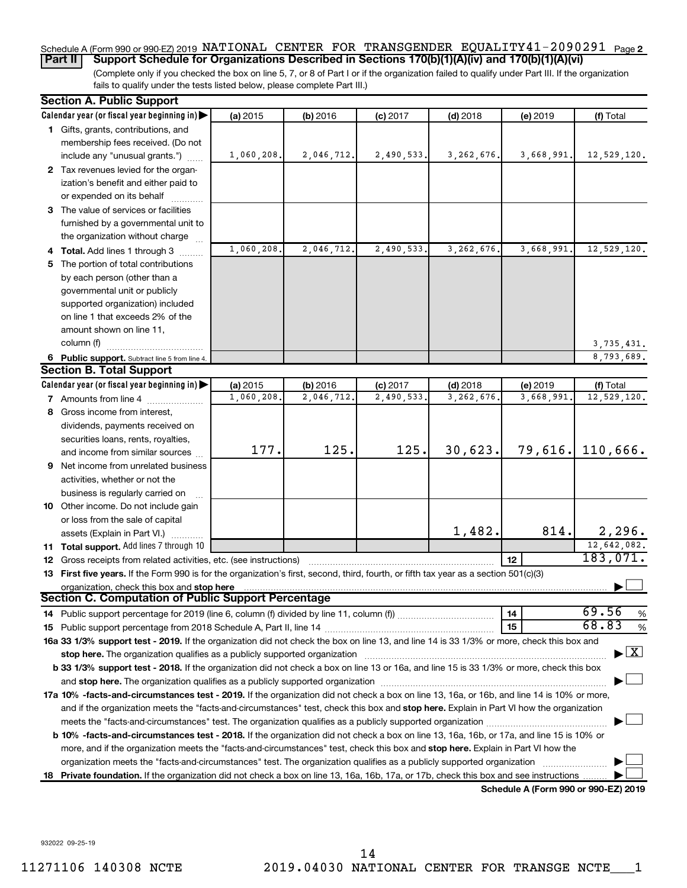Schedule A (Form 990 or 990-EZ) 2019 NATIONAL CENTER FOR TRANSGENDER EQUALITY 41-2090291 Page 2

**Part II** **Support Schedule for Organizations Described in Sections 170(b)(1)(A)(iv) and 170(b)(1)(A)(vi)**

(Complete only if you checked the box on line 5, 7, or 8 of Part I or if the organization failed to qualify under Part III. If the organization fails to qualify under the tests listed below, please complete Part III.)

**Section A. Public Support**

| Calendar year (or fiscal year beginning in) ▶ | (a) 2015 | (b) 2016 | (c) 2017 | (d) 2018 | (e) 2019 | (f) Total |
|---|---|---|---|---|---|---|
| 1 Gifts, grants, contributions, and membership fees received. (Do not include any "unusual grants.") | 1,060,208. | 2,046,712. | 2,490,533. | 3,262,676. | 3,668,991. | 12,529,120. |
| 2 Tax revenues levied for the organization's benefit and either paid to or expended on its behalf | | | | | | |
| 3 The value of services or facilities furnished by a governmental unit to the organization without charge | | | | | | |
| 4 **Total.** Add lines 1 through 3 | 1,060,208. | 2,046,712. | 2,490,533. | 3,262,676. | 3,668,991. | 12,529,120. |
| 5 The portion of total contributions by each person (other than a governmental unit or publicly supported organization) included on line 1 that exceeds 2% of the amount shown on line 11, column (f) | | | | | | 3,735,431. |
| 6 **Public support.** Subtract line 5 from line 4. | | | | | | 8,793,689. |

**Section B. Total Support**

| Calendar year (or fiscal year beginning in) ▶ | (a) 2015 | (b) 2016 | (c) 2017 | (d) 2018 | (e) 2019 | (f) Total |
|---|---|---|---|---|---|---|
| 7 Amounts from line 4 | 1,060,208. | 2,046,712. | 2,490,533. | 3,262,676. | 3,668,991. | 12,529,120. |
| 8 Gross income from interest, dividends, payments received on securities loans, rents, royalties, and income from similar sources | 177. | 125. | 125. | 30,623. | 79,616. | 110,666. |
| 9 Net income from unrelated business activities, whether or not the business is regularly carried on | | | | | | |
| 10 Other income. Do not include gain or loss from the sale of capital assets (Explain in Part VI.) | | | | 1,482. | 814. | 2,296. |
| 11 **Total support.** Add lines 7 through 10 | | | | | | 12,642,082. |
| 12 Gross receipts from related activities, etc. (see instructions) | | | | | 12 | 183,071. |

13 **First five years.** If the Form 990 is for the organization's first, second, third, fourth, or fifth tax year as a section 501(c)(3) organization, check this box and **stop here** ▶ ☐

**Section C. Computation of Public Support Percentage**

14 Public support percentage for 2019 (line 6, column (f) divided by line 11, column (f)) — 14 — 69.56 %

15 Public support percentage from 2018 Schedule A, Part II, line 14 — 15 — 68.83 %

**16a 33 1/3% support test - 2019.** If the organization did not check the box on line 13, and line 14 is 33 1/3% or more, check this box and **stop here.** The organization qualifies as a publicly supported organization ▶ ☒

**b 33 1/3% support test - 2018.** If the organization did not check a box on line 13 or 16a, and line 15 is 33 1/3% or more, check this box and **stop here.** The organization qualifies as a publicly supported organization ▶ ☐

**17a 10% -facts-and-circumstances test - 2019.** If the organization did not check a box on line 13, 16a, or 16b, and line 14 is 10% or more, and if the organization meets the "facts-and-circumstances" test, check this box and **stop here.** Explain in Part VI how the organization meets the "facts-and-circumstances" test. The organization qualifies as a publicly supported organization ▶ ☐

**b 10% -facts-and-circumstances test - 2018.** If the organization did not check a box on line 13, 16a, 16b, or 17a, and line 15 is 10% or more, and if the organization meets the "facts-and-circumstances" test, check this box and **stop here.** Explain in Part VI how the organization meets the "facts-and-circumstances" test. The organization qualifies as a publicly supported organization ▶ ☐

**18 Private foundation.** If the organization did not check a box on line 13, 16a, 16b, 17a, or 17b, check this box and see instructions ▶ ☐

**Schedule A (Form 990 or 990-EZ) 2019**

932022 09-25-19

11271106 140308 NCTE 2019.04030 NATIONAL CENTER FOR TRANSGE NCTE___1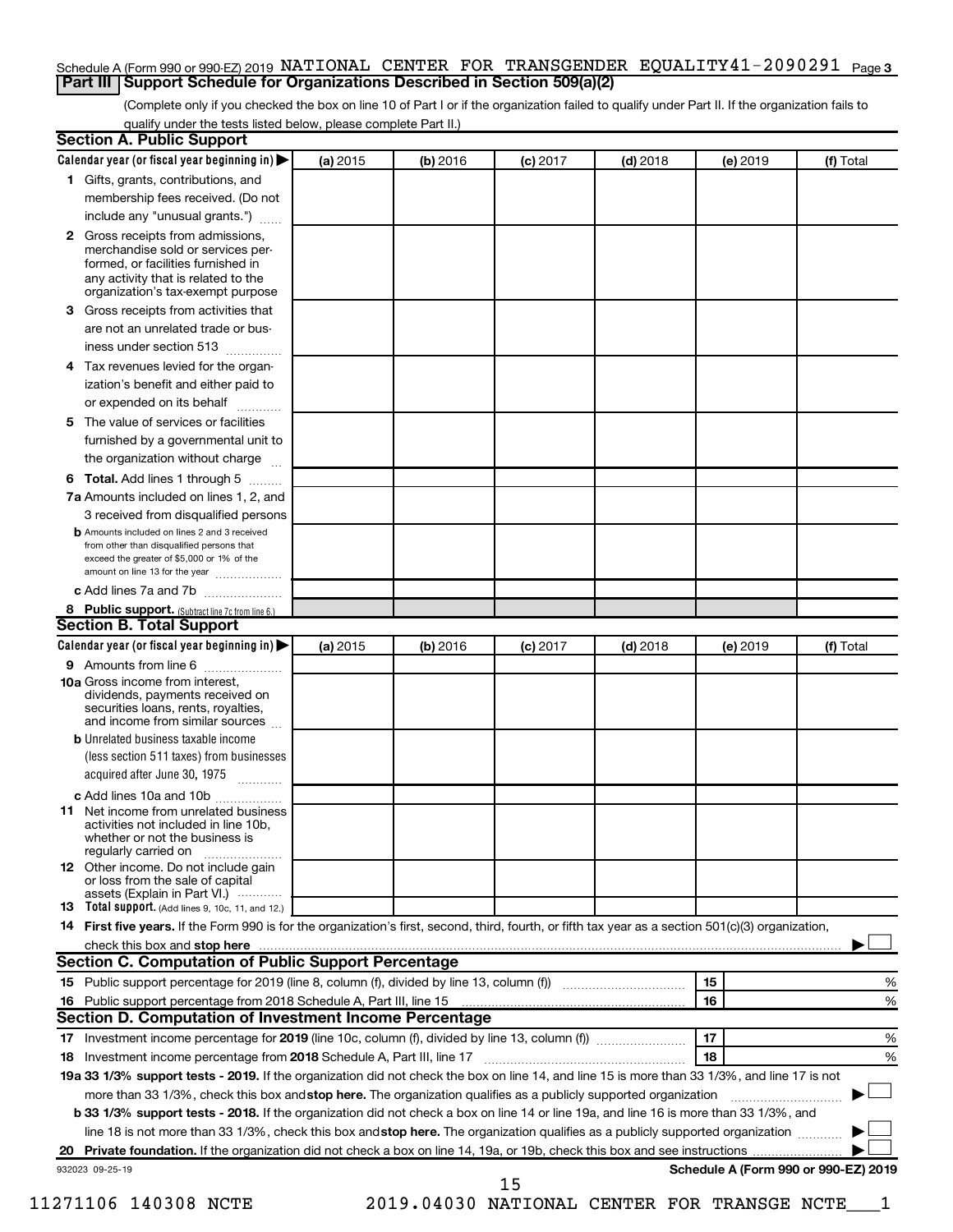Schedule A (Form 990 or 990-EZ) 2019 NATIONAL CENTER FOR TRANSGENDER EQUALITY 41-2090291 Page 3

## Part III Support Schedule for Organizations Described in Section 509(a)(2)

(Complete only if you checked the box on line 10 of Part I or if the organization failed to qualify under Part II. If the organization fails to qualify under the tests listed below, please complete Part II.)

### Section A. Public Support

| Calendar year (or fiscal year beginning in) ▶ | (a) 2015 | (b) 2016 | (c) 2017 | (d) 2018 | (e) 2019 | (f) Total |
|---|---|---|---|---|---|---|
| **1** Gifts, grants, contributions, and membership fees received. (Do not include any "unusual grants.") | | | | | | |
| **2** Gross receipts from admissions, merchandise sold or services performed, or facilities furnished in any activity that is related to the organization's tax-exempt purpose | | | | | | |
| **3** Gross receipts from activities that are not an unrelated trade or business under section 513 | | | | | | |
| **4** Tax revenues levied for the organization's benefit and either paid to or expended on its behalf | | | | | | |
| **5** The value of services or facilities furnished by a governmental unit to the organization without charge | | | | | | |
| **6 Total.** Add lines 1 through 5 | | | | | | |
| **7a** Amounts included on lines 1, 2, and 3 received from disqualified persons | | | | | | |
| **b** Amounts included on lines 2 and 3 received from other than disqualified persons that exceed the greater of $5,000 or 1% of the amount on line 13 for the year | | | | | | |
| **c** Add lines 7a and 7b | | | | | | |
| **8 Public support.** (Subtract line 7c from line 6.) | | | | | | |

### Section B. Total Support

| Calendar year (or fiscal year beginning in) ▶ | (a) 2015 | (b) 2016 | (c) 2017 | (d) 2018 | (e) 2019 | (f) Total |
|---|---|---|---|---|---|---|
| **9** Amounts from line 6 | | | | | | |
| **10a** Gross income from interest, dividends, payments received on securities loans, rents, royalties, and income from similar sources | | | | | | |
| **b** Unrelated business taxable income (less section 511 taxes) from businesses acquired after June 30, 1975 | | | | | | |
| **c** Add lines 10a and 10b | | | | | | |
| **11** Net income from unrelated business activities not included in line 10b, whether or not the business is regularly carried on | | | | | | |
| **12** Other income. Do not include gain or loss from the sale of capital assets (Explain in Part VI.) | | | | | | |
| **13 Total support.** (Add lines 9, 10c, 11, and 12.) | | | | | | |

**14 First five years.** If the Form 990 is for the organization's first, second, third, fourth, or fifth tax year as a section 501(c)(3) organization, check this box and **stop here** ▶ ☐

### Section C. Computation of Public Support Percentage

| | | | |
|---|---|---|---|
| **15** | Public support percentage for 2019 (line 8, column (f), divided by line 13, column (f)) | 15 | % |
| **16** | Public support percentage from 2018 Schedule A, Part III, line 15 | 16 | % |

### Section D. Computation of Investment Income Percentage

| | | | |
|---|---|---|---|
| **17** | Investment income percentage for **2019** (line 10c, column (f), divided by line 13, column (f)) | 17 | % |
| **18** | Investment income percentage from **2018** Schedule A, Part III, line 17 | 18 | % |

**19a 33 1/3% support tests - 2019.** If the organization did not check the box on line 14, and line 15 is more than 33 1/3%, and line 17 is not more than 33 1/3%, check this box and **stop here.** The organization qualifies as a publicly supported organization ▶ ☐

**b 33 1/3% support tests - 2018.** If the organization did not check a box on line 14 or line 19a, and line 16 is more than 33 1/3%, and line 18 is not more than 33 1/3%, check this box and **stop here.** The organization qualifies as a publicly supported organization ▶ ☐

**20 Private foundation.** If the organization did not check a box on line 14, 19a, or 19b, check this box and see instructions ▶ ☐

932023 09-25-19 **Schedule A (Form 990 or 990-EZ) 2019**

11271106 140308 NCTE 2019.04030 NATIONAL CENTER FOR TRANSGE NCTE___1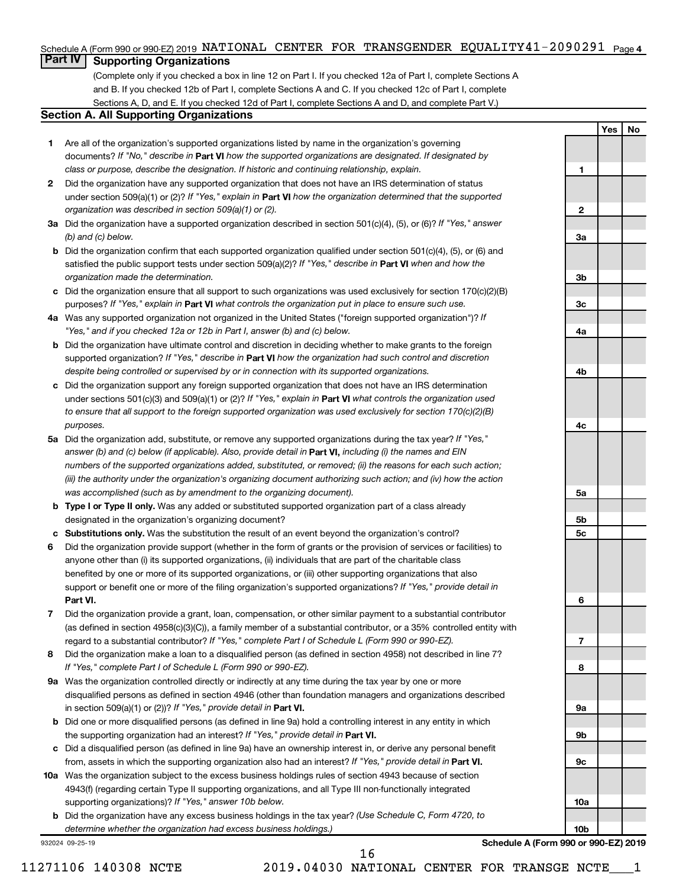Schedule A (Form 990 or 990-EZ) 2019 NATIONAL CENTER FOR TRANSGENDER EQUALITY 41-2090291 Page 4

## Part IV Supporting Organizations

(Complete only if you checked a box in line 12 on Part I. If you checked 12a of Part I, complete Sections A and B. If you checked 12b of Part I, complete Sections A and C. If you checked 12c of Part I, complete Sections A, D, and E. If you checked 12d of Part I, complete Sections A and D, and complete Part V.)

### Section A. All Supporting Organizations

| | | | Yes | No |
|---|---|---|---|---|
| **1** | Are all of the organization's supported organizations listed by name in the organization's governing documents? *If "No," describe in* **Part VI** *how the supported organizations are designated. If designated by class or purpose, describe the designation. If historic and continuing relationship, explain.* | 1 | | |
| **2** | Did the organization have any supported organization that does not have an IRS determination of status under section 509(a)(1) or (2)? *If "Yes," explain in* **Part VI** *how the organization determined that the supported organization was described in section 509(a)(1) or (2).* | 2 | | |
| **3a** | Did the organization have a supported organization described in section 501(c)(4), (5), or (6)? *If "Yes," answer (b) and (c) below.* | 3a | | |
| **b** | Did the organization confirm that each supported organization qualified under section 501(c)(4), (5), or (6) and satisfied the public support tests under section 509(a)(2)? *If "Yes," describe in* **Part VI** *when and how the organization made the determination.* | 3b | | |
| **c** | Did the organization ensure that all support to such organizations was used exclusively for section 170(c)(2)(B) purposes? *If "Yes," explain in* **Part VI** *what controls the organization put in place to ensure such use.* | 3c | | |
| **4a** | Was any supported organization not organized in the United States ("foreign supported organization")? *If "Yes," and if you checked 12a or 12b in Part I, answer (b) and (c) below.* | 4a | | |
| **b** | Did the organization have ultimate control and discretion in deciding whether to make grants to the foreign supported organization? *If "Yes," describe in* **Part VI** *how the organization had such control and discretion despite being controlled or supervised by or in connection with its supported organizations.* | 4b | | |
| **c** | Did the organization support any foreign supported organization that does not have an IRS determination under sections 501(c)(3) and 509(a)(1) or (2)? *If "Yes," explain in* **Part VI** *what controls the organization used to ensure that all support to the foreign supported organization was used exclusively for section 170(c)(2)(B) purposes.* | 4c | | |
| **5a** | Did the organization add, substitute, or remove any supported organizations during the tax year? *If "Yes," answer (b) and (c) below (if applicable). Also, provide detail in* **Part VI,** *including (i) the names and EIN numbers of the supported organizations added, substituted, or removed; (ii) the reasons for each such action; (iii) the authority under the organization's organizing document authorizing such action; and (iv) how the action was accomplished (such as by amendment to the organizing document).* | 5a | | |
| **b** | **Type I or Type II only.** Was any added or substituted supported organization part of a class already designated in the organization's organizing document? | 5b | | |
| **c** | **Substitutions only.** Was the substitution the result of an event beyond the organization's control? | 5c | | |
| **6** | Did the organization provide support (whether in the form of grants or the provision of services or facilities) to anyone other than (i) its supported organizations, (ii) individuals that are part of the charitable class benefited by one or more of its supported organizations, or (iii) other supporting organizations that also support or benefit one or more of the filing organization's supported organizations? *If "Yes," provide detail in* **Part VI.** | 6 | | |
| **7** | Did the organization provide a grant, loan, compensation, or other similar payment to a substantial contributor (as defined in section 4958(c)(3)(C)), a family member of a substantial contributor, or a 35% controlled entity with regard to a substantial contributor? *If "Yes," complete Part I of Schedule L (Form 990 or 990-EZ).* | 7 | | |
| **8** | Did the organization make a loan to a disqualified person (as defined in section 4958) not described in line 7? *If "Yes," complete Part I of Schedule L (Form 990 or 990-EZ).* | 8 | | |
| **9a** | Was the organization controlled directly or indirectly at any time during the tax year by one or more disqualified persons as defined in section 4946 (other than foundation managers and organizations described in section 509(a)(1) or (2))? *If "Yes," provide detail in* **Part VI.** | 9a | | |
| **b** | Did one or more disqualified persons (as defined in line 9a) hold a controlling interest in any entity in which the supporting organization had an interest? *If "Yes," provide detail in* **Part VI.** | 9b | | |
| **c** | Did a disqualified person (as defined in line 9a) have an ownership interest in, or derive any personal benefit from, assets in which the supporting organization also had an interest? *If "Yes," provide detail in* **Part VI.** | 9c | | |
| **10a** | Was the organization subject to the excess business holdings rules of section 4943 because of section 4943(f) (regarding certain Type II supporting organizations, and all Type III non-functionally integrated supporting organizations)? *If "Yes," answer 10b below.* | 10a | | |
| **b** | Did the organization have any excess business holdings in the tax year? *(Use Schedule C, Form 4720, to determine whether the organization had excess business holdings.)* | 10b | | |

932024 09-25-19

**Schedule A (Form 990 or 990-EZ) 2019**

11271106 140308 NCTE 2019.04030 NATIONAL CENTER FOR TRANSGE NCTE___1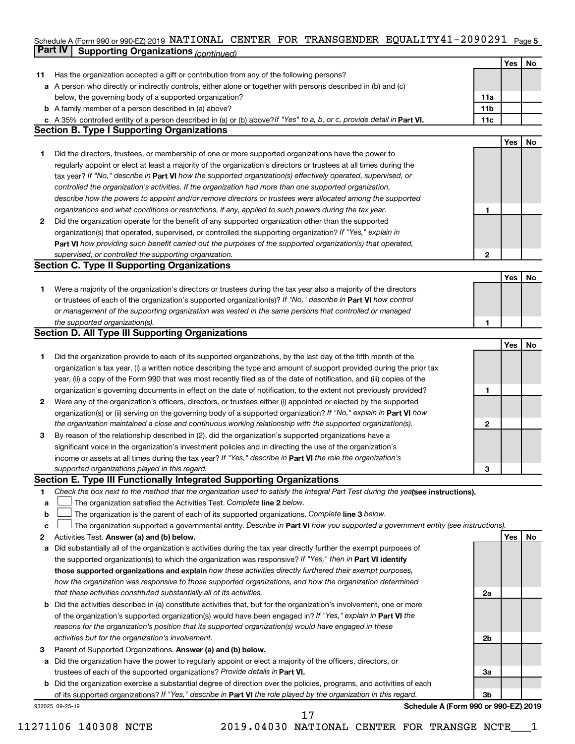Schedule A (Form 990 or 990-EZ) 2019 NATIONAL CENTER FOR TRANSGENDER EQUALITY 41-2090291 Page 5

**Part IV** | **Supporting Organizations** *(continued)*

| | | | Yes | No |
|---|---|---|---|---|
| **11** | Has the organization accepted a gift or contribution from any of the following persons? | | | |
| **a** | A person who directly or indirectly controls, either alone or together with persons described in (b) and (c) below, the governing body of a supported organization? | **11a** | | |
| **b** | A family member of a person described in (a) above? | **11b** | | |
| **c** | A 35% controlled entity of a person described in (a) or (b) above? *If "Yes" to a, b, or c, provide detail in* **Part VI.** | **11c** | | |

## Section B. Type I Supporting Organizations

| | | | Yes | No |
|---|---|---|---|---|
| **1** | Did the directors, trustees, or membership of one or more supported organizations have the power to regularly appoint or elect at least a majority of the organization's directors or trustees at all times during the tax year? *If "No," describe in* **Part VI** *how the supported organization(s) effectively operated, supervised, or controlled the organization's activities. If the organization had more than one supported organization, describe how the powers to appoint and/or remove directors or trustees were allocated among the supported organizations and what conditions or restrictions, if any, applied to such powers during the tax year.* | **1** | | |
| **2** | Did the organization operate for the benefit of any supported organization other than the supported organization(s) that operated, supervised, or controlled the supporting organization? *If "Yes," explain in* **Part VI** *how providing such benefit carried out the purposes of the supported organization(s) that operated, supervised, or controlled the supporting organization.* | **2** | | |

## Section C. Type II Supporting Organizations

| | | | Yes | No |
|---|---|---|---|---|
| **1** | Were a majority of the organization's directors or trustees during the tax year also a majority of the directors or trustees of each of the organization's supported organization(s)? *If "No," describe in* **Part VI** *how control or management of the supporting organization was vested in the same persons that controlled or managed the supported organization(s).* | **1** | | |

## Section D. All Type III Supporting Organizations

| | | | Yes | No |
|---|---|---|---|---|
| **1** | Did the organization provide to each of its supported organizations, by the last day of the fifth month of the organization's tax year, (i) a written notice describing the type and amount of support provided during the prior tax year, (ii) a copy of the Form 990 that was most recently filed as of the date of notification, and (iii) copies of the organization's governing documents in effect on the date of notification, to the extent not previously provided? | **1** | | |
| **2** | Were any of the organization's officers, directors, or trustees either (i) appointed or elected by the supported organization(s) or (ii) serving on the governing body of a supported organization? *If "No," explain in* **Part VI** *how the organization maintained a close and continuous working relationship with the supported organization(s).* | **2** | | |
| **3** | By reason of the relationship described in (2), did the organization's supported organizations have a significant voice in the organization's investment policies and in directing the use of the organization's income or assets at all times during the tax year? *If "Yes," describe in* **Part VI** *the role the organization's supported organizations played in this regard.* | **3** | | |

## Section E. Type III Functionally Integrated Supporting Organizations

**1** *Check the box next to the method that the organization used to satisfy the Integral Part Test during the year* **(see instructions).**

- **a** ☐ The organization satisfied the Activities Test. *Complete* **line 2** *below.*
- **b** ☐ The organization is the parent of each of its supported organizations. *Complete* **line 3** *below.*
- **c** ☐ The organization supported a governmental entity. *Describe in* **Part VI** *how you supported a government entity (see instructions).*

| | | | Yes | No |
|---|---|---|---|---|
| **2** | Activities Test. **Answer (a) and (b) below.** | | | |
| **a** | Did substantially all of the organization's activities during the tax year directly further the exempt purposes of the supported organization(s) to which the organization was responsive? *If "Yes," then in* **Part VI identify those supported organizations and explain** *how these activities directly furthered their exempt purposes, how the organization was responsive to those supported organizations, and how the organization determined that these activities constituted substantially all of its activities.* | **2a** | | |
| **b** | Did the activities described in (a) constitute activities that, but for the organization's involvement, one or more of the organization's supported organization(s) would have been engaged in? *If "Yes," explain in* **Part VI** *the reasons for the organization's position that its supported organization(s) would have engaged in these activities but for the organization's involvement.* | **2b** | | |
| **3** | Parent of Supported Organizations. **Answer (a) and (b) below.** | | | |
| **a** | Did the organization have the power to regularly appoint or elect a majority of the officers, directors, or trustees of each of the supported organizations? *Provide details in* **Part VI.** | **3a** | | |
| **b** | Did the organization exercise a substantial degree of direction over the policies, programs, and activities of each of its supported organizations? *If "Yes," describe in* **Part VI** *the role played by the organization in this regard.* | **3b** | | |

932025 09-25-19 **Schedule A (Form 990 or 990-EZ) 2019**

11271106 140308 NCTE 2019.04030 NATIONAL CENTER FOR TRANSGE NCTE___1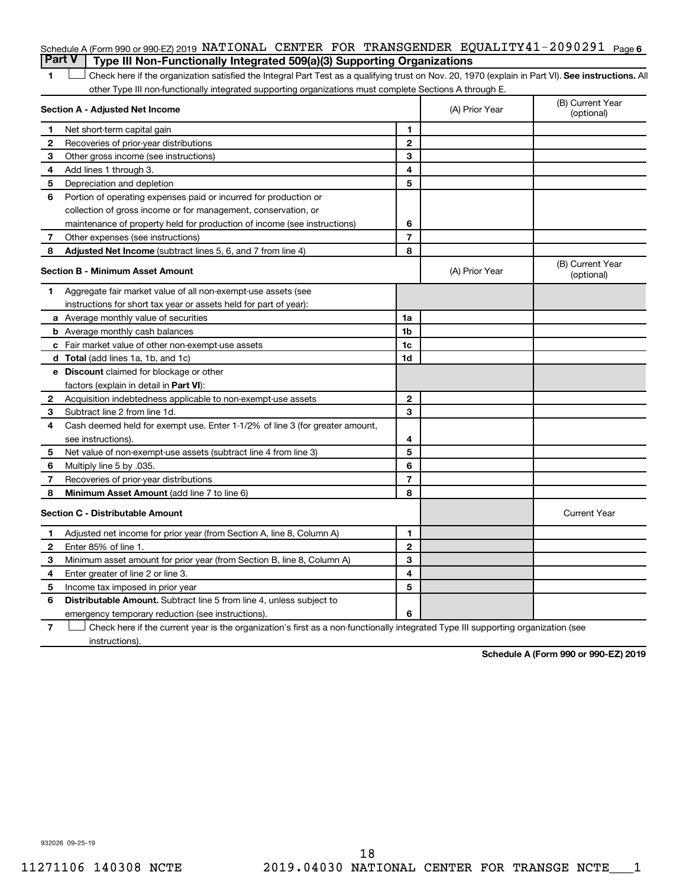Schedule A (Form 990 or 990-EZ) 2019 NATIONAL CENTER FOR TRANSGENDER EQUALITY41-2090291 Page 6

## Part V Type III Non-Functionally Integrated 509(a)(3) Supporting Organizations

1 ☐ Check here if the organization satisfied the Integral Part Test as a qualifying trust on Nov. 20, 1970 (explain in Part VI). **See instructions.** All other Type III non-functionally integrated supporting organizations must complete Sections A through E.

| **Section A - Adjusted Net Income** | | (A) Prior Year | (B) Current Year (optional) |
|---|---|---|---|
| 1 Net short-term capital gain | 1 | | |
| 2 Recoveries of prior-year distributions | 2 | | |
| 3 Other gross income (see instructions) | 3 | | |
| 4 Add lines 1 through 3. | 4 | | |
| 5 Depreciation and depletion | 5 | | |
| 6 Portion of operating expenses paid or incurred for production or collection of gross income or for management, conservation, or maintenance of property held for production of income (see instructions) | 6 | | |
| 7 Other expenses (see instructions) | 7 | | |
| 8 **Adjusted Net Income** (subtract lines 5, 6, and 7 from line 4) | 8 | | |

| **Section B - Minimum Asset Amount** | | (A) Prior Year | (B) Current Year (optional) |
|---|---|---|---|
| 1 Aggregate fair market value of all non-exempt-use assets (see instructions for short tax year or assets held for part of year): | | | |
| a Average monthly value of securities | 1a | | |
| b Average monthly cash balances | 1b | | |
| c Fair market value of other non-exempt-use assets | 1c | | |
| d **Total** (add lines 1a, 1b, and 1c) | 1d | | |
| e **Discount** claimed for blockage or other factors (explain in detail in **Part VI**): | | | |
| 2 Acquisition indebtedness applicable to non-exempt-use assets | 2 | | |
| 3 Subtract line 2 from line 1d. | 3 | | |
| 4 Cash deemed held for exempt use. Enter 1-1/2% of line 3 (for greater amount, see instructions). | 4 | | |
| 5 Net value of non-exempt-use assets (subtract line 4 from line 3) | 5 | | |
| 6 Multiply line 5 by .035. | 6 | | |
| 7 Recoveries of prior-year distributions | 7 | | |
| 8 **Minimum Asset Amount** (add line 7 to line 6) | 8 | | |

| **Section C - Distributable Amount** | | | Current Year |
|---|---|---|---|
| 1 Adjusted net income for prior year (from Section A, line 8, Column A) | 1 | | |
| 2 Enter 85% of line 1. | 2 | | |
| 3 Minimum asset amount for prior year (from Section B, line 8, Column A) | 3 | | |
| 4 Enter greater of line 2 or line 3. | 4 | | |
| 5 Income tax imposed in prior year | 5 | | |
| 6 **Distributable Amount.** Subtract line 5 from line 4, unless subject to emergency temporary reduction (see instructions). | 6 | | |

7 ☐ Check here if the current year is the organization's first as a non-functionally integrated Type III supporting organization (see instructions).

**Schedule A (Form 990 or 990-EZ) 2019**

932026 09-25-19

11271106 140308 NCTE 2019.04030 NATIONAL CENTER FOR TRANSGE NCTE___1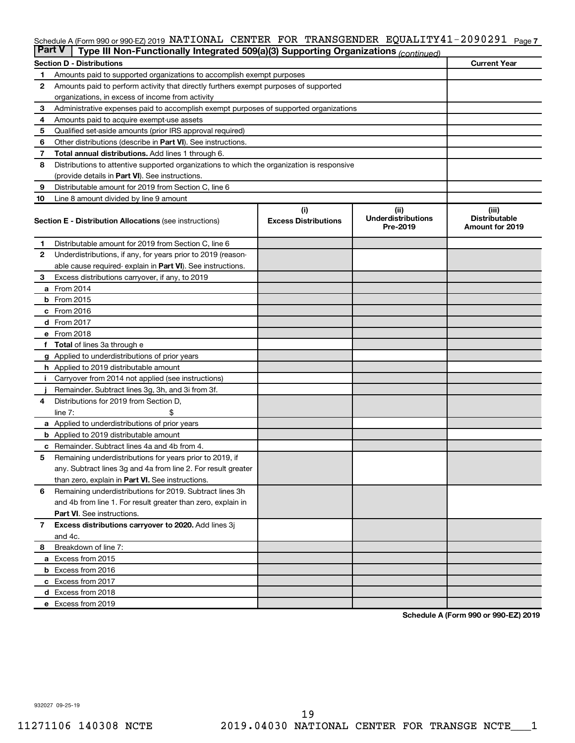Schedule A (Form 990 or 990-EZ) 2019 NATIONAL CENTER FOR TRANSGENDER EQUALITY 41-2090291 Page 7

**Part V** | **Type III Non-Functionally Integrated 509(a)(3) Supporting Organizations** *(continued)*

| **Section D - Distributions** | | **Current Year** |
|---|---|---|
| **1** | Amounts paid to supported organizations to accomplish exempt purposes | |
| **2** | Amounts paid to perform activity that directly furthers exempt purposes of supported organizations, in excess of income from activity | |
| **3** | Administrative expenses paid to accomplish exempt purposes of supported organizations | |
| **4** | Amounts paid to acquire exempt-use assets | |
| **5** | Qualified set-aside amounts (prior IRS approval required) | |
| **6** | Other distributions (describe in **Part VI**). See instructions. | |
| **7** | **Total annual distributions.** Add lines 1 through 6. | |
| **8** | Distributions to attentive supported organizations to which the organization is responsive (provide details in **Part VI**). See instructions. | |
| **9** | Distributable amount for 2019 from Section C, line 6 | |
| **10** | Line 8 amount divided by line 9 amount | |

| **Section E - Distribution Allocations** (see instructions) | (i) **Excess Distributions** | (ii) **Underdistributions Pre-2019** | (iii) **Distributable Amount for 2019** |
|---|---|---|---|
| **1** Distributable amount for 2019 from Section C, line 6 | | | |
| **2** Underdistributions, if any, for years prior to 2019 (reasonable cause required- explain in **Part VI**). See instructions. | | | |
| **3** Excess distributions carryover, if any, to 2019 | | | |
| **a** From 2014 | | | |
| **b** From 2015 | | | |
| **c** From 2016 | | | |
| **d** From 2017 | | | |
| **e** From 2018 | | | |
| **f** **Total** of lines 3a through e | | | |
| **g** Applied to underdistributions of prior years | | | |
| **h** Applied to 2019 distributable amount | | | |
| **i** Carryover from 2014 not applied (see instructions) | | | |
| **j** Remainder. Subtract lines 3g, 3h, and 3i from 3f. | | | |
| **4** Distributions for 2019 from Section D, line 7: $ | | | |
| **a** Applied to underdistributions of prior years | | | |
| **b** Applied to 2019 distributable amount | | | |
| **c** Remainder. Subtract lines 4a and 4b from 4. | | | |
| **5** Remaining underdistributions for years prior to 2019, if any. Subtract lines 3g and 4a from line 2. For result greater than zero, explain in **Part VI.** See instructions. | | | |
| **6** Remaining underdistributions for 2019. Subtract lines 3h and 4b from line 1. For result greater than zero, explain in **Part VI**. See instructions. | | | |
| **7** **Excess distributions carryover to 2020.** Add lines 3j and 4c. | | | |
| **8** Breakdown of line 7: | | | |
| **a** Excess from 2015 | | | |
| **b** Excess from 2016 | | | |
| **c** Excess from 2017 | | | |
| **d** Excess from 2018 | | | |
| **e** Excess from 2019 | | | |

**Schedule A (Form 990 or 990-EZ) 2019**

932027 09-25-19

11271106 140308 NCTE 2019.04030 NATIONAL CENTER FOR TRANSGE NCTE___1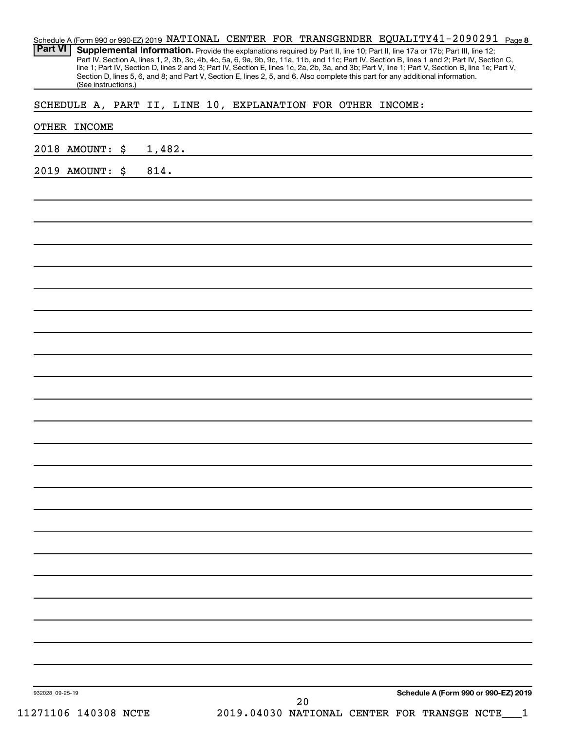Schedule A (Form 990 or 990-EZ) 2019 NATIONAL CENTER FOR TRANSGENDER EQUALITY 41-2090291

## Part VI Supplemental Information.

Provide the explanations required by Part II, line 10; Part II, line 17a or 17b; Part III, line 12; Part IV, Section A, lines 1, 2, 3b, 3c, 4b, 4c, 5a, 6, 9a, 9b, 9c, 11a, 11b, and 11c; Part IV, Section B, lines 1 and 2; Part IV, Section C, line 1; Part IV, Section D, lines 2 and 3; Part IV, Section E, lines 1c, 2a, 2b, 3a, and 3b; Part V, line 1; Part V, Section B, line 1e; Part V, Section D, lines 5, 6, and 8; and Part V, Section E, lines 2, 5, and 6. Also complete this part for any additional information. (See instructions.)

SCHEDULE A, PART II, LINE 10, EXPLANATION FOR OTHER INCOME:

OTHER INCOME

2018 AMOUNT: $ 1,482.

2019 AMOUNT: $ 814.

932028 09-25-19

Schedule A (Form 990 or 990-EZ) 2019

11271106 140308 NCTE 2019.04030 NATIONAL CENTER FOR TRANSGE NCTE___1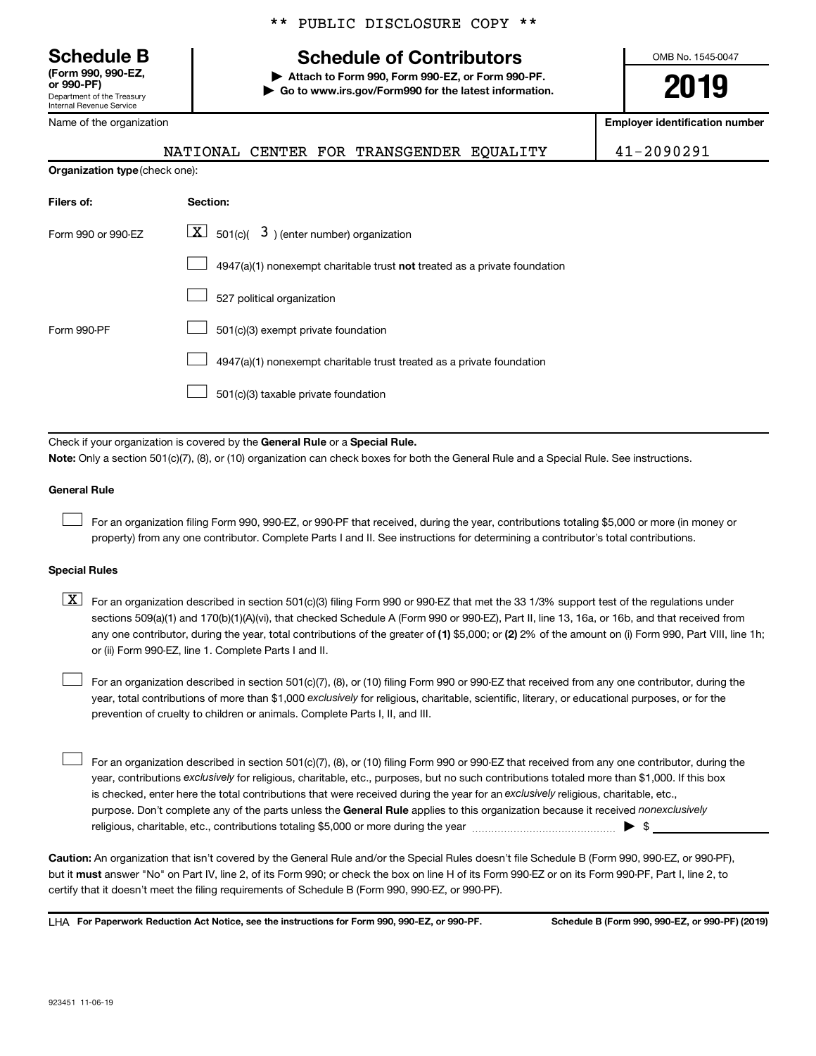** PUBLIC DISCLOSURE COPY **

**Schedule B**
**(Form 990, 990-EZ, or 990-PF)**
Department of the Treasury
Internal Revenue Service

# Schedule of Contributors

▶ **Attach to Form 990, Form 990-EZ, or Form 990-PF.**
▶ **Go to www.irs.gov/Form990 for the latest information.**

OMB No. 1545-0047

**2019**

| Name of the organization | Employer identification number |
|---|---|
| NATIONAL CENTER FOR TRANSGENDER EQUALITY | 41-2090291 |

**Organization type** (check one):

| Filers of: | Section: |
|---|---|
| Form 990 or 990-EZ | [X] 501(c)( 3 ) (enter number) organization |
| | [ ] 4947(a)(1) nonexempt charitable trust **not** treated as a private foundation |
| | [ ] 527 political organization |
| Form 990-PF | [ ] 501(c)(3) exempt private foundation |
| | [ ] 4947(a)(1) nonexempt charitable trust treated as a private foundation |
| | [ ] 501(c)(3) taxable private foundation |

Check if your organization is covered by the **General Rule** or a **Special Rule.**

**Note:** Only a section 501(c)(7), (8), or (10) organization can check boxes for both the General Rule and a Special Rule. See instructions.

**General Rule**

[ ] For an organization filing Form 990, 990-EZ, or 990-PF that received, during the year, contributions totaling $5,000 or more (in money or property) from any one contributor. Complete Parts I and II. See instructions for determining a contributor's total contributions.

**Special Rules**

[X] For an organization described in section 501(c)(3) filing Form 990 or 990-EZ that met the 33 1/3% support test of the regulations under sections 509(a)(1) and 170(b)(1)(A)(vi), that checked Schedule A (Form 990 or 990-EZ), Part II, line 13, 16a, or 16b, and that received from any one contributor, during the year, total contributions of the greater of **(1)** $5,000; or **(2)** 2% of the amount on (i) Form 990, Part VIII, line 1h; or (ii) Form 990-EZ, line 1. Complete Parts I and II.

[ ] For an organization described in section 501(c)(7), (8), or (10) filing Form 990 or 990-EZ that received from any one contributor, during the year, total contributions of more than $1,000 *exclusively* for religious, charitable, scientific, literary, or educational purposes, or for the prevention of cruelty to children or animals. Complete Parts I, II, and III.

[ ] For an organization described in section 501(c)(7), (8), or (10) filing Form 990 or 990-EZ that received from any one contributor, during the year, contributions *exclusively* for religious, charitable, etc., purposes, but no such contributions totaled more than $1,000. If this box is checked, enter here the total contributions that were received during the year for an *exclusively* religious, charitable, etc., purpose. Don't complete any of the parts unless the **General Rule** applies to this organization because it received *nonexclusively* religious, charitable, etc., contributions totaling $5,000 or more during the year ▶ $ ______

**Caution:** An organization that isn't covered by the General Rule and/or the Special Rules doesn't file Schedule B (Form 990, 990-EZ, or 990-PF), but it **must** answer "No" on Part IV, line 2, of its Form 990; or check the box on line H of its Form 990-EZ or on its Form 990-PF, Part I, line 2, to certify that it doesn't meet the filing requirements of Schedule B (Form 990, 990-EZ, or 990-PF).

LHA **For Paperwork Reduction Act Notice, see the instructions for Form 990, 990-EZ, or 990-PF.** **Schedule B (Form 990, 990-EZ, or 990-PF) (2019)**

923451 11-06-19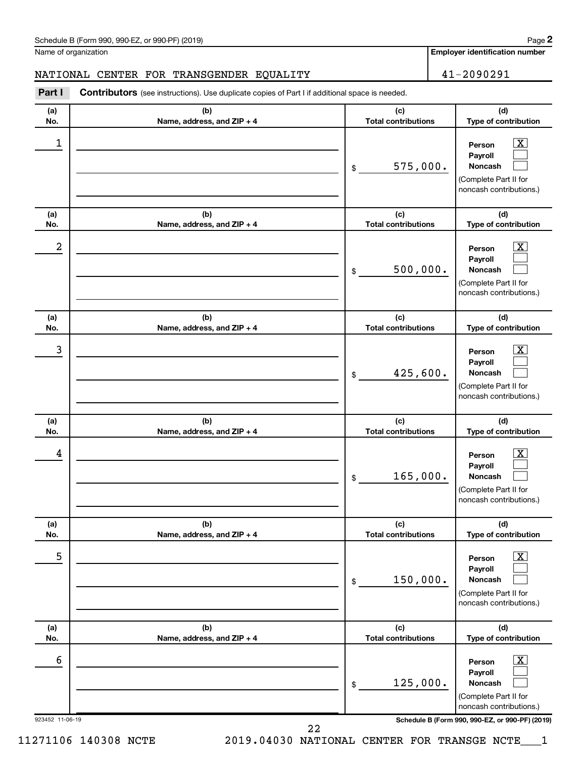Schedule B (Form 990, 990-EZ, or 990-PF) (2019)

Name of organization: NATIONAL CENTER FOR TRANSGENDER EQUALITY

Employer identification number: 41-2090291

**Part I** **Contributors** (see instructions). Use duplicate copies of Part I if additional space is needed.

| (a) No. | (b) Name, address, and ZIP + 4 | (c) Total contributions | (d) Type of contribution |
|---|---|---|---|
| 1 | | $ 575,000. | Person [X] Payroll [ ] Noncash [ ] (Complete Part II for noncash contributions.) |
| 2 | | $ 500,000. | Person [X] Payroll [ ] Noncash [ ] (Complete Part II for noncash contributions.) |
| 3 | | $ 425,600. | Person [X] Payroll [ ] Noncash [ ] (Complete Part II for noncash contributions.) |
| 4 | | $ 165,000. | Person [X] Payroll [ ] Noncash [ ] (Complete Part II for noncash contributions.) |
| 5 | | $ 150,000. | Person [X] Payroll [ ] Noncash [ ] (Complete Part II for noncash contributions.) |
| 6 | | $ 125,000. | Person [X] Payroll [ ] Noncash [ ] (Complete Part II for noncash contributions.) |

923452 11-06-19

Schedule B (Form 990, 990-EZ, or 990-PF) (2019)

11271106 140308 NCTE 2019.04030 NATIONAL CENTER FOR TRANSGE NCTE___1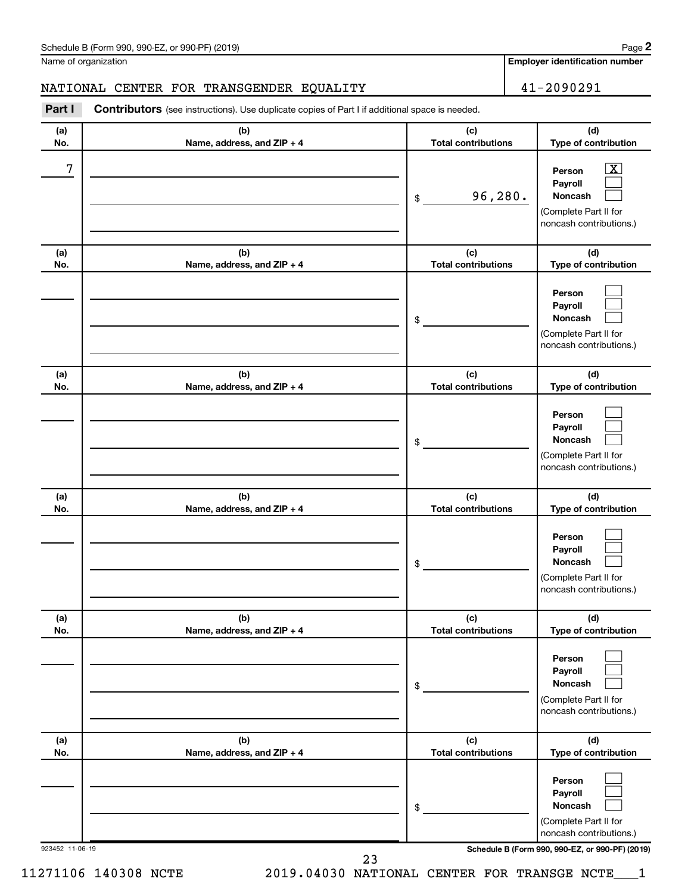Schedule B (Form 990, 990-EZ, or 990-PF) (2019)

Name of organization: NATIONAL CENTER FOR TRANSGENDER EQUALITY

Employer identification number: 41-2090291

**Part I** **Contributors** (see instructions). Use duplicate copies of Part I if additional space is needed.

| (a) No. | (b) Name, address, and ZIP + 4 | (c) Total contributions | (d) Type of contribution |
|---|---|---|---|
| 7 | | $ 96,280. | Person [X] Payroll [ ] Noncash [ ] (Complete Part II for noncash contributions.) |
| | | $ | Person [ ] Payroll [ ] Noncash [ ] (Complete Part II for noncash contributions.) |
| | | $ | Person [ ] Payroll [ ] Noncash [ ] (Complete Part II for noncash contributions.) |
| | | $ | Person [ ] Payroll [ ] Noncash [ ] (Complete Part II for noncash contributions.) |
| | | $ | Person [ ] Payroll [ ] Noncash [ ] (Complete Part II for noncash contributions.) |
| | | $ | Person [ ] Payroll [ ] Noncash [ ] (Complete Part II for noncash contributions.) |

923452 11-06-19

Schedule B (Form 990, 990-EZ, or 990-PF) (2019)

11271106 140308 NCTE 2019.04030 NATIONAL CENTER FOR TRANSGE NCTE___1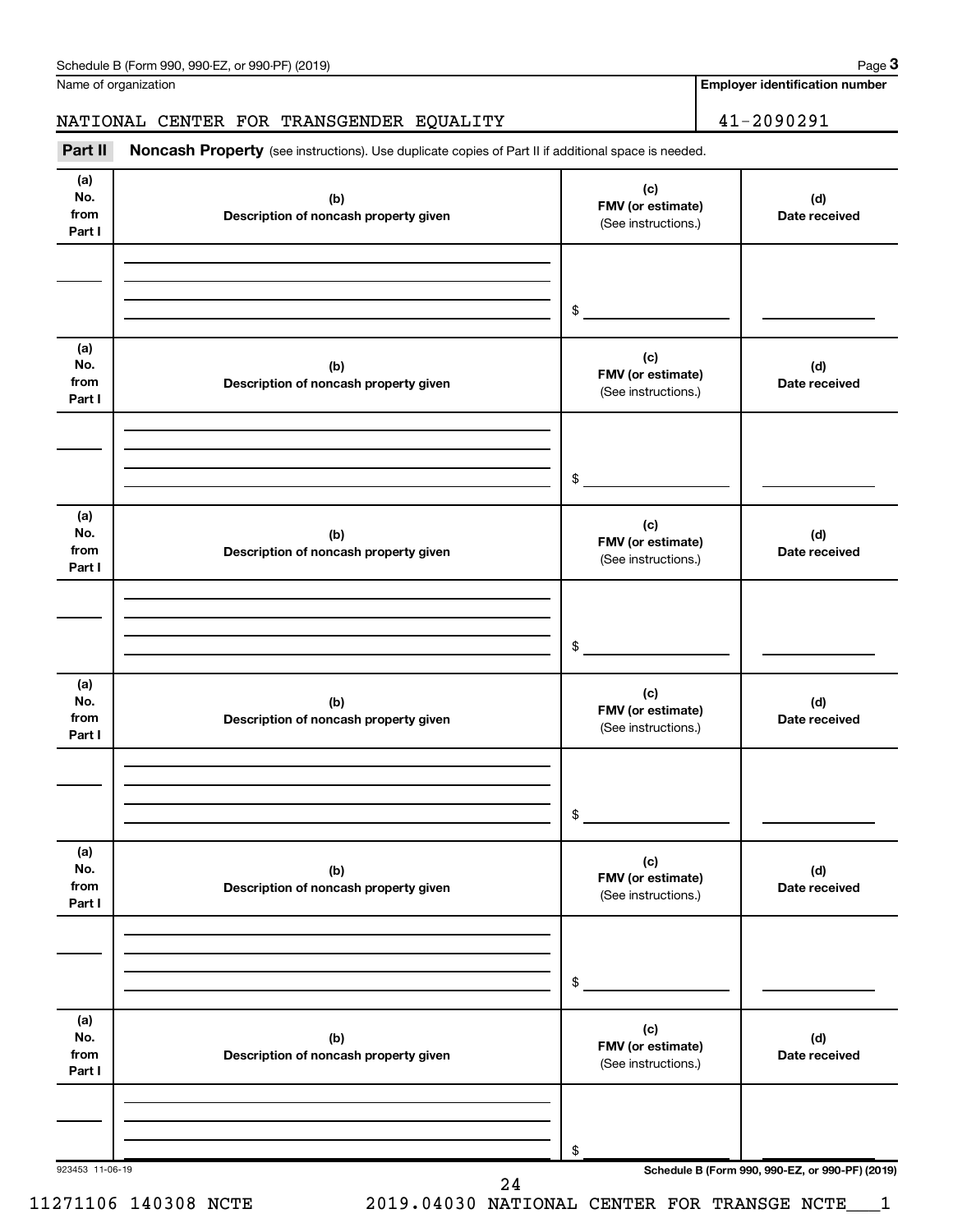Schedule B (Form 990, 990-EZ, or 990-PF) (2019)

Name of organization: NATIONAL CENTER FOR TRANSGENDER EQUALITY

Employer identification number: 41-2090291

**Part II** **Noncash Property** (see instructions). Use duplicate copies of Part II if additional space is needed.

| (a) No. from Part I | (b) Description of noncash property given | (c) FMV (or estimate) (See instructions.) | (d) Date received |
|---|---|---|---|
| | | $ | |

| (a) No. from Part I | (b) Description of noncash property given | (c) FMV (or estimate) (See instructions.) | (d) Date received |
|---|---|---|---|
| | | $ | |

| (a) No. from Part I | (b) Description of noncash property given | (c) FMV (or estimate) (See instructions.) | (d) Date received |
|---|---|---|---|
| | | $ | |

| (a) No. from Part I | (b) Description of noncash property given | (c) FMV (or estimate) (See instructions.) | (d) Date received |
|---|---|---|---|
| | | $ | |

| (a) No. from Part I | (b) Description of noncash property given | (c) FMV (or estimate) (See instructions.) | (d) Date received |
|---|---|---|---|
| | | $ | |

| (a) No. from Part I | (b) Description of noncash property given | (c) FMV (or estimate) (See instructions.) | (d) Date received |
|---|---|---|---|
| | | $ | |

923453 11-06-19

Schedule B (Form 990, 990-EZ, or 990-PF) (2019)

11271106 140308 NCTE 2019.04030 NATIONAL CENTER FOR TRANSGE NCTE___1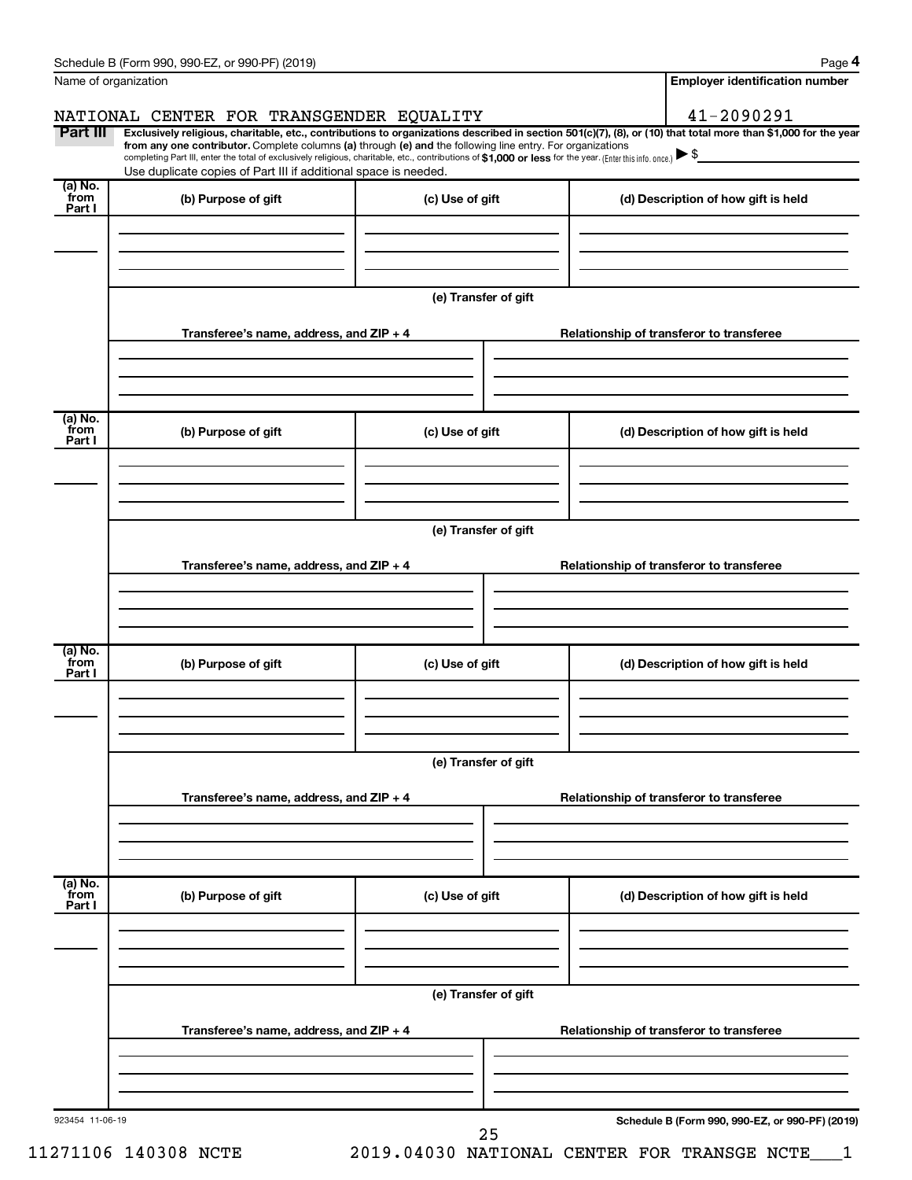Name of organization

NATIONAL CENTER FOR TRANSGENDER EQUALITY

**Employer identification number**

41-2090291

**Part III** **Exclusively religious, charitable, etc., contributions to organizations described in section 501(c)(7), (8), or (10) that total more than $1,000 for the year from any one contributor.** Complete columns **(a)** through **(e)** and the following line entry. For organizations completing Part III, enter the total of exclusively religious, charitable, etc., contributions of **$1,000 or less** for the year. (Enter this info. once.) ▶ $

Use duplicate copies of Part III if additional space is needed.

| (a) No. from Part I | (b) Purpose of gift | (c) Use of gift | (d) Description of how gift is held |
|---|---|---|---|
| | | | |

**(e) Transfer of gift**

| Transferee's name, address, and ZIP + 4 | Relationship of transferor to transferee |
|---|---|
| | |

| (a) No. from Part I | (b) Purpose of gift | (c) Use of gift | (d) Description of how gift is held |
|---|---|---|---|
| | | | |

**(e) Transfer of gift**

| Transferee's name, address, and ZIP + 4 | Relationship of transferor to transferee |
|---|---|
| | |

| (a) No. from Part I | (b) Purpose of gift | (c) Use of gift | (d) Description of how gift is held |
|---|---|---|---|
| | | | |

**(e) Transfer of gift**

| Transferee's name, address, and ZIP + 4 | Relationship of transferor to transferee |
|---|---|
| | |

| (a) No. from Part I | (b) Purpose of gift | (c) Use of gift | (d) Description of how gift is held |
|---|---|---|---|
| | | | |

**(e) Transfer of gift**

| Transferee's name, address, and ZIP + 4 | Relationship of transferor to transferee |
|---|---|
| | |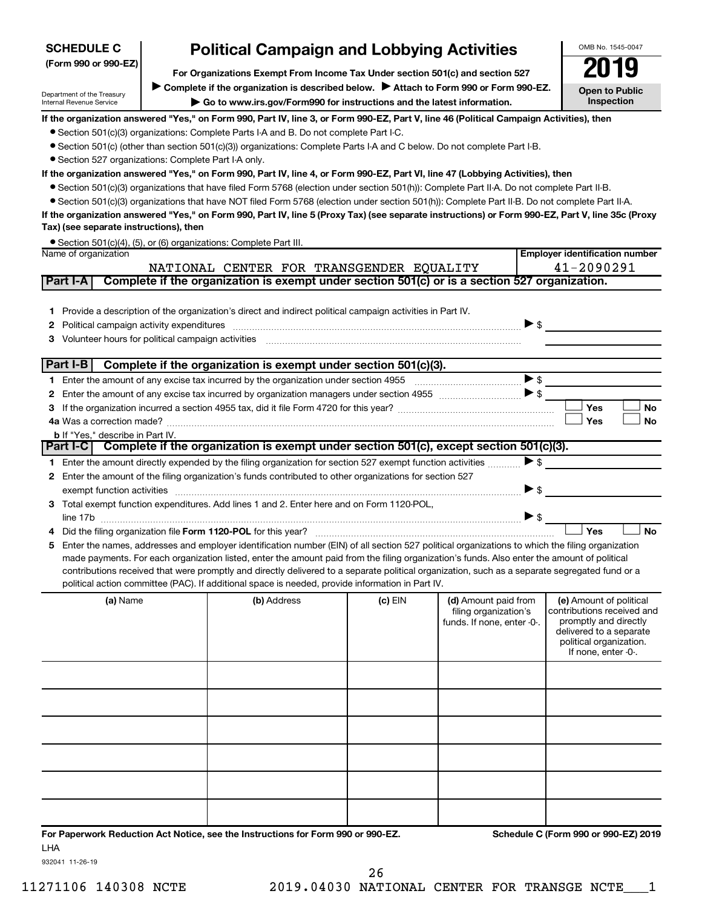**SCHEDULE C**
**(Form 990 or 990-EZ)**

Department of the Treasury
Internal Revenue Service

# Political Campaign and Lobbying Activities

**For Organizations Exempt From Income Tax Under section 501(c) and section 527**

▶ **Complete if the organization is described below.** ▶ **Attach to Form 990 or Form 990-EZ.**

▶ **Go to www.irs.gov/Form990 for instructions and the latest information.**

OMB No. 1545-0047

**2019**

**Open to Public Inspection**

**If the organization answered "Yes," on Form 990, Part IV, line 3, or Form 990-EZ, Part V, line 46 (Political Campaign Activities), then**

- Section 501(c)(3) organizations: Complete Parts I-A and B. Do not complete Part I-C.
- Section 501(c) (other than section 501(c)(3)) organizations: Complete Parts I-A and C below. Do not complete Part I-B.
- Section 527 organizations: Complete Part I-A only.

**If the organization answered "Yes," on Form 990, Part IV, line 4, or Form 990-EZ, Part VI, line 47 (Lobbying Activities), then**

- Section 501(c)(3) organizations that have filed Form 5768 (election under section 501(h)): Complete Part II-A. Do not complete Part II-B.
- Section 501(c)(3) organizations that have NOT filed Form 5768 (election under section 501(h)): Complete Part II-B. Do not complete Part II-A.

**If the organization answered "Yes," on Form 990, Part IV, line 5 (Proxy Tax) (see separate instructions) or Form 990-EZ, Part V, line 35c (Proxy Tax) (see separate instructions), then**

- Section 501(c)(4), (5), or (6) organizations: Complete Part III.

Name of organization: NATIONAL CENTER FOR TRANSGENDER EQUALITY

Employer identification number: 41-2090291

## Part I-A — Complete if the organization is exempt under section 501(c) or is a section 527 organization.

1. Provide a description of the organization's direct and indirect political campaign activities in Part IV.
2. Political campaign activity expenditures ▶ $
3. Volunteer hours for political campaign activities

## Part I-B — Complete if the organization is exempt under section 501(c)(3).

1. Enter the amount of any excise tax incurred by the organization under section 4955 ▶ $
2. Enter the amount of any excise tax incurred by organization managers under section 4955 ▶ $
3. If the organization incurred a section 4955 tax, did it file Form 4720 for this year? ☐ Yes ☐ No

4a. Was a correction made? ☐ Yes ☐ No

b. If "Yes," describe in Part IV.

## Part I-C — Complete if the organization is exempt under section 501(c), except section 501(c)(3).

1. Enter the amount directly expended by the filing organization for section 527 exempt function activities ▶ $
2. Enter the amount of the filing organization's funds contributed to other organizations for section 527 exempt function activities ▶ $
3. Total exempt function expenditures. Add lines 1 and 2. Enter here and on Form 1120-POL, line 17b ▶ $
4. Did the filing organization file **Form 1120-POL** for this year? ☐ Yes ☐ No
5. Enter the names, addresses and employer identification number (EIN) of all section 527 political organizations to which the filing organization made payments. For each organization listed, enter the amount paid from the filing organization's funds. Also enter the amount of political contributions received that were promptly and directly delivered to a separate political organization, such as a separate segregated fund or a political action committee (PAC). If additional space is needed, provide information in Part IV.

| (a) Name | (b) Address | (c) EIN | (d) Amount paid from filing organization's funds. If none, enter -0-. | (e) Amount of political contributions received and promptly and directly delivered to a separate political organization. If none, enter -0-. |
|---|---|---|---|---|
| | | | | |
| | | | | |
| | | | | |
| | | | | |
| | | | | |
| | | | | |

**For Paperwork Reduction Act Notice, see the Instructions for Form 990 or 990-EZ.**

**Schedule C (Form 990 or 990-EZ) 2019**

LHA

932041 11-26-19

11271106 140308 NCTE 2019.04030 NATIONAL CENTER FOR TRANSGE NCTE___1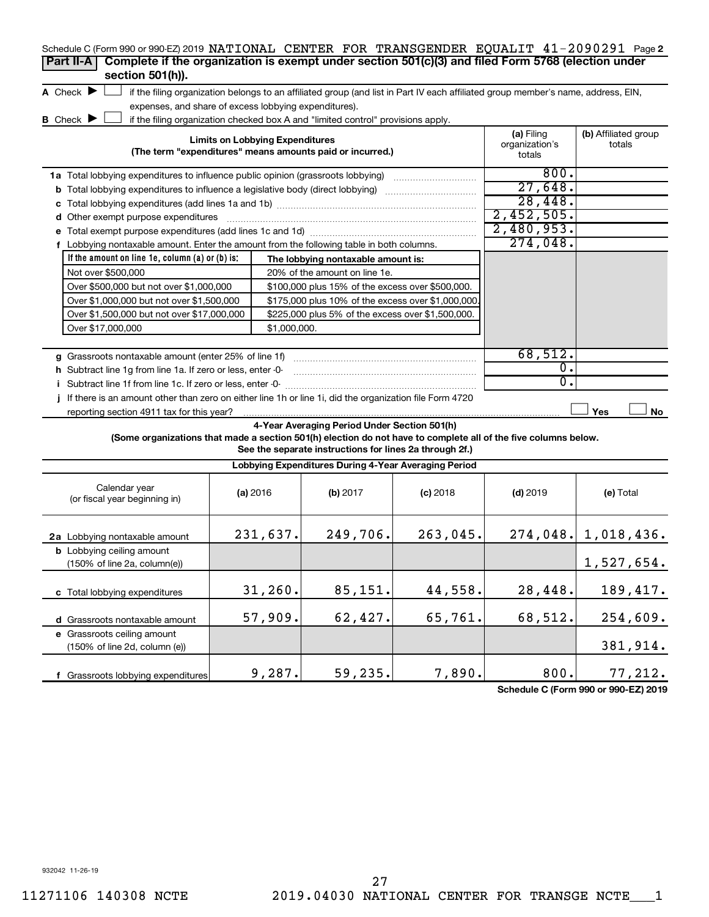Schedule C (Form 990 or 990-EZ) 2019 NATIONAL CENTER FOR TRANSGENDER EQUALIT 41-2090291 Page 2

**Part II-A** **Complete if the organization is exempt under section 501(c)(3) and filed Form 5768 (election under section 501(h)).**

A Check ▶ ☐ if the filing organization belongs to an affiliated group (and list in Part IV each affiliated group member's name, address, EIN, expenses, and share of excess lobbying expenditures).

B Check ▶ ☐ if the filing organization checked box A and "limited control" provisions apply.

| Limits on Lobbying Expenditures (The term "expenditures" means amounts paid or incurred.) | (a) Filing organization's totals | (b) Affiliated group totals |
|---|---|---|
| **1a** Total lobbying expenditures to influence public opinion (grassroots lobbying) | 800. | |
| **b** Total lobbying expenditures to influence a legislative body (direct lobbying) | 27,648. | |
| **c** Total lobbying expenditures (add lines 1a and 1b) | 28,448. | |
| **d** Other exempt purpose expenditures | 2,452,505. | |
| **e** Total exempt purpose expenditures (add lines 1c and 1d) | 2,480,953. | |
| **f** Lobbying nontaxable amount. Enter the amount from the following table in both columns. | 274,048. | |

| If the amount on line 1e, column (a) or (b) is: | The lobbying nontaxable amount is: |
|---|---|
| Not over $500,000 | 20% of the amount on line 1e. |
| Over $500,000 but not over $1,000,000 | $100,000 plus 15% of the excess over $500,000. |
| Over $1,000,000 but not over $1,500,000 | $175,000 plus 10% of the excess over $1,000,000. |
| Over $1,500,000 but not over $17,000,000 | $225,000 plus 5% of the excess over $1,500,000. |
| Over $17,000,000 | $1,000,000. |

| | (a) Filing organization's totals | (b) Affiliated group totals |
|---|---|---|
| **g** Grassroots nontaxable amount (enter 25% of line 1f) | 68,512. | |
| **h** Subtract line 1g from line 1a. If zero or less, enter -0- | 0. | |
| **i** Subtract line 1f from line 1c. If zero or less, enter -0- | 0. | |
| **j** If there is an amount other than zero on either line 1h or line 1i, did the organization file Form 4720 reporting section 4911 tax for this year? | ☐ Yes | ☐ No |

**4-Year Averaging Period Under Section 501(h)**

**(Some organizations that made a section 501(h) election do not have to complete all of the five columns below. See the separate instructions for lines 2a through 2f.)**

**Lobbying Expenditures During 4-Year Averaging Period**

| Calendar year (or fiscal year beginning in) | (a) 2016 | (b) 2017 | (c) 2018 | (d) 2019 | (e) Total |
|---|---|---|---|---|---|
| **2a** Lobbying nontaxable amount | 231,637. | 249,706. | 263,045. | 274,048. | 1,018,436. |
| **b** Lobbying ceiling amount (150% of line 2a, column(e)) | | | | | 1,527,654. |
| **c** Total lobbying expenditures | 31,260. | 85,151. | 44,558. | 28,448. | 189,417. |
| **d** Grassroots nontaxable amount | 57,909. | 62,427. | 65,761. | 68,512. | 254,609. |
| **e** Grassroots ceiling amount (150% of line 2d, column (e)) | | | | | 381,914. |
| **f** Grassroots lobbying expenditures | 9,287. | 59,235. | 7,890. | 800. | 77,212. |

**Schedule C (Form 990 or 990-EZ) 2019**

932042 11-26-19

11271106 140308 NCTE 2019.04030 NATIONAL CENTER FOR TRANSGE NCTE___1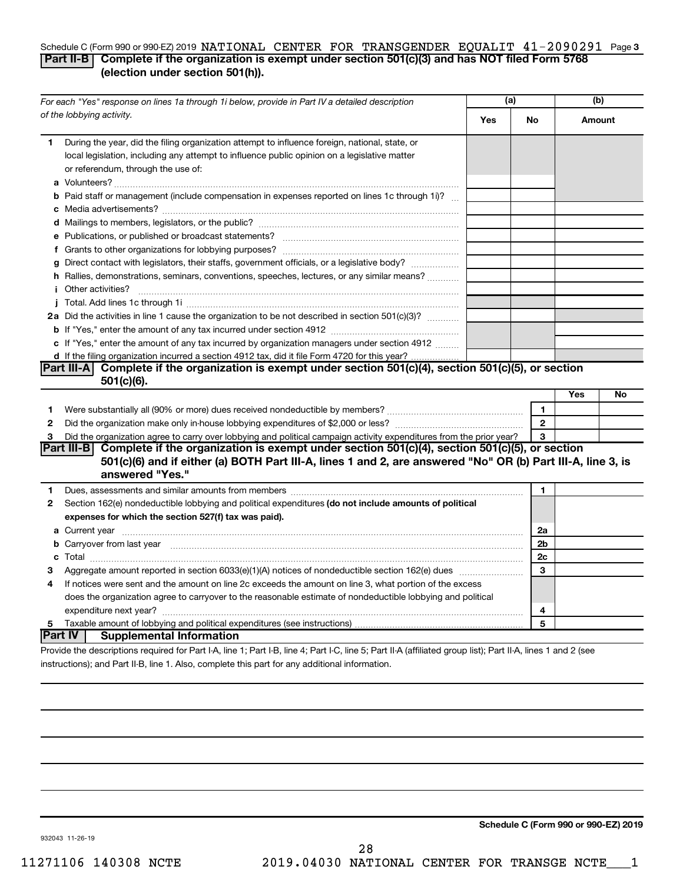Schedule C (Form 990 or 990-EZ) 2019 NATIONAL CENTER FOR TRANSGENDER EQUALIT 41-2090291 Page 3

## Part II-B Complete if the organization is exempt under section 501(c)(3) and has NOT filed Form 5768 (election under section 501(h)).

| For each "Yes" response on lines 1a through 1i below, provide in Part IV a detailed description of the lobbying activity. | (a) Yes | (a) No | (b) Amount |
|---|---|---|---|
| **1** During the year, did the filing organization attempt to influence foreign, national, state, or local legislation, including any attempt to influence public opinion on a legislative matter or referendum, through the use of: | | | |
| **a** Volunteers? | | | |
| **b** Paid staff or management (include compensation in expenses reported on lines 1c through 1i)? | | | |
| **c** Media advertisements? | | | |
| **d** Mailings to members, legislators, or the public? | | | |
| **e** Publications, or published or broadcast statements? | | | |
| **f** Grants to other organizations for lobbying purposes? | | | |
| **g** Direct contact with legislators, their staffs, government officials, or a legislative body? | | | |
| **h** Rallies, demonstrations, seminars, conventions, speeches, lectures, or any similar means? | | | |
| **i** Other activities? | | | |
| **j** Total. Add lines 1c through 1i | | | |
| **2a** Did the activities in line 1 cause the organization to be not described in section 501(c)(3)? | | | |
| **b** If "Yes," enter the amount of any tax incurred under section 4912 | | | |
| **c** If "Yes," enter the amount of any tax incurred by organization managers under section 4912 | | | |
| **d** If the filing organization incurred a section 4912 tax, did it file Form 4720 for this year? | | | |

## Part III-A Complete if the organization is exempt under section 501(c)(4), section 501(c)(5), or section 501(c)(6).

| | | | Yes | No |
|---|---|---|---|---|
| **1** | Were substantially all (90% or more) dues received nondeductible by members? | 1 | | |
| **2** | Did the organization make only in-house lobbying expenditures of $2,000 or less? | 2 | | |
| **3** | Did the organization agree to carry over lobbying and political campaign activity expenditures from the prior year? | 3 | | |

## Part III-B Complete if the organization is exempt under section 501(c)(4), section 501(c)(5), or section 501(c)(6) and if either (a) BOTH Part III-A, lines 1 and 2, are answered "No" OR (b) Part III-A, line 3, is answered "Yes."

| | | | |
|---|---|---|---|
| **1** | Dues, assessments and similar amounts from members | 1 | |
| **2** | Section 162(e) nondeductible lobbying and political expenditures **(do not include amounts of political expenses for which the section 527(f) tax was paid).** | | |
| **a** | Current year | 2a | |
| **b** | Carryover from last year | 2b | |
| **c** | Total | 2c | |
| **3** | Aggregate amount reported in section 6033(e)(1)(A) notices of nondeductible section 162(e) dues | 3 | |
| **4** | If notices were sent and the amount on line 2c exceeds the amount on line 3, what portion of the excess does the organization agree to carryover to the reasonable estimate of nondeductible lobbying and political expenditure next year? | 4 | |
| **5** | Taxable amount of lobbying and political expenditures (see instructions) | 5 | |

## Part IV Supplemental Information

Provide the descriptions required for Part I-A, line 1; Part I-B, line 4; Part I-C, line 5; Part II-A (affiliated group list); Part II-A, lines 1 and 2 (see instructions); and Part II-B, line 1. Also, complete this part for any additional information.

**Schedule C (Form 990 or 990-EZ) 2019**

932043 11-26-19

11271106 140308 NCTE 2019.04030 NATIONAL CENTER FOR TRANSGE NCTE___1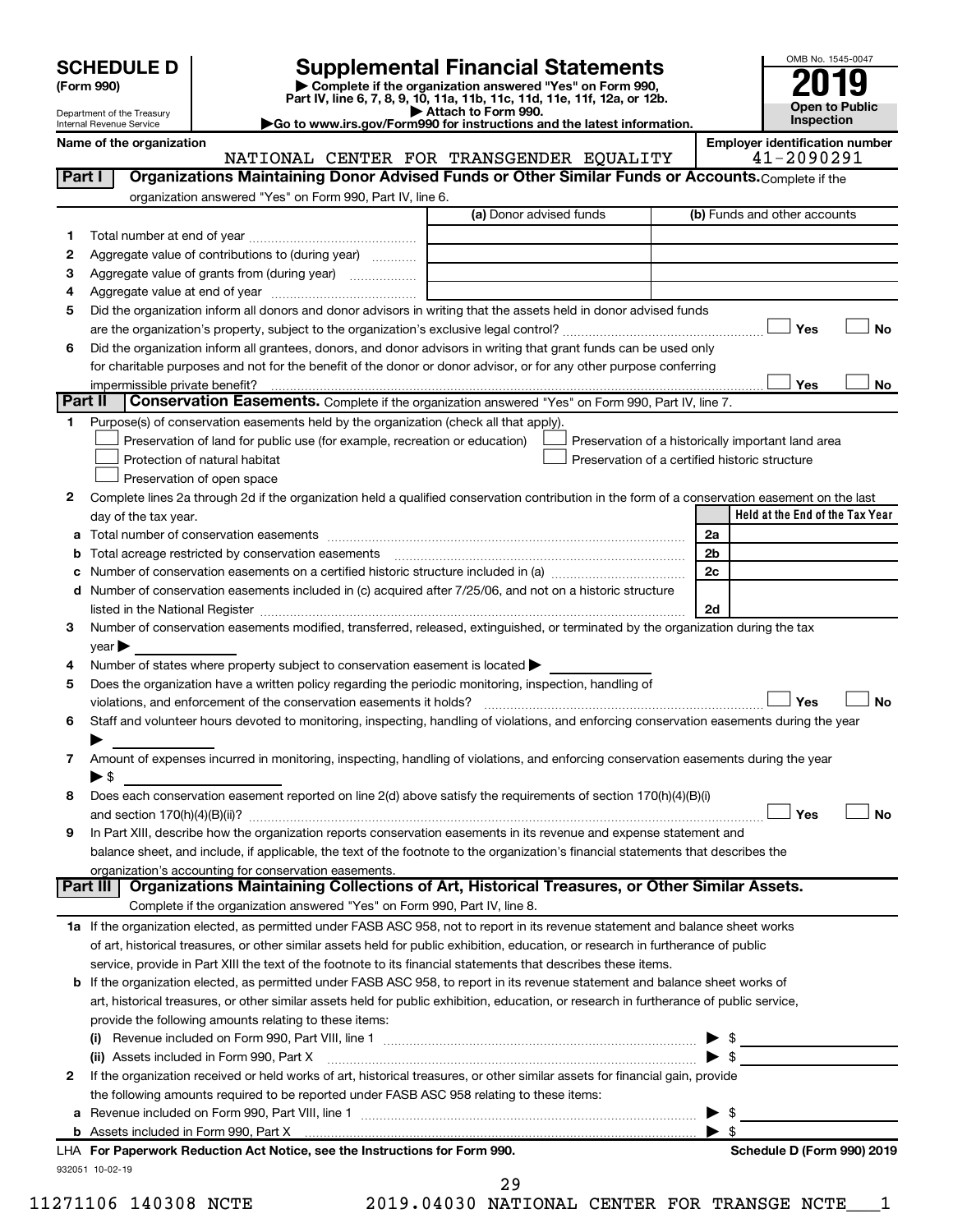# SCHEDULE D (Form 990)

Department of the Treasury
Internal Revenue Service

## Supplemental Financial Statements

▶ Complete if the organization answered "Yes" on Form 990, Part IV, line 6, 7, 8, 9, 10, 11a, 11b, 11c, 11d, 11e, 11f, 12a, or 12b.
▶ Attach to Form 990.
▶ Go to www.irs.gov/Form990 for instructions and the latest information.

OMB No. 1545-0047

**2019**

**Open to Public Inspection**

Name of the organization: NATIONAL CENTER FOR TRANSGENDER EQUALITY

Employer identification number: 41-2090291

### Part I Organizations Maintaining Donor Advised Funds or Other Similar Funds or Accounts. Complete if the organization answered "Yes" on Form 990, Part IV, line 6.

| | | (a) Donor advised funds | (b) Funds and other accounts |
|---|---|---|---|
| 1 | Total number at end of year | | |
| 2 | Aggregate value of contributions to (during year) | | |
| 3 | Aggregate value of grants from (during year) | | |
| 4 | Aggregate value at end of year | | |

5 Did the organization inform all donors and donor advisors in writing that the assets held in donor advised funds are the organization's property, subject to the organization's exclusive legal control? ☐ Yes ☐ No

6 Did the organization inform all grantees, donors, and donor advisors in writing that grant funds can be used only for charitable purposes and not for the benefit of the donor or donor advisor, or for any other purpose conferring impermissible private benefit? ☐ Yes ☐ No

### Part II Conservation Easements. Complete if the organization answered "Yes" on Form 990, Part IV, line 7.

1 Purpose(s) of conservation easements held by the organization (check all that apply).

- ☐ Preservation of land for public use (for example, recreation or education)
- ☐ Preservation of a historically important land area
- ☐ Protection of natural habitat
- ☐ Preservation of a certified historic structure
- ☐ Preservation of open space

2 Complete lines 2a through 2d if the organization held a qualified conservation contribution in the form of a conservation easement on the last day of the tax year.

| | | | Held at the End of the Tax Year |
|---|---|---|---|
| a | Total number of conservation easements | 2a | |
| b | Total acreage restricted by conservation easements | 2b | |
| c | Number of conservation easements on a certified historic structure included in (a) | 2c | |
| d | Number of conservation easements included in (c) acquired after 7/25/06, and not on a historic structure listed in the National Register | 2d | |

3 Number of conservation easements modified, transferred, released, extinguished, or terminated by the organization during the tax year ▶

4 Number of states where property subject to conservation easement is located ▶

5 Does the organization have a written policy regarding the periodic monitoring, inspection, handling of violations, and enforcement of the conservation easements it holds? ☐ Yes ☐ No

6 Staff and volunteer hours devoted to monitoring, inspecting, handling of violations, and enforcing conservation easements during the year ▶

7 Amount of expenses incurred in monitoring, inspecting, handling of violations, and enforcing conservation easements during the year ▶ $

8 Does each conservation easement reported on line 2(d) above satisfy the requirements of section 170(h)(4)(B)(i) and section 170(h)(4)(B)(ii)? ☐ Yes ☐ No

9 In Part XIII, describe how the organization reports conservation easements in its revenue and expense statement and balance sheet, and include, if applicable, the text of the footnote to the organization's financial statements that describes the organization's accounting for conservation easements.

### Part III Organizations Maintaining Collections of Art, Historical Treasures, or Other Similar Assets.

Complete if the organization answered "Yes" on Form 990, Part IV, line 8.

1a If the organization elected, as permitted under FASB ASC 958, not to report in its revenue statement and balance sheet works of art, historical treasures, or other similar assets held for public exhibition, education, or research in furtherance of public service, provide in Part XIII the text of the footnote to its financial statements that describes these items.

b If the organization elected, as permitted under FASB ASC 958, to report in its revenue statement and balance sheet works of art, historical treasures, or other similar assets held for public exhibition, education, or research in furtherance of public service, provide the following amounts relating to these items:

(i) Revenue included on Form 990, Part VIII, line 1 ▶ $

(ii) Assets included in Form 990, Part X ▶ $

2 If the organization received or held works of art, historical treasures, or other similar assets for financial gain, provide the following amounts required to be reported under FASB ASC 958 relating to these items:

a Revenue included on Form 990, Part VIII, line 1 ▶ $

b Assets included in Form 990, Part X ▶ $

LHA For Paperwork Reduction Act Notice, see the Instructions for Form 990. Schedule D (Form 990) 2019

932051 10-02-19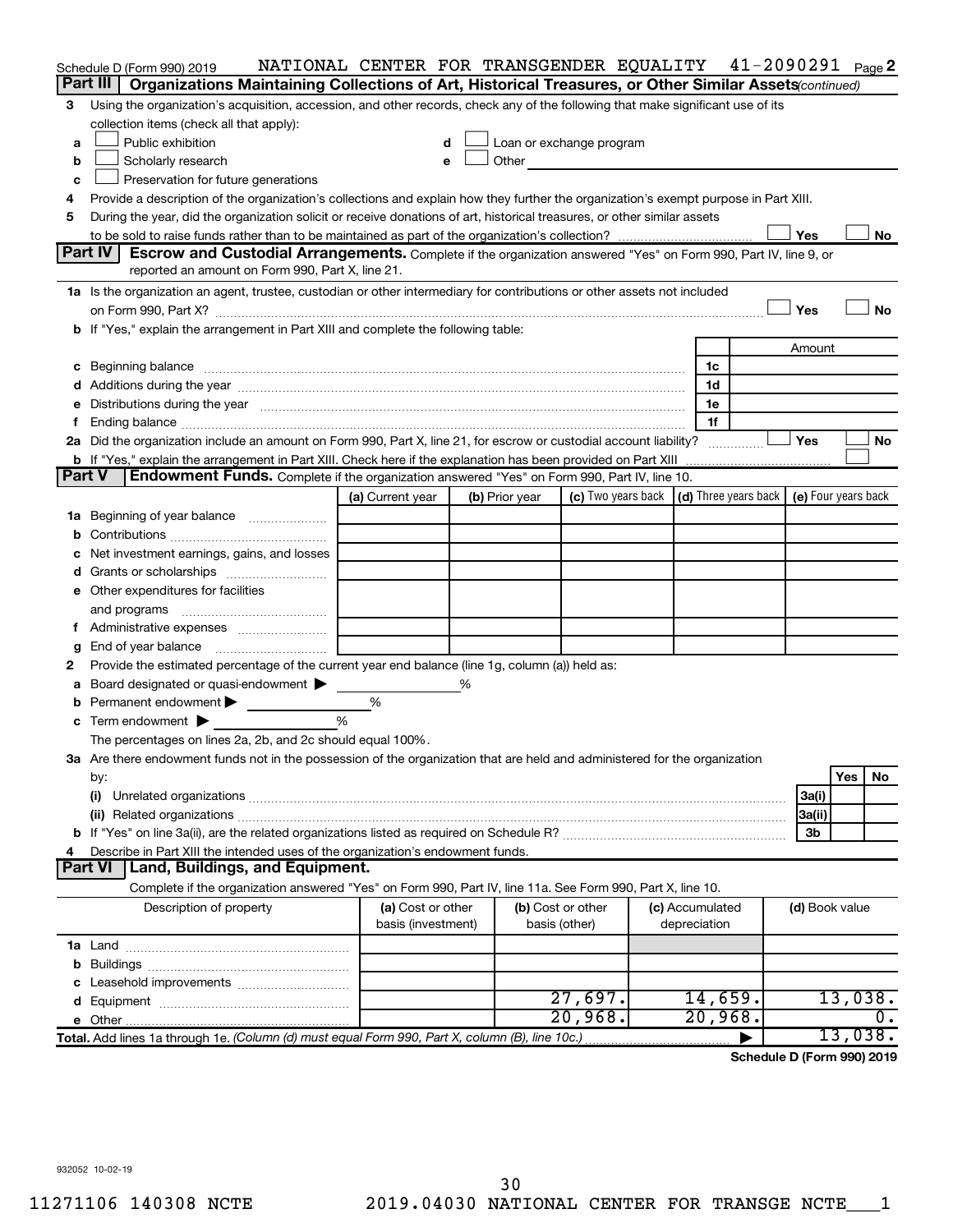Schedule D (Form 990) 2019 NATIONAL CENTER FOR TRANSGENDER EQUALITY 41-2090291 Page 2

## Part III Organizations Maintaining Collections of Art, Historical Treasures, or Other Similar Assets *(continued)*

3 Using the organization's acquisition, accession, and other records, check any of the following that make significant use of its collection items (check all that apply):

a ☐ Public exhibition
b ☐ Scholarly research
c ☐ Preservation for future generations
d ☐ Loan or exchange program
e ☐ Other

4 Provide a description of the organization's collections and explain how they further the organization's exempt purpose in Part XIII.

5 During the year, did the organization solicit or receive donations of art, historical treasures, or other similar assets to be sold to raise funds rather than to be maintained as part of the organization's collection? ☐ Yes ☐ No

## Part IV Escrow and Custodial Arrangements.

Complete if the organization answered "Yes" on Form 990, Part IV, line 9, or reported an amount on Form 990, Part X, line 21.

1a Is the organization an agent, trustee, custodian or other intermediary for contributions or other assets not included on Form 990, Part X? ☐ Yes ☐ No

b If "Yes," explain the arrangement in Part XIII and complete the following table:

| | | Amount |
|---|---|---|
| c Beginning balance | 1c | |
| d Additions during the year | 1d | |
| e Distributions during the year | 1e | |
| f Ending balance | 1f | |

2a Did the organization include an amount on Form 990, Part X, line 21, for escrow or custodial account liability? ☐ Yes ☐ No

b If "Yes," explain the arrangement in Part XIII. Check here if the explanation has been provided on Part XIII ☐

## Part V Endowment Funds.

Complete if the organization answered "Yes" on Form 990, Part IV, line 10.

| | (a) Current year | (b) Prior year | (c) Two years back | (d) Three years back | (e) Four years back |
|---|---|---|---|---|---|
| 1a Beginning of year balance | | | | | |
| b Contributions | | | | | |
| c Net investment earnings, gains, and losses | | | | | |
| d Grants or scholarships | | | | | |
| e Other expenditures for facilities and programs | | | | | |
| f Administrative expenses | | | | | |
| g End of year balance | | | | | |

2 Provide the estimated percentage of the current year end balance (line 1g, column (a)) held as:

a Board designated or quasi-endowment ▶ %
b Permanent endowment ▶ %
c Term endowment ▶ %

The percentages on lines 2a, 2b, and 2c should equal 100%.

3a Are there endowment funds not in the possession of the organization that are held and administered for the organization by:

| | | Yes | No |
|---|---|---|---|
| (i) Unrelated organizations | 3a(i) | | |
| (ii) Related organizations | 3a(ii) | | |
| b If "Yes" on line 3a(ii), are the related organizations listed as required on Schedule R? | 3b | | |

4 Describe in Part XIII the intended uses of the organization's endowment funds.

## Part VI Land, Buildings, and Equipment.

Complete if the organization answered "Yes" on Form 990, Part IV, line 11a. See Form 990, Part X, line 10.

| Description of property | (a) Cost or other basis (investment) | (b) Cost or other basis (other) | (c) Accumulated depreciation | (d) Book value |
|---|---|---|---|---|
| 1a Land | | | | |
| b Buildings | | | | |
| c Leasehold improvements | | | | |
| d Equipment | | 27,697. | 14,659. | 13,038. |
| e Other | | 20,968. | 20,968. | 0. |
| **Total.** Add lines 1a through 1e. *(Column (d) must equal Form 990, Part X, column (B), line 10c.)* ▶ | | | | 13,038. |

**Schedule D (Form 990) 2019**

932052 10-02-19

11271106 140308 NCTE 2019.04030 NATIONAL CENTER FOR TRANSGE NCTE___1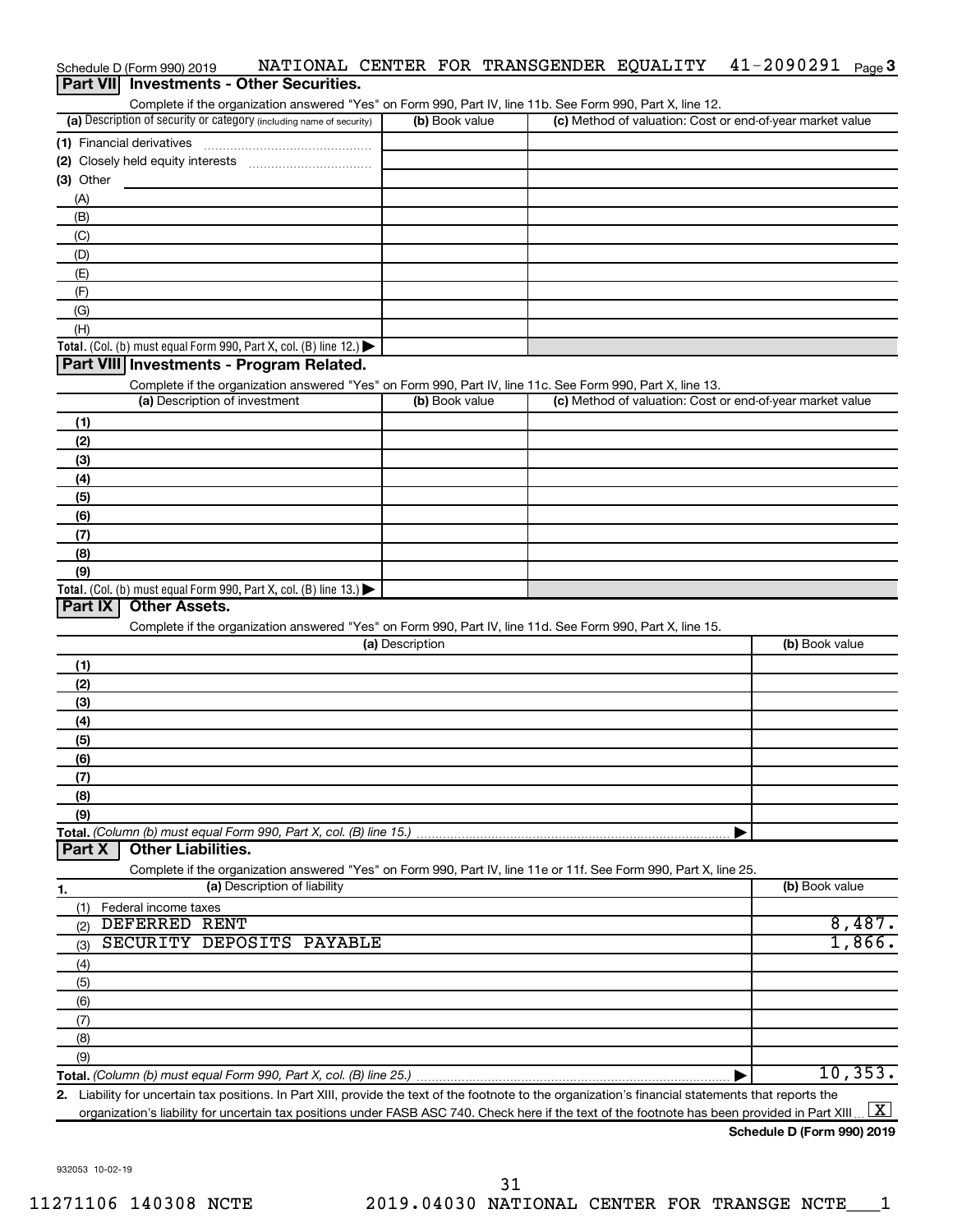Schedule D (Form 990) 2019 NATIONAL CENTER FOR TRANSGENDER EQUALITY 41-2090291 Page 3

## Part VII Investments - Other Securities.

Complete if the organization answered "Yes" on Form 990, Part IV, line 11b. See Form 990, Part X, line 12.

| (a) Description of security or category (including name of security) | (b) Book value | (c) Method of valuation: Cost or end-of-year market value |
|---|---|---|
| (1) Financial derivatives | | |
| (2) Closely held equity interests | | |
| (3) Other | | |
| (A) | | |
| (B) | | |
| (C) | | |
| (D) | | |
| (E) | | |
| (F) | | |
| (G) | | |
| (H) | | |
| **Total.** (Col. (b) must equal Form 990, Part X, col. (B) line 12.) ▶ | | |

## Part VIII Investments - Program Related.

Complete if the organization answered "Yes" on Form 990, Part IV, line 11c. See Form 990, Part X, line 13.

| (a) Description of investment | (b) Book value | (c) Method of valuation: Cost or end-of-year market value |
|---|---|---|
| (1) | | |
| (2) | | |
| (3) | | |
| (4) | | |
| (5) | | |
| (6) | | |
| (7) | | |
| (8) | | |
| (9) | | |
| **Total.** (Col. (b) must equal Form 990, Part X, col. (B) line 13.) ▶ | | |

## Part IX Other Assets.

Complete if the organization answered "Yes" on Form 990, Part IV, line 11d. See Form 990, Part X, line 15.

| (a) Description | (b) Book value |
|---|---|
| (1) | |
| (2) | |
| (3) | |
| (4) | |
| (5) | |
| (6) | |
| (7) | |
| (8) | |
| (9) | |
| **Total.** *(Column (b) must equal Form 990, Part X, col. (B) line 15.)* ▶ | |

## Part X Other Liabilities.

Complete if the organization answered "Yes" on Form 990, Part IV, line 11e or 11f. See Form 990, Part X, line 25.

| 1. (a) Description of liability | (b) Book value |
|---|---|
| (1) Federal income taxes | |
| (2) DEFERRED RENT | 8,487. |
| (3) SECURITY DEPOSITS PAYABLE | 1,866. |
| (4) | |
| (5) | |
| (6) | |
| (7) | |
| (8) | |
| (9) | |
| **Total.** *(Column (b) must equal Form 990, Part X, col. (B) line 25.)* ▶ | 10,353. |

2. Liability for uncertain tax positions. In Part XIII, provide the text of the footnote to the organization's financial statements that reports the organization's liability for uncertain tax positions under FASB ASC 740. Check here if the text of the footnote has been provided in Part XIII [X]

**Schedule D (Form 990) 2019**

932053 10-02-19

31

11271106 140308 NCTE 2019.04030 NATIONAL CENTER FOR TRANSGE NCTE___1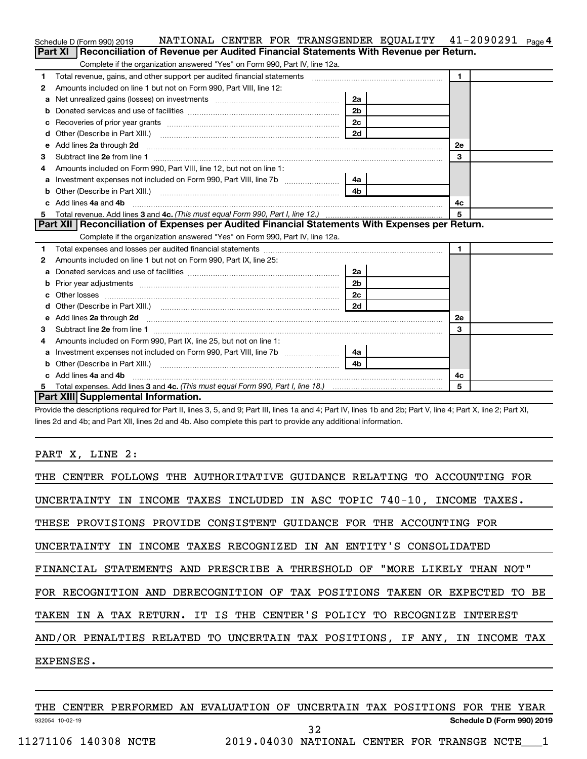Schedule D (Form 990) 2019 NATIONAL CENTER FOR TRANSGENDER EQUALITY 41-2090291 Page 4

## Part XI Reconciliation of Revenue per Audited Financial Statements With Revenue per Return.

Complete if the organization answered "Yes" on Form 990, Part IV, line 12a.

| | | | | | |
|---|---|---|---|---|---|
| 1 | Total revenue, gains, and other support per audited financial statements | | | 1 | |
| 2 | Amounts included on line 1 but not on Form 990, Part VIII, line 12: | | | | |
| a | Net unrealized gains (losses) on investments | 2a | | | |
| b | Donated services and use of facilities | 2b | | | |
| c | Recoveries of prior year grants | 2c | | | |
| d | Other (Describe in Part XIII.) | 2d | | | |
| e | Add lines 2a through 2d | | | 2e | |
| 3 | Subtract line 2e from line 1 | | | 3 | |
| 4 | Amounts included on Form 990, Part VIII, line 12, but not on line 1: | | | | |
| a | Investment expenses not included on Form 990, Part VIII, line 7b | 4a | | | |
| b | Other (Describe in Part XIII.) | 4b | | | |
| c | Add lines 4a and 4b | | | 4c | |
| 5 | Total revenue. Add lines 3 and 4c. *(This must equal Form 990, Part I, line 12.)* | | | 5 | |

## Part XII Reconciliation of Expenses per Audited Financial Statements With Expenses per Return.

Complete if the organization answered "Yes" on Form 990, Part IV, line 12a.

| | | | | | |
|---|---|---|---|---|---|
| 1 | Total expenses and losses per audited financial statements | | | 1 | |
| 2 | Amounts included on line 1 but not on Form 990, Part IX, line 25: | | | | |
| a | Donated services and use of facilities | 2a | | | |
| b | Prior year adjustments | 2b | | | |
| c | Other losses | 2c | | | |
| d | Other (Describe in Part XIII.) | 2d | | | |
| e | Add lines 2a through 2d | | | 2e | |
| 3 | Subtract line 2e from line 1 | | | 3 | |
| 4 | Amounts included on Form 990, Part IX, line 25, but not on line 1: | | | | |
| a | Investment expenses not included on Form 990, Part VIII, line 7b | 4a | | | |
| b | Other (Describe in Part XIII.) | 4b | | | |
| c | Add lines 4a and 4b | | | 4c | |
| 5 | Total expenses. Add lines 3 and 4c. *(This must equal Form 990, Part I, line 18.)* | | | 5 | |

## Part XIII Supplemental Information.

Provide the descriptions required for Part II, lines 3, 5, and 9; Part III, lines 1a and 4; Part IV, lines 1b and 2b; Part V, line 4; Part X, line 2; Part XI, lines 2d and 4b; and Part XII, lines 2d and 4b. Also complete this part to provide any additional information.

PART X, LINE 2:

THE CENTER FOLLOWS THE AUTHORITATIVE GUIDANCE RELATING TO ACCOUNTING FOR UNCERTAINTY IN INCOME TAXES INCLUDED IN ASC TOPIC 740-10, INCOME TAXES. THESE PROVISIONS PROVIDE CONSISTENT GUIDANCE FOR THE ACCOUNTING FOR UNCERTAINTY IN INCOME TAXES RECOGNIZED IN AN ENTITY'S CONSOLIDATED FINANCIAL STATEMENTS AND PRESCRIBE A THRESHOLD OF "MORE LIKELY THAN NOT" FOR RECOGNITION AND DERECOGNITION OF TAX POSITIONS TAKEN OR EXPECTED TO BE TAKEN IN A TAX RETURN. IT IS THE CENTER'S POLICY TO RECOGNIZE INTEREST AND/OR PENALTIES RELATED TO UNCERTAIN TAX POSITIONS, IF ANY, IN INCOME TAX EXPENSES.

THE CENTER PERFORMED AN EVALUATION OF UNCERTAIN TAX POSITIONS FOR THE YEAR

932054 10-02-19 Schedule D (Form 990) 2019

11271106 140308 NCTE 2019.04030 NATIONAL CENTER FOR TRANSGE NCTE___1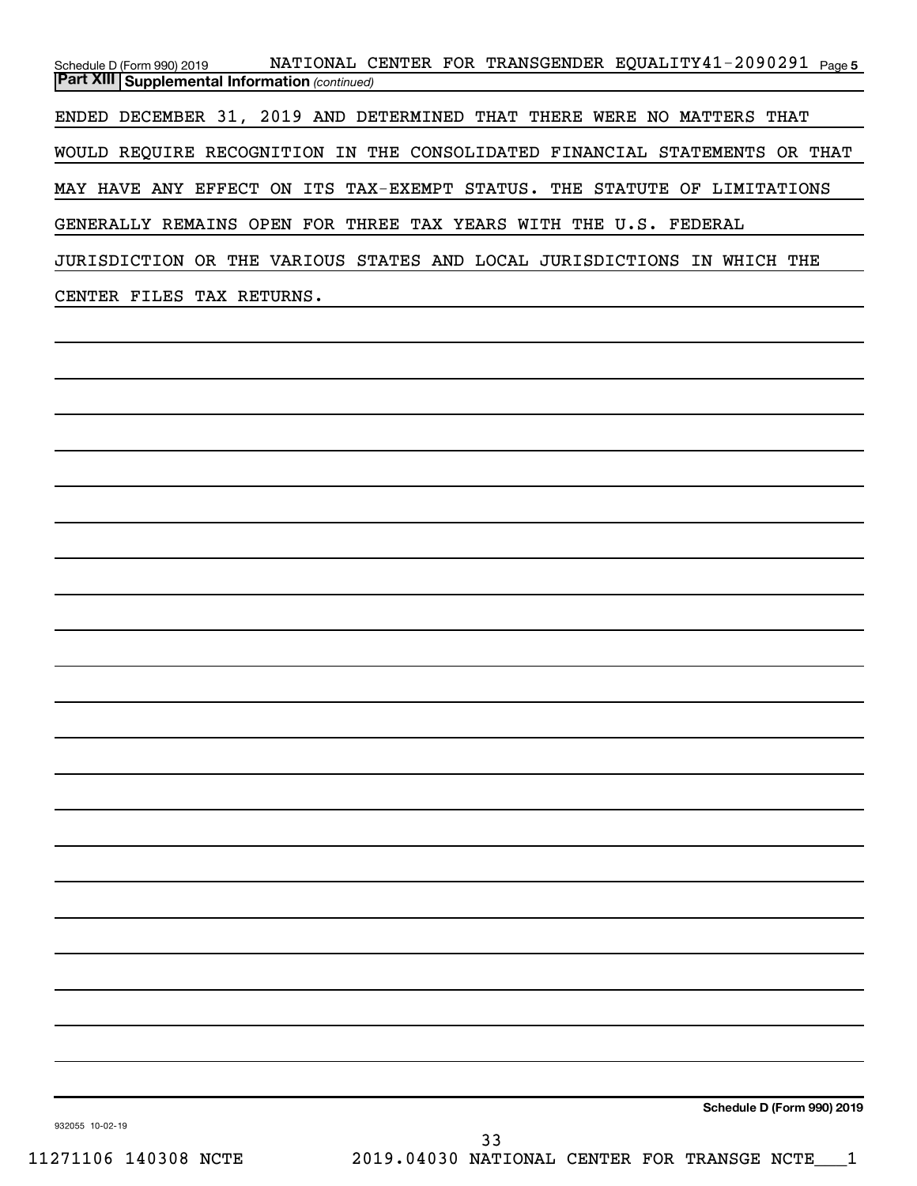**Part XIII** **Supplemental Information** *(continued)*

ENDED DECEMBER 31, 2019 AND DETERMINED THAT THERE WERE NO MATTERS THAT WOULD REQUIRE RECOGNITION IN THE CONSOLIDATED FINANCIAL STATEMENTS OR THAT MAY HAVE ANY EFFECT ON ITS TAX-EXEMPT STATUS. THE STATUTE OF LIMITATIONS GENERALLY REMAINS OPEN FOR THREE TAX YEARS WITH THE U.S. FEDERAL JURISDICTION OR THE VARIOUS STATES AND LOCAL JURISDICTIONS IN WHICH THE CENTER FILES TAX RETURNS.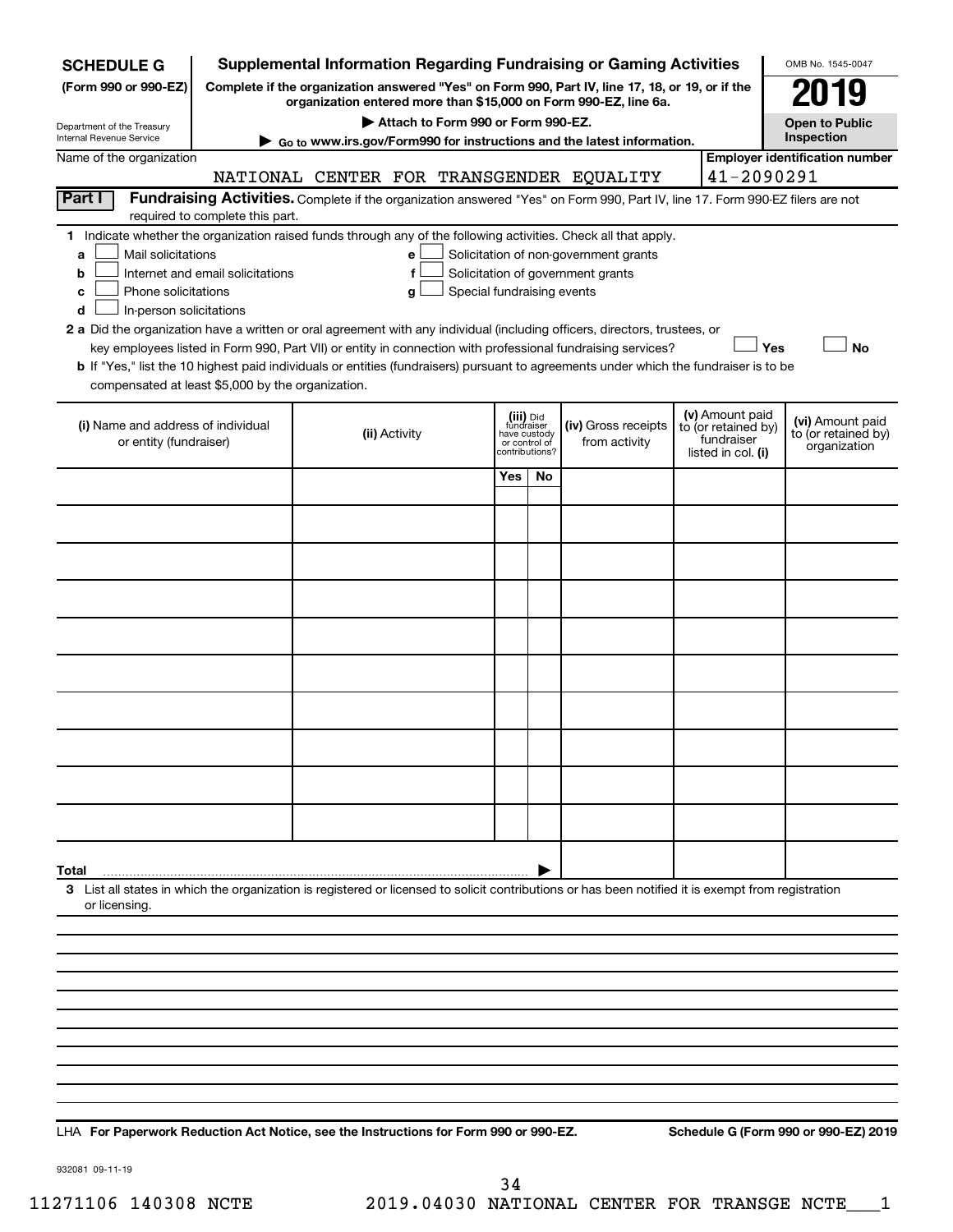**SCHEDULE G** (Form 990 or 990-EZ)

Department of the Treasury
Internal Revenue Service

# Supplemental Information Regarding Fundraising or Gaming Activities

**Complete if the organization answered "Yes" on Form 990, Part IV, line 17, 18, or 19, or if the organization entered more than $15,000 on Form 990-EZ, line 6a.**

**▶ Attach to Form 990 or Form 990-EZ.**

**▶ Go to www.irs.gov/Form990 for instructions and the latest information.**

OMB No. 1545-0047

**2019**

**Open to Public Inspection**

Name of the organization: NATIONAL CENTER FOR TRANSGENDER EQUALITY

**Employer identification number:** 41-2090291

## Part I Fundraising Activities.

Complete if the organization answered "Yes" on Form 990, Part IV, line 17. Form 990-EZ filers are not required to complete this part.

**1** Indicate whether the organization raised funds through any of the following activities. Check all that apply.

- **a** ☐ Mail solicitations
- **b** ☐ Internet and email solicitations
- **c** ☐ Phone solicitations
- **d** ☐ In-person solicitations
- **e** ☐ Solicitation of non-government grants
- **f** ☐ Solicitation of government grants
- **g** ☐ Special fundraising events

**2 a** Did the organization have a written or oral agreement with any individual (including officers, directors, trustees, or key employees listed in Form 990, Part VII) or entity in connection with professional fundraising services? ☐ Yes ☐ No

**b** If "Yes," list the 10 highest paid individuals or entities (fundraisers) pursuant to agreements under which the fundraiser is to be compensated at least $5,000 by the organization.

| (i) Name and address of individual or entity (fundraiser) | (ii) Activity | (iii) Did fundraiser have custody or control of contributions? | | (iv) Gross receipts from activity | (v) Amount paid to (or retained by) fundraiser listed in col. (i) | (vi) Amount paid to (or retained by) organization |
|---|---|---|---|---|---|---|
| | | Yes | No | | | |
| | | | | | | |
| | | | | | | |
| | | | | | | |
| | | | | | | |
| | | | | | | |
| | | | | | | |
| | | | | | | |
| | | | | | | |
| | | | | | | |
| | | | | | | |
| **Total** | | | | | | |

**3** List all states in which the organization is registered or licensed to solicit contributions or has been notified it is exempt from registration or licensing.

LHA **For Paperwork Reduction Act Notice, see the Instructions for Form 990 or 990-EZ.**

**Schedule G (Form 990 or 990-EZ) 2019**

932081 09-11-19

11271106 140308 NCTE 2019.04030 NATIONAL CENTER FOR TRANSGE NCTE___1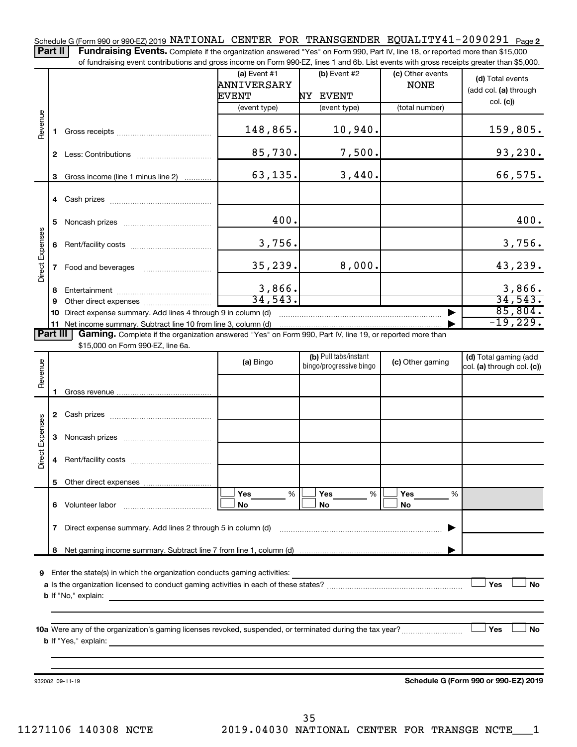Schedule G (Form 990 or 990-EZ) 2019 NATIONAL CENTER FOR TRANSGENDER EQUALITY 41-2090291 Page 2

**Part II** **Fundraising Events.** Complete if the organization answered "Yes" on Form 990, Part IV, line 18, or reported more than $15,000 of fundraising event contributions and gross income on Form 990-EZ, lines 1 and 6b. List events with gross receipts greater than $5,000.

| | | (a) Event #1 ANNIVERSARY EVENT (event type) | (b) Event #2 NY EVENT (event type) | (c) Other events NONE (total number) | (d) Total events (add col. (a) through col. (c)) |
|---|---|---|---|---|---|
| Revenue | 1 Gross receipts | 148,865. | 10,940. | | 159,805. |
| | 2 Less: Contributions | 85,730. | 7,500. | | 93,230. |
| | 3 Gross income (line 1 minus line 2) | 63,135. | 3,440. | | 66,575. |
| Direct Expenses | 4 Cash prizes | | | | |
| | 5 Noncash prizes | 400. | | | 400. |
| | 6 Rent/facility costs | 3,756. | | | 3,756. |
| | 7 Food and beverages | 35,239. | 8,000. | | 43,239. |
| | 8 Entertainment | 3,866. | | | 3,866. |
| | 9 Other direct expenses | 34,543. | | | 34,543. |
| | 10 Direct expense summary. Add lines 4 through 9 in column (d) | | | ▶ | 85,804. |
| | 11 Net income summary. Subtract line 10 from line 3, column (d) | | | ▶ | -19,229. |

**Part III** **Gaming.** Complete if the organization answered "Yes" on Form 990, Part IV, line 19, or reported more than $15,000 on Form 990-EZ, line 6a.

| | | (a) Bingo | (b) Pull tabs/instant bingo/progressive bingo | (c) Other gaming | (d) Total gaming (add col. (a) through col. (c)) |
|---|---|---|---|---|---|
| Revenue | 1 Gross revenue | | | | |
| Direct Expenses | 2 Cash prizes | | | | |
| | 3 Noncash prizes | | | | |
| | 4 Rent/facility costs | | | | |
| | 5 Other direct expenses | | | | |
| | 6 Volunteer labor | ☐ Yes ____ % ☐ No | ☐ Yes ____ % ☐ No | ☐ Yes ____ % ☐ No | |
| | 7 Direct expense summary. Add lines 2 through 5 in column (d) | | | ▶ | |
| | 8 Net gaming income summary. Subtract line 7 from line 1, column (d) | | | ▶ | |

9 Enter the state(s) in which the organization conducts gaming activities: ______

a Is the organization licensed to conduct gaming activities in each of these states? ☐ Yes ☐ No

b If "No," explain: ______

10a Were any of the organization's gaming licenses revoked, suspended, or terminated during the tax year? ☐ Yes ☐ No

b If "Yes," explain: ______

932082 09-11-19

**Schedule G (Form 990 or 990-EZ) 2019**

11271106 140308 NCTE 2019.04030 NATIONAL CENTER FOR TRANSGE NCTE___1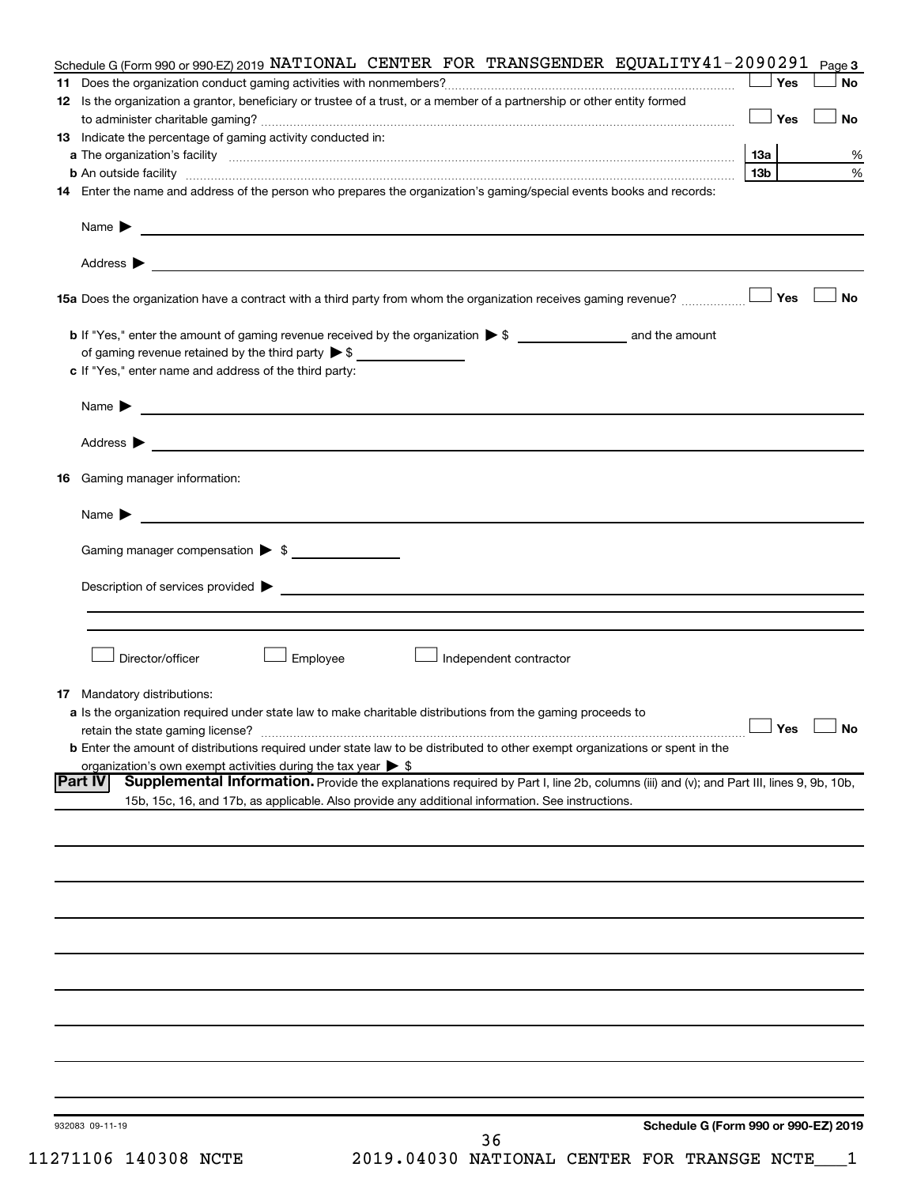Schedule G (Form 990 or 990-EZ) 2019 NATIONAL CENTER FOR TRANSGENDER EQUALITY 41-2090291 Page 3

**11** Does the organization conduct gaming activities with nonmembers? ☐ Yes ☐ No

**12** Is the organization a grantor, beneficiary or trustee of a trust, or a member of a partnership or other entity formed to administer charitable gaming? ☐ Yes ☐ No

**13** Indicate the percentage of gaming activity conducted in:

**a** The organization's facility **13a** %

**b** An outside facility **13b** %

**14** Enter the name and address of the person who prepares the organization's gaming/special events books and records:

Name ▶

Address ▶

**15a** Does the organization have a contract with a third party from whom the organization receives gaming revenue? ☐ Yes ☐ No

**b** If "Yes," enter the amount of gaming revenue received by the organization ▶ $ __________ and the amount of gaming revenue retained by the third party ▶ $ __________

**c** If "Yes," enter name and address of the third party:

Name ▶

Address ▶

**16** Gaming manager information:

Name ▶

Gaming manager compensation ▶ $

Description of services provided ▶

☐ Director/officer ☐ Employee ☐ Independent contractor

**17** Mandatory distributions:

**a** Is the organization required under state law to make charitable distributions from the gaming proceeds to retain the state gaming license? ☐ Yes ☐ No

**b** Enter the amount of distributions required under state law to be distributed to other exempt organizations or spent in the organization's own exempt activities during the tax year ▶ $

**Part IV** **Supplemental Information.** Provide the explanations required by Part I, line 2b, columns (iii) and (v); and Part III, lines 9, 9b, 10b, 15b, 15c, 16, and 17b, as applicable. Also provide any additional information. See instructions.

932083 09-11-19 **Schedule G (Form 990 or 990-EZ) 2019**

11271106 140308 NCTE 2019.04030 NATIONAL CENTER FOR TRANSGE NCTE___1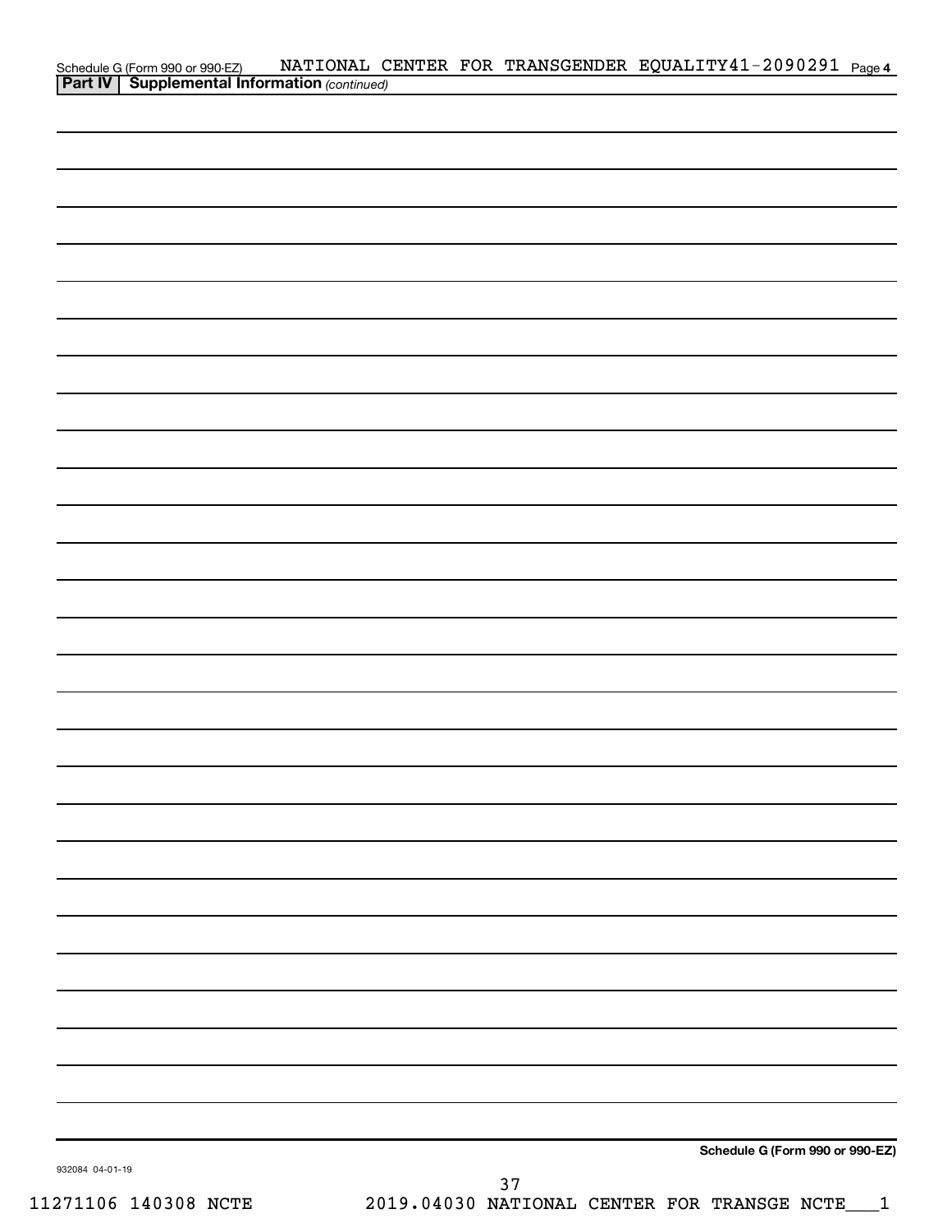Schedule G (Form 990 or 990-EZ) NATIONAL CENTER FOR TRANSGENDER EQUALITY 41-2090291 Page 4

**Part IV | Supplemental Information** *(continued)*

**Schedule G (Form 990 or 990-EZ)**

932084 04-01-19

11271106 140308 NCTE 2019.04030 NATIONAL CENTER FOR TRANSGE NCTE___1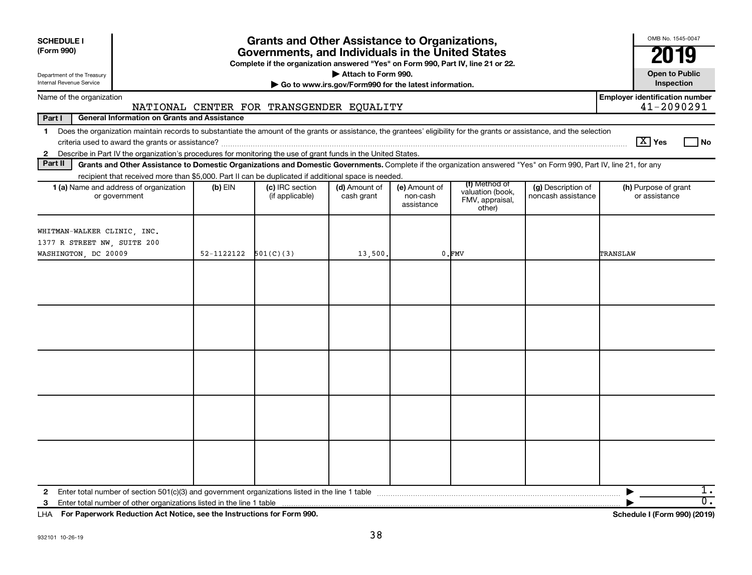**SCHEDULE I**
**(Form 990)**

Department of the Treasury
Internal Revenue Service

# Grants and Other Assistance to Organizations, Governments, and Individuals in the United States

**Complete if the organization answered "Yes" on Form 990, Part IV, line 21 or 22.**

▶ **Attach to Form 990.**

▶ **Go to www.irs.gov/Form990 for the latest information.**

OMB No. 1545-0047

**2019**

**Open to Public Inspection**

Name of the organization: NATIONAL CENTER FOR TRANSGENDER EQUALITY

**Employer identification number:** 41-2090291

**Part I — General Information on Grants and Assistance**

1 Does the organization maintain records to substantiate the amount of the grants or assistance, the grantees' eligibility for the grants or assistance, and the selection criteria used to award the grants or assistance? ☒ Yes ☐ No

2 Describe in Part IV the organization's procedures for monitoring the use of grant funds in the United States.

**Part II — Grants and Other Assistance to Domestic Organizations and Domestic Governments.** Complete if the organization answered "Yes" on Form 990, Part IV, line 21, for any recipient that received more than $5,000. Part II can be duplicated if additional space is needed.

| 1 (a) Name and address of organization or government | (b) EIN | (c) IRC section (if applicable) | (d) Amount of cash grant | (e) Amount of non-cash assistance | (f) Method of valuation (book, FMV, appraisal, other) | (g) Description of noncash assistance | (h) Purpose of grant or assistance |
|---|---|---|---|---|---|---|---|
| WHITMAN-WALKER CLINIC, INC. 1377 R STREET NW, SUITE 200 WASHINGTON, DC 20009 | 52-1122122 | 501(C)(3) | 13,500. | 0. | FMV | | TRANSLAW |
| | | | | | | | |
| | | | | | | | |
| | | | | | | | |
| | | | | | | | |
| | | | | | | | |

2 Enter total number of section 501(c)(3) and government organizations listed in the line 1 table ▶ 1.

3 Enter total number of other organizations listed in the line 1 table ▶ 0.

LHA **For Paperwork Reduction Act Notice, see the Instructions for Form 990.** **Schedule I (Form 990) (2019)**

932101 10-26-19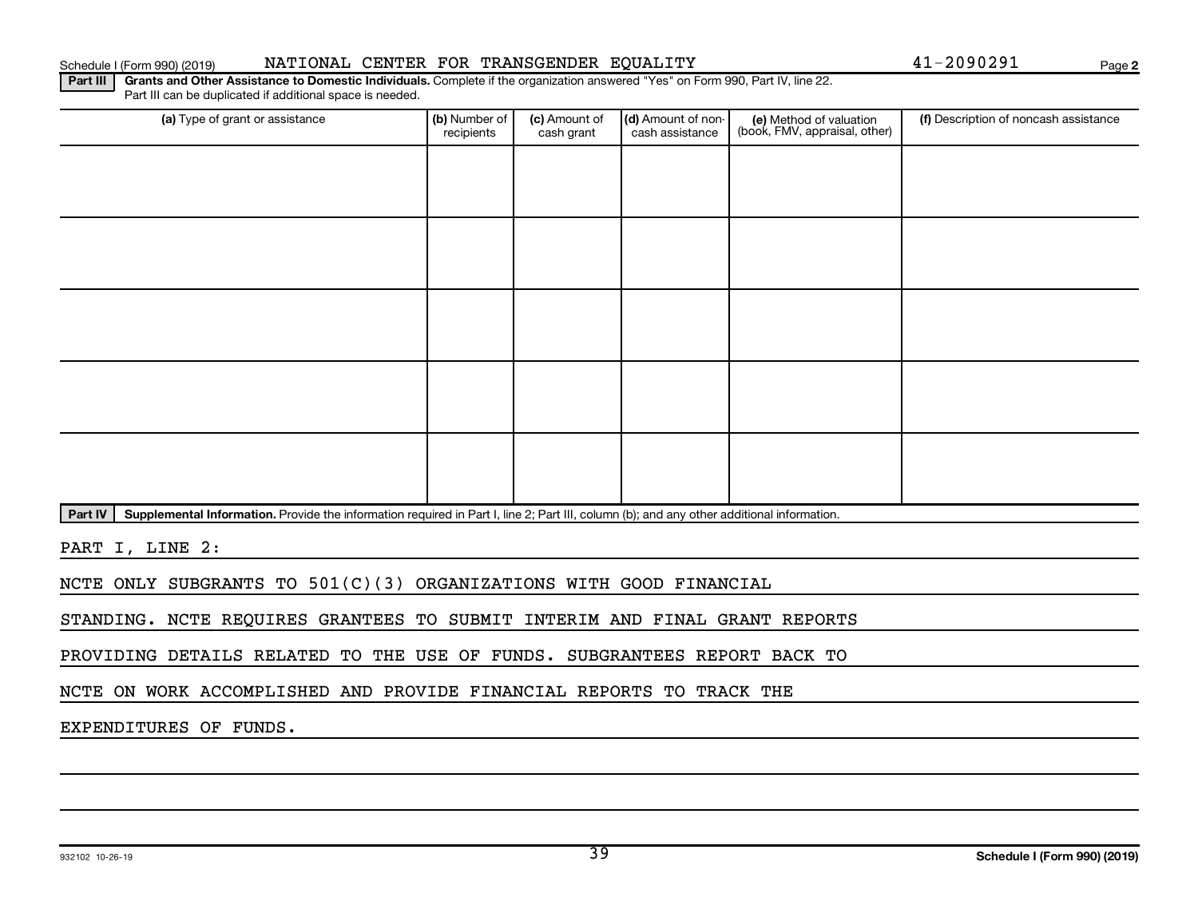Schedule I (Form 990) (2019) NATIONAL CENTER FOR TRANSGENDER EQUALITY 41-2090291 Page 2

**Part III** **Grants and Other Assistance to Domestic Individuals.** Complete if the organization answered "Yes" on Form 990, Part IV, line 22. Part III can be duplicated if additional space is needed.

| (a) Type of grant or assistance | (b) Number of recipients | (c) Amount of cash grant | (d) Amount of non-cash assistance | (e) Method of valuation (book, FMV, appraisal, other) | (f) Description of noncash assistance |
|---|---|---|---|---|---|
| | | | | | |
| | | | | | |
| | | | | | |
| | | | | | |
| | | | | | |

**Part IV** **Supplemental Information.** Provide the information required in Part I, line 2; Part III, column (b); and any other additional information.

PART I, LINE 2:

NCTE ONLY SUBGRANTS TO 501(C)(3) ORGANIZATIONS WITH GOOD FINANCIAL STANDING. NCTE REQUIRES GRANTEES TO SUBMIT INTERIM AND FINAL GRANT REPORTS PROVIDING DETAILS RELATED TO THE USE OF FUNDS. SUBGRANTEES REPORT BACK TO NCTE ON WORK ACCOMPLISHED AND PROVIDE FINANCIAL REPORTS TO TRACK THE EXPENDITURES OF FUNDS.

932102 10-26-19 Schedule I (Form 990) (2019)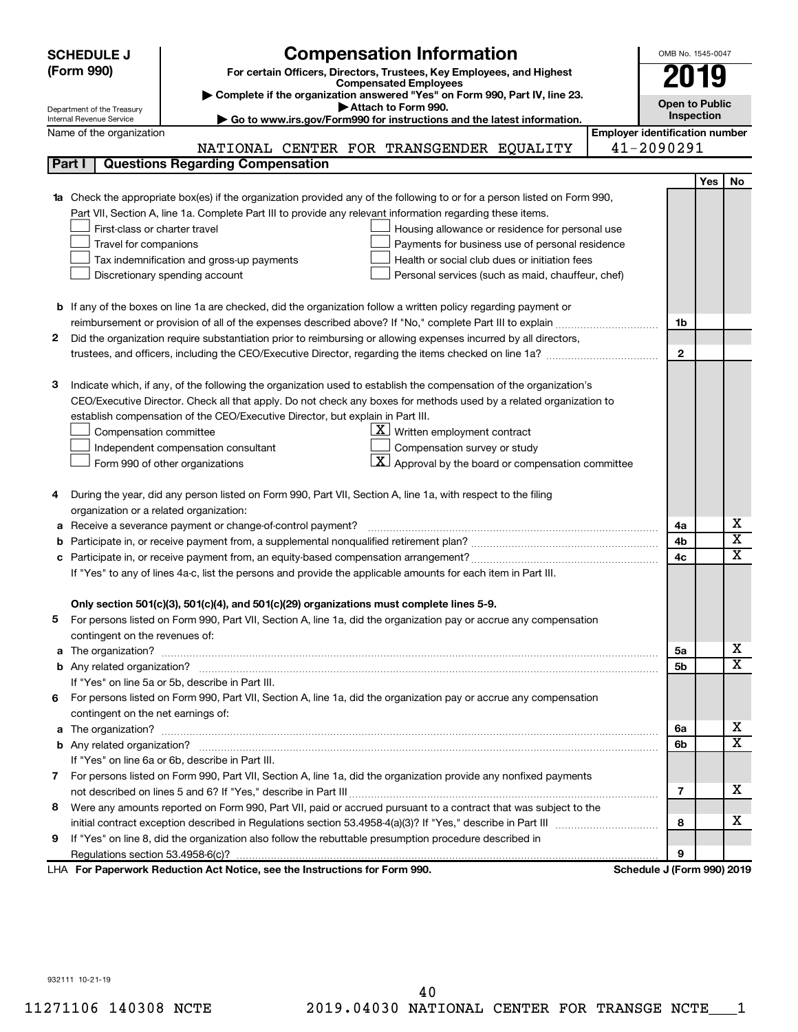**SCHEDULE J (Form 990)**

Department of the Treasury
Internal Revenue Service

# Compensation Information

**For certain Officers, Directors, Trustees, Key Employees, and Highest Compensated Employees**

▶ Complete if the organization answered "Yes" on Form 990, Part IV, line 23.
▶ Attach to Form 990.
▶ Go to www.irs.gov/Form990 for instructions and the latest information.

OMB No. 1545-0047

**2019**

**Open to Public Inspection**

Name of the organization: NATIONAL CENTER FOR TRANSGENDER EQUALITY

Employer identification number: 41-2090291

## Part I | Questions Regarding Compensation

| | | | Yes | No |
|---|---|---|---|---|
| **1a** | Check the appropriate box(es) if the organization provided any of the following to or for a person listed on Form 990, Part VII, Section A, line 1a. Complete Part III to provide any relevant information regarding these items.<br>☐ First-class or charter travel ☐ Housing allowance or residence for personal use<br>☐ Travel for companions ☐ Payments for business use of personal residence<br>☐ Tax indemnification and gross-up payments ☐ Health or social club dues or initiation fees<br>☐ Discretionary spending account ☐ Personal services (such as maid, chauffeur, chef) | | | |
| **b** | If any of the boxes on line 1a are checked, did the organization follow a written policy regarding payment or reimbursement or provision of all of the expenses described above? If "No," complete Part III to explain | 1b | | |
| **2** | Did the organization require substantiation prior to reimbursing or allowing expenses incurred by all directors, trustees, and officers, including the CEO/Executive Director, regarding the items checked on line 1a? | 2 | | |
| **3** | Indicate which, if any, of the following the organization used to establish the compensation of the organization's CEO/Executive Director. Check all that apply. Do not check any boxes for methods used by a related organization to establish compensation of the CEO/Executive Director, but explain in Part III.<br>☐ Compensation committee ☒ Written employment contract<br>☐ Independent compensation consultant ☐ Compensation survey or study<br>☐ Form 990 of other organizations ☒ Approval by the board or compensation committee | | | |
| **4** | During the year, did any person listed on Form 990, Part VII, Section A, line 1a, with respect to the filing organization or a related organization: | | | |
| **a** | Receive a severance payment or change-of-control payment? | 4a | | X |
| **b** | Participate in, or receive payment from, a supplemental nonqualified retirement plan? | 4b | | X |
| **c** | Participate in, or receive payment from, an equity-based compensation arrangement? | 4c | | X |
| | If "Yes" to any of lines 4a-c, list the persons and provide the applicable amounts for each item in Part III. | | | |
| | **Only section 501(c)(3), 501(c)(4), and 501(c)(29) organizations must complete lines 5-9.** | | | |
| **5** | For persons listed on Form 990, Part VII, Section A, line 1a, did the organization pay or accrue any compensation contingent on the revenues of: | | | |
| **a** | The organization? | 5a | | X |
| **b** | Any related organization? | 5b | | X |
| | If "Yes" on line 5a or 5b, describe in Part III. | | | |
| **6** | For persons listed on Form 990, Part VII, Section A, line 1a, did the organization pay or accrue any compensation contingent on the net earnings of: | | | |
| **a** | The organization? | 6a | | X |
| **b** | Any related organization? | 6b | | X |
| | If "Yes" on line 6a or 6b, describe in Part III. | | | |
| **7** | For persons listed on Form 990, Part VII, Section A, line 1a, did the organization provide any nonfixed payments not described on lines 5 and 6? If "Yes," describe in Part III | 7 | | X |
| **8** | Were any amounts reported on Form 990, Part VII, paid or accrued pursuant to a contract that was subject to the initial contract exception described in Regulations section 53.4958-4(a)(3)? If "Yes," describe in Part III | 8 | | X |
| **9** | If "Yes" on line 8, did the organization also follow the rebuttable presumption procedure described in Regulations section 53.4958-6(c)? | 9 | | |

LHA **For Paperwork Reduction Act Notice, see the Instructions for Form 990.** **Schedule J (Form 990) 2019**

932111 10-21-19

11271106 140308 NCTE 2019.04030 NATIONAL CENTER FOR TRANSGE NCTE___1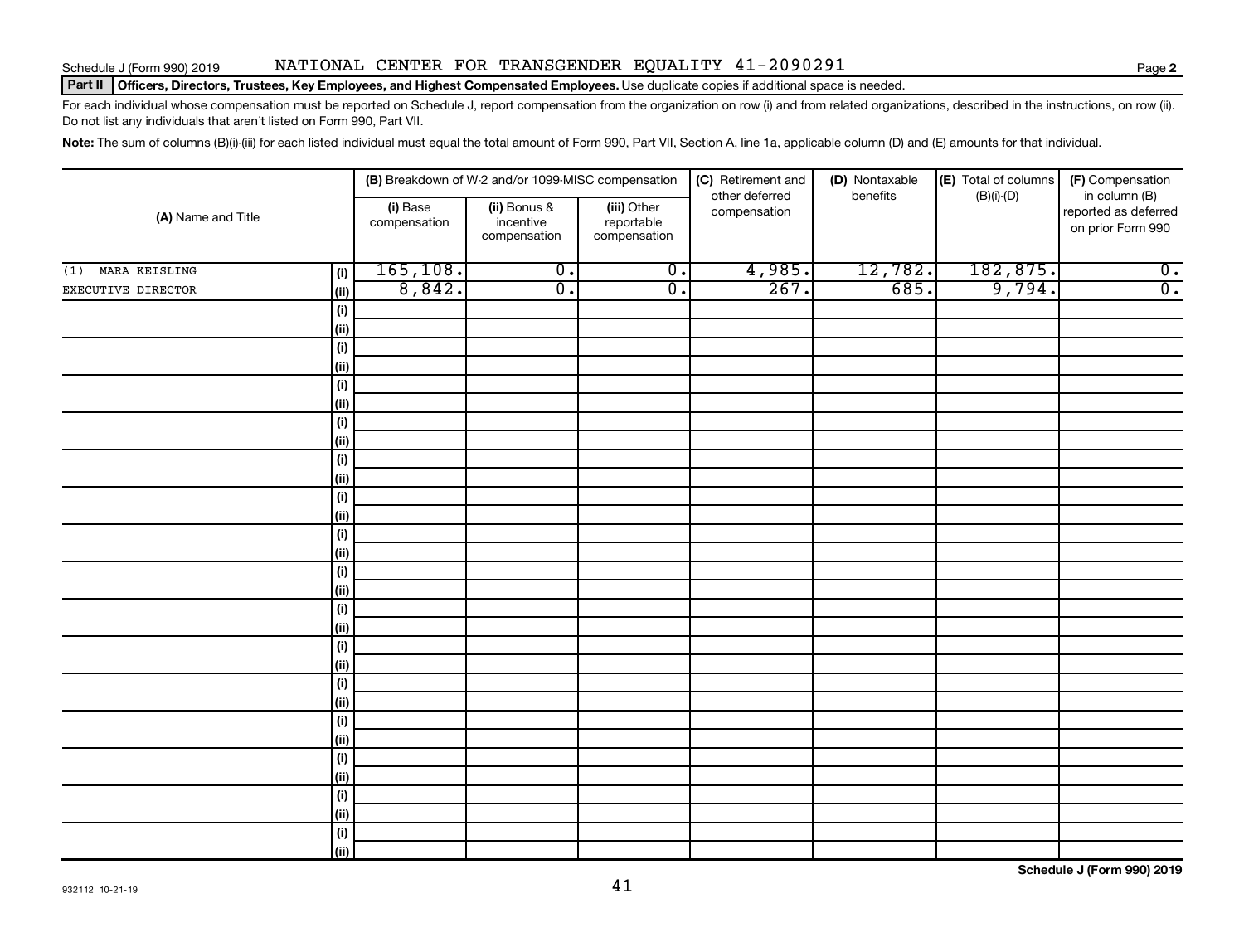Schedule J (Form 990) 2019 NATIONAL CENTER FOR TRANSGENDER EQUALITY 41-2090291

**Part II Officers, Directors, Trustees, Key Employees, and Highest Compensated Employees.** Use duplicate copies if additional space is needed.

For each individual whose compensation must be reported on Schedule J, report compensation from the organization on row (i) and from related organizations, described in the instructions, on row (ii). Do not list any individuals that aren't listed on Form 990, Part VII.

**Note:** The sum of columns (B)(i)-(iii) for each listed individual must equal the total amount of Form 990, Part VII, Section A, line 1a, applicable column (D) and (E) amounts for that individual.

| (A) Name and Title | | (B) Breakdown of W-2 and/or 1099-MISC compensation | | | (C) Retirement and other deferred compensation | (D) Nontaxable benefits | (E) Total of columns (B)(i)-(D) | (F) Compensation in column (B) reported as deferred on prior Form 990 |
|---|---|---|---|---|---|---|---|---|
| | | (i) Base compensation | (ii) Bonus & incentive compensation | (iii) Other reportable compensation | | | | |
| (1) MARA KEISLING | (i) | 165,108. | 0. | 0. | 4,985. | 12,782. | 182,875. | 0. |
| EXECUTIVE DIRECTOR | (ii) | 8,842. | 0. | 0. | 267. | 685. | 9,794. | 0. |

Schedule J (Form 990) 2019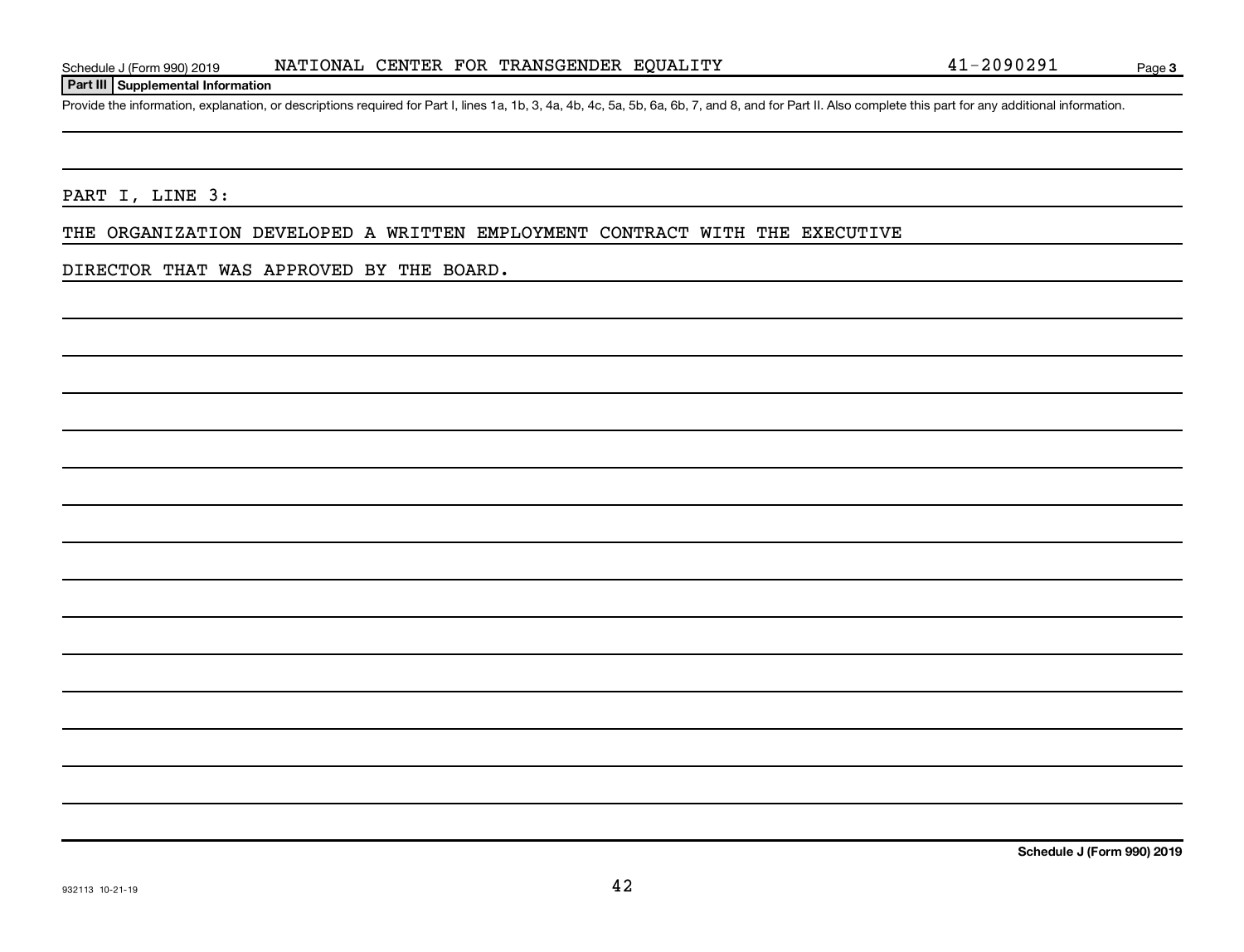## Part III Supplemental Information

Provide the information, explanation, or descriptions required for Part I, lines 1a, 1b, 3, 4a, 4b, 4c, 5a, 5b, 6a, 6b, 7, and 8, and for Part II. Also complete this part for any additional information.

PART I, LINE 3:

THE ORGANIZATION DEVELOPED A WRITTEN EMPLOYMENT CONTRACT WITH THE EXECUTIVE DIRECTOR THAT WAS APPROVED BY THE BOARD.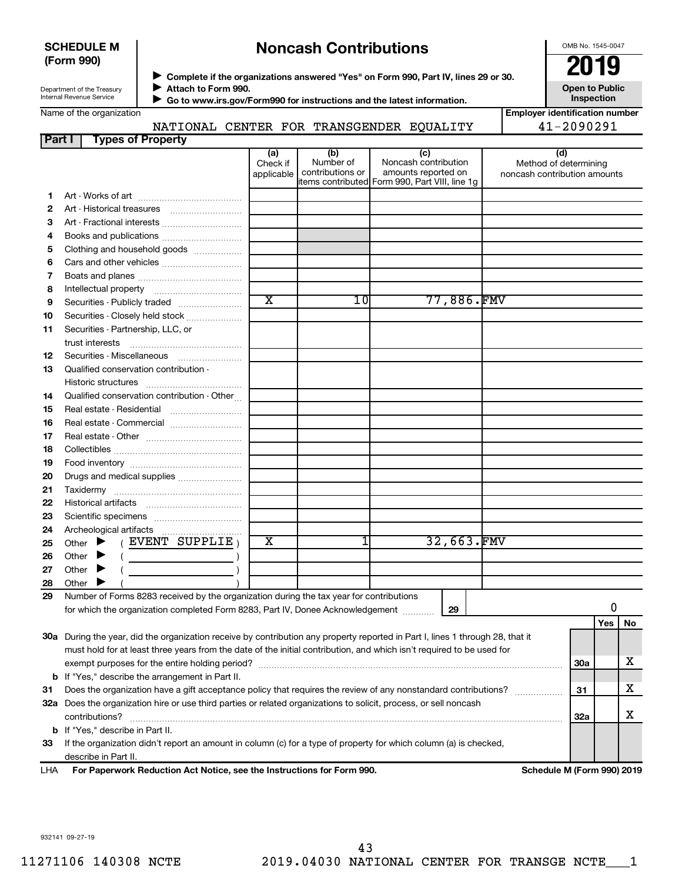**SCHEDULE M (Form 990)**

Department of the Treasury
Internal Revenue Service

# Noncash Contributions

▶ Complete if the organizations answered "Yes" on Form 990, Part IV, lines 29 or 30.
▶ Attach to Form 990.
▶ Go to www.irs.gov/Form990 for instructions and the latest information.

OMB No. 1545-0047

**2019**

**Open to Public Inspection**

Name of the organization: NATIONAL CENTER FOR TRANSGENDER EQUALITY

Employer identification number: 41-2090291

## Part I Types of Property

| | | (a) Check if applicable | (b) Number of contributions or items contributed | (c) Noncash contribution amounts reported on Form 990, Part VIII, line 1g | (d) Method of determining noncash contribution amounts |
|---|---|---|---|---|---|
| 1 | Art - Works of art | | | | |
| 2 | Art - Historical treasures | | | | |
| 3 | Art - Fractional interests | | | | |
| 4 | Books and publications | | | | |
| 5 | Clothing and household goods | | | | |
| 6 | Cars and other vehicles | | | | |
| 7 | Boats and planes | | | | |
| 8 | Intellectual property | | | | |
| 9 | Securities - Publicly traded | X | 10 | 77,886. | FMV |
| 10 | Securities - Closely held stock | | | | |
| 11 | Securities - Partnership, LLC, or trust interests | | | | |
| 12 | Securities - Miscellaneous | | | | |
| 13 | Qualified conservation contribution - Historic structures | | | | |
| 14 | Qualified conservation contribution - Other | | | | |
| 15 | Real estate - Residential | | | | |
| 16 | Real estate - Commercial | | | | |
| 17 | Real estate - Other | | | | |
| 18 | Collectibles | | | | |
| 19 | Food inventory | | | | |
| 20 | Drugs and medical supplies | | | | |
| 21 | Taxidermy | | | | |
| 22 | Historical artifacts | | | | |
| 23 | Scientific specimens | | | | |
| 24 | Archeological artifacts | | | | |
| 25 | Other ▶ ( EVENT SUPPLIE ) | X | 1 | 32,663. | FMV |
| 26 | Other ▶ ( ) | | | | |
| 27 | Other ▶ ( ) | | | | |
| 28 | Other ▶ ( ) | | | | |

29 Number of Forms 8283 received by the organization during the tax year for contributions for which the organization completed Form 8283, Part IV, Donee Acknowledgement ..... **29** 0

| | | | Yes | No |
|---|---|---|---|---|
| 30a | During the year, did the organization receive by contribution any property reported in Part I, lines 1 through 28, that it must hold for at least three years from the date of the initial contribution, and which isn't required to be used for exempt purposes for the entire holding period? | 30a | | X |
| b | If "Yes," describe the arrangement in Part II. | | | |
| 31 | Does the organization have a gift acceptance policy that requires the review of any nonstandard contributions? | 31 | | X |
| 32a | Does the organization hire or use third parties or related organizations to solicit, process, or sell noncash contributions? | 32a | | X |
| b | If "Yes," describe in Part II. | | | |
| 33 | If the organization didn't report an amount in column (c) for a type of property for which column (a) is checked, describe in Part II. | | | |

LHA **For Paperwork Reduction Act Notice, see the Instructions for Form 990.** **Schedule M (Form 990) 2019**

932141 09-27-19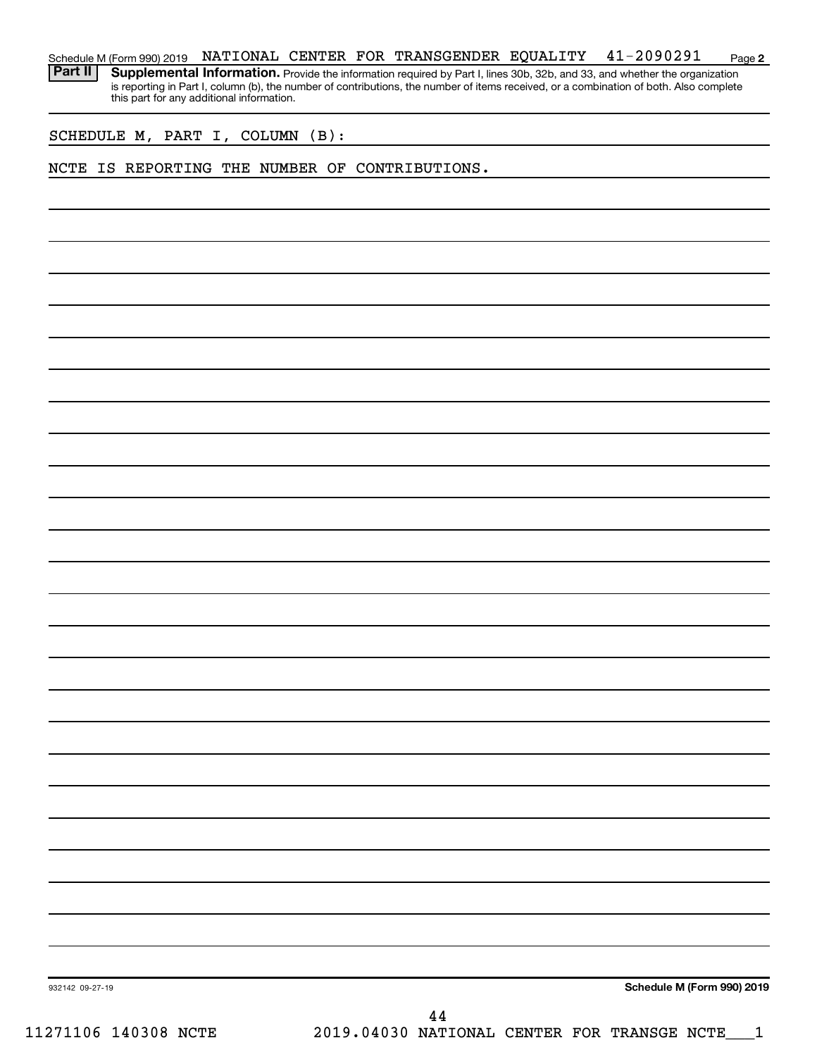Schedule M (Form 990) 2019 NATIONAL CENTER FOR TRANSGENDER EQUALITY 41-2090291 Page **2**

**Part II** **Supplemental Information.** Provide the information required by Part I, lines 30b, 32b, and 33, and whether the organization is reporting in Part I, column (b), the number of contributions, the number of items received, or a combination of both. Also complete this part for any additional information.

SCHEDULE M, PART I, COLUMN (B):

NCTE IS REPORTING THE NUMBER OF CONTRIBUTIONS.

932142 09-27-19 **Schedule M (Form 990) 2019**

11271106 140308 NCTE 2019.04030 NATIONAL CENTER FOR TRANSGE NCTE___1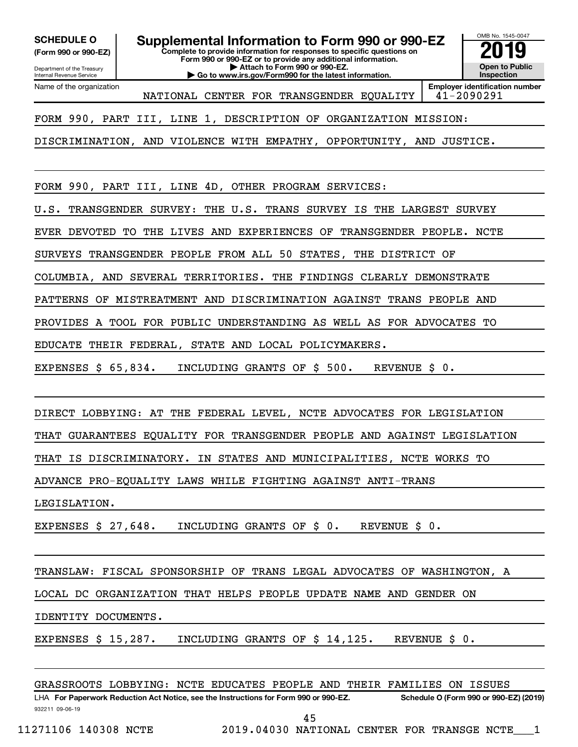**SCHEDULE O (Form 990 or 990-EZ)**

Department of the Treasury
Internal Revenue Service

# Supplemental Information to Form 990 or 990-EZ

**Complete to provide information for responses to specific questions on Form 990 or 990-EZ or to provide any additional information.**
**▶ Attach to Form 990 or 990-EZ.**
**▶ Go to www.irs.gov/Form990 for the latest information.**

OMB No. 1545-0047

**2019**

**Open to Public Inspection**

Name of the organization: NATIONAL CENTER FOR TRANSGENDER EQUALITY

**Employer identification number:** 41-2090291

FORM 990, PART III, LINE 1, DESCRIPTION OF ORGANIZATION MISSION:

DISCRIMINATION, AND VIOLENCE WITH EMPATHY, OPPORTUNITY, AND JUSTICE.

FORM 990, PART III, LINE 4D, OTHER PROGRAM SERVICES:

U.S. TRANSGENDER SURVEY: THE U.S. TRANS SURVEY IS THE LARGEST SURVEY EVER DEVOTED TO THE LIVES AND EXPERIENCES OF TRANSGENDER PEOPLE. NCTE SURVEYS TRANSGENDER PEOPLE FROM ALL 50 STATES, THE DISTRICT OF COLUMBIA, AND SEVERAL TERRITORIES. THE FINDINGS CLEARLY DEMONSTRATE PATTERNS OF MISTREATMENT AND DISCRIMINATION AGAINST TRANS PEOPLE AND PROVIDES A TOOL FOR PUBLIC UNDERSTANDING AS WELL AS FOR ADVOCATES TO EDUCATE THEIR FEDERAL, STATE AND LOCAL POLICYMAKERS.

EXPENSES $ 65,834. INCLUDING GRANTS OF $ 500. REVENUE $ 0.

DIRECT LOBBYING: AT THE FEDERAL LEVEL, NCTE ADVOCATES FOR LEGISLATION THAT GUARANTEES EQUALITY FOR TRANSGENDER PEOPLE AND AGAINST LEGISLATION THAT IS DISCRIMINATORY. IN STATES AND MUNICIPALITIES, NCTE WORKS TO ADVANCE PRO-EQUALITY LAWS WHILE FIGHTING AGAINST ANTI-TRANS LEGISLATION.

EXPENSES $ 27,648. INCLUDING GRANTS OF $ 0. REVENUE $ 0.

TRANSLAW: FISCAL SPONSORSHIP OF TRANS LEGAL ADVOCATES OF WASHINGTON, A LOCAL DC ORGANIZATION THAT HELPS PEOPLE UPDATE NAME AND GENDER ON IDENTITY DOCUMENTS.

EXPENSES $ 15,287. INCLUDING GRANTS OF $ 14,125. REVENUE $ 0.

GRASSROOTS LOBBYING: NCTE EDUCATES PEOPLE AND THEIR FAMILIES ON ISSUES

LHA **For Paperwork Reduction Act Notice, see the Instructions for Form 990 or 990-EZ.** **Schedule O (Form 990 or 990-EZ) (2019)**

932211 09-06-19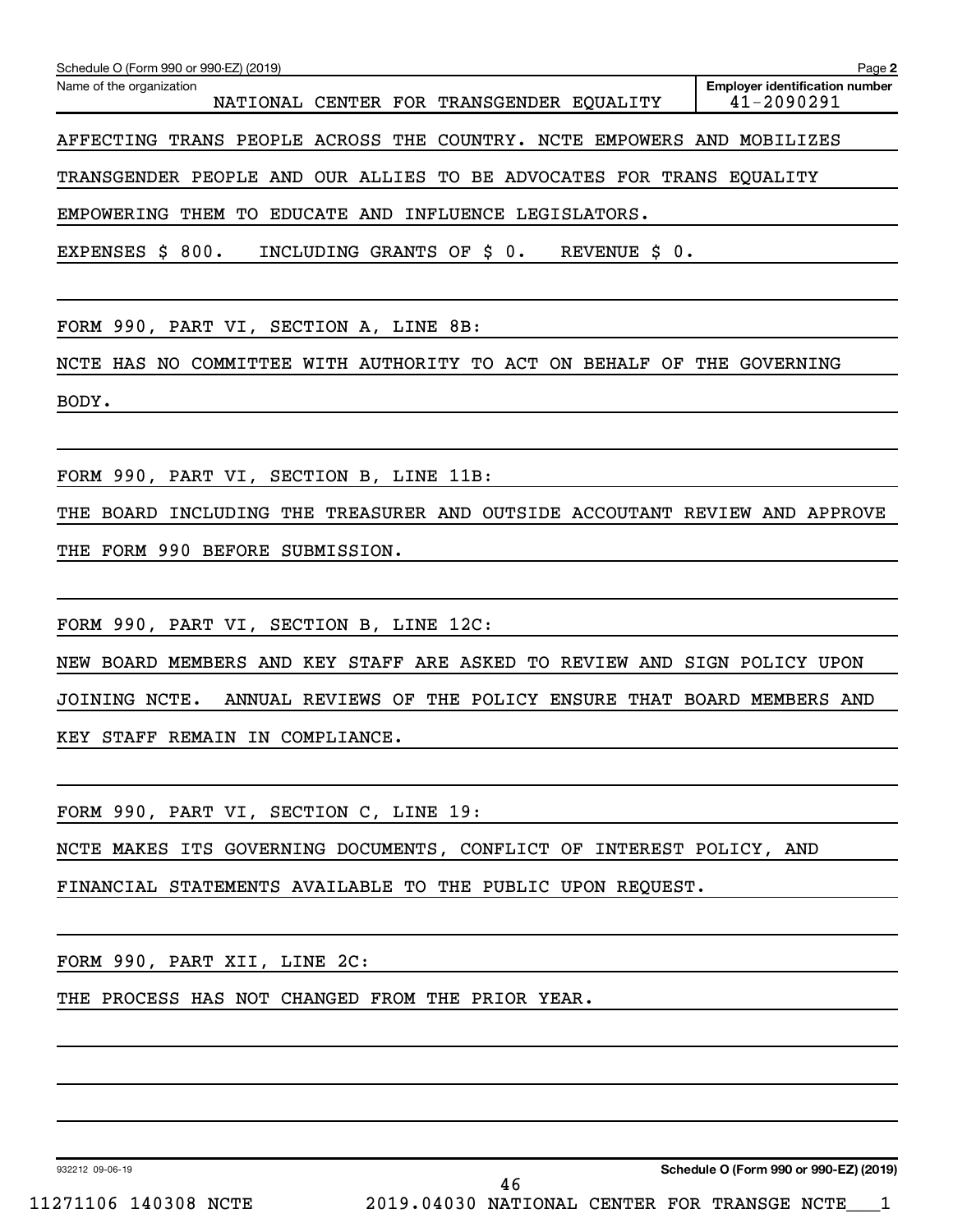Schedule O (Form 990 or 990-EZ) (2019) Page 2

Name of the organization: NATIONAL CENTER FOR TRANSGENDER EQUALITY

Employer identification number: 41-2090291

AFFECTING TRANS PEOPLE ACROSS THE COUNTRY. NCTE EMPOWERS AND MOBILIZES TRANSGENDER PEOPLE AND OUR ALLIES TO BE ADVOCATES FOR TRANS EQUALITY EMPOWERING THEM TO EDUCATE AND INFLUENCE LEGISLATORS.

EXPENSES $ 800. INCLUDING GRANTS OF $ 0. REVENUE $ 0.

FORM 990, PART VI, SECTION A, LINE 8B:

NCTE HAS NO COMMITTEE WITH AUTHORITY TO ACT ON BEHALF OF THE GOVERNING BODY.

FORM 990, PART VI, SECTION B, LINE 11B:

THE BOARD INCLUDING THE TREASURER AND OUTSIDE ACCOUTANT REVIEW AND APPROVE THE FORM 990 BEFORE SUBMISSION.

FORM 990, PART VI, SECTION B, LINE 12C:

NEW BOARD MEMBERS AND KEY STAFF ARE ASKED TO REVIEW AND SIGN POLICY UPON JOINING NCTE. ANNUAL REVIEWS OF THE POLICY ENSURE THAT BOARD MEMBERS AND KEY STAFF REMAIN IN COMPLIANCE.

FORM 990, PART VI, SECTION C, LINE 19:

NCTE MAKES ITS GOVERNING DOCUMENTS, CONFLICT OF INTEREST POLICY, AND FINANCIAL STATEMENTS AVAILABLE TO THE PUBLIC UPON REQUEST.

FORM 990, PART XII, LINE 2C:

THE PROCESS HAS NOT CHANGED FROM THE PRIOR YEAR.

932212 09-06-19

Schedule O (Form 990 or 990-EZ) (2019)

11271106 140308 NCTE 2019.04030 NATIONAL CENTER FOR TRANSGE NCTE___1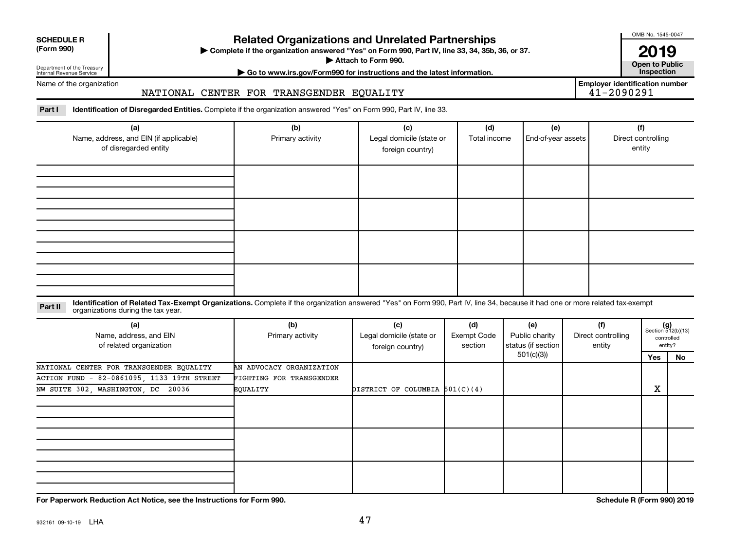**SCHEDULE R (Form 990)**

Department of the Treasury
Internal Revenue Service

# Related Organizations and Unrelated Partnerships

▶ Complete if the organization answered "Yes" on Form 990, Part IV, line 33, 34, 35b, 36, or 37.
▶ Attach to Form 990.
▶ Go to www.irs.gov/Form990 for instructions and the latest information.

OMB No. 1545-0047

**2019**

**Open to Public Inspection**

Name of the organization: NATIONAL CENTER FOR TRANSGENDER EQUALITY

Employer identification number: 41-2090291

**Part I** **Identification of Disregarded Entities.** Complete if the organization answered "Yes" on Form 990, Part IV, line 33.

| (a) Name, address, and EIN (if applicable) of disregarded entity | (b) Primary activity | (c) Legal domicile (state or foreign country) | (d) Total income | (e) End-of-year assets | (f) Direct controlling entity |
|---|---|---|---|---|---|
| | | | | | |
| | | | | | |
| | | | | | |
| | | | | | |

**Part II** **Identification of Related Tax-Exempt Organizations.** Complete if the organization answered "Yes" on Form 990, Part IV, line 34, because it had one or more related tax-exempt organizations during the tax year.

| (a) Name, address, and EIN of related organization | (b) Primary activity | (c) Legal domicile (state or foreign country) | (d) Exempt Code section | (e) Public charity status (if section 501(c)(3)) | (f) Direct controlling entity | (g) Section 512(b)(13) controlled entity? Yes | No |
|---|---|---|---|---|---|---|---|
| NATIONAL CENTER FOR TRANSGENDER EQUALITY ACTION FUND - 82-0861095, 1133 19TH STREET NW SUITE 302, WASHINGTON, DC 20036 | AN ADVOCACY ORGANIZATION FIGHTING FOR TRANSGENDER EQUALITY | DISTRICT OF COLUMBIA | 501(C)(4) | | | X | |
| | | | | | | | |
| | | | | | | | |
| | | | | | | | |

**For Paperwork Reduction Act Notice, see the Instructions for Form 990.**

**Schedule R (Form 990) 2019**

932161 09-10-19 LHA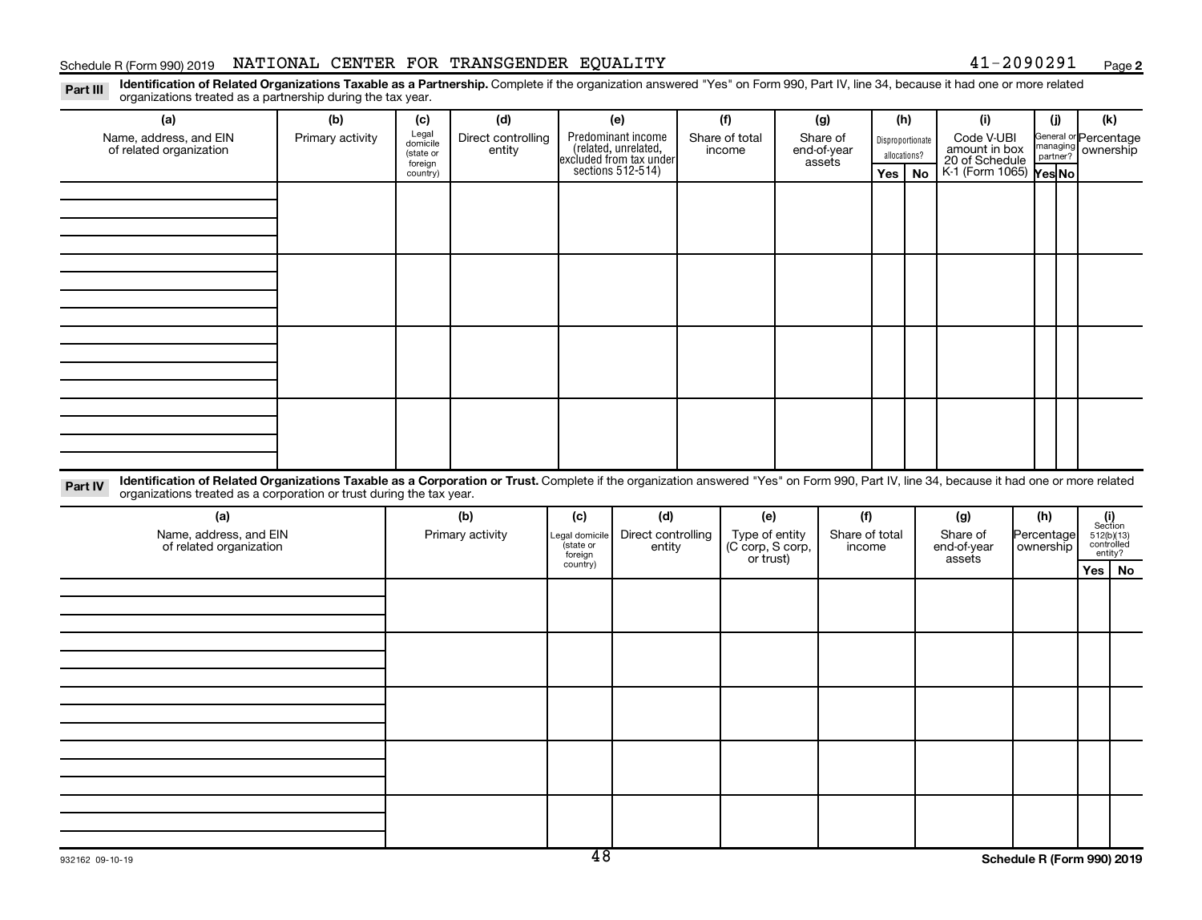Schedule R (Form 990) 2019 NATIONAL CENTER FOR TRANSGENDER EQUALITY 41-2090291 Page 2

**Part III** **Identification of Related Organizations Taxable as a Partnership.** Complete if the organization answered "Yes" on Form 990, Part IV, line 34, because it had one or more related organizations treated as a partnership during the tax year.

| (a) Name, address, and EIN of related organization | (b) Primary activity | (c) Legal domicile (state or foreign country) | (d) Direct controlling entity | (e) Predominant income (related, unrelated, excluded from tax under sections 512-514) | (f) Share of total income | (g) Share of end-of-year assets | (h) Disproportionate allocations? Yes | (h) No | (i) Code V-UBI amount in box 20 of Schedule K-1 (Form 1065) | (j) General or managing partner? Yes | (j) No | (k) Percentage ownership |
|---|---|---|---|---|---|---|---|---|---|---|---|---|
| | | | | | | | | | | | | |
| | | | | | | | | | | | | |
| | | | | | | | | | | | | |
| | | | | | | | | | | | | |

**Part IV** **Identification of Related Organizations Taxable as a Corporation or Trust.** Complete if the organization answered "Yes" on Form 990, Part IV, line 34, because it had one or more related organizations treated as a corporation or trust during the tax year.

| (a) Name, address, and EIN of related organization | (b) Primary activity | (c) Legal domicile (state or foreign country) | (d) Direct controlling entity | (e) Type of entity (C corp, S corp, or trust) | (f) Share of total income | (g) Share of end-of-year assets | (h) Percentage ownership | (i) Section 512(b)(13) controlled entity? Yes | (i) No |
|---|---|---|---|---|---|---|---|---|---|
| | | | | | | | | | |
| | | | | | | | | | |
| | | | | | | | | | |
| | | | | | | | | | |
| | | | | | | | | | |

932162 09-10-19 **Schedule R (Form 990) 2019**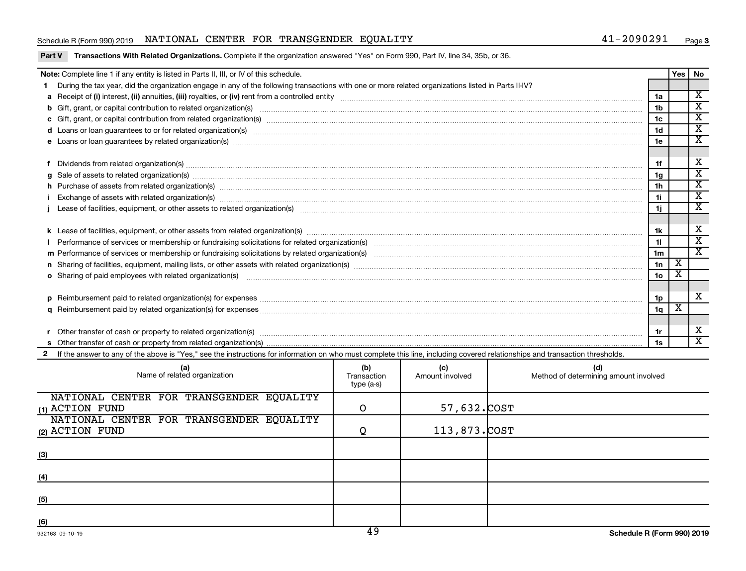Schedule R (Form 990) 2019 NATIONAL CENTER FOR TRANSGENDER EQUALITY 41-2090291 Page 3

**Part V Transactions With Related Organizations.** Complete if the organization answered "Yes" on Form 990, Part IV, line 34, 35b, or 36.

| Note: Complete line 1 if any entity is listed in Parts II, III, or IV of this schedule. | | Yes | No |
|---|---|---|---|
| **1** During the tax year, did the organization engage in any of the following transactions with one or more related organizations listed in Parts II-IV? | | | |
| **a** Receipt of **(i)** interest, **(ii)** annuities, **(iii)** royalties, or **(iv)** rent from a controlled entity | 1a | | X |
| **b** Gift, grant, or capital contribution to related organization(s) | 1b | | X |
| **c** Gift, grant, or capital contribution from related organization(s) | 1c | | X |
| **d** Loans or loan guarantees to or for related organization(s) | 1d | | X |
| **e** Loans or loan guarantees by related organization(s) | 1e | | X |
| **f** Dividends from related organization(s) | 1f | | X |
| **g** Sale of assets to related organization(s) | 1g | | X |
| **h** Purchase of assets from related organization(s) | 1h | | X |
| **i** Exchange of assets with related organization(s) | 1i | | X |
| **j** Lease of facilities, equipment, or other assets to related organization(s) | 1j | | X |
| **k** Lease of facilities, equipment, or other assets from related organization(s) | 1k | | X |
| **l** Performance of services or membership or fundraising solicitations for related organization(s) | 1l | | X |
| **m** Performance of services or membership or fundraising solicitations by related organization(s) | 1m | | X |
| **n** Sharing of facilities, equipment, mailing lists, or other assets with related organization(s) | 1n | X | |
| **o** Sharing of paid employees with related organization(s) | 1o | X | |
| **p** Reimbursement paid to related organization(s) for expenses | 1p | | X |
| **q** Reimbursement paid by related organization(s) for expenses | 1q | X | |
| **r** Other transfer of cash or property to related organization(s) | 1r | | X |
| **s** Other transfer of cash or property from related organization(s) | 1s | | X |

**2** If the answer to any of the above is "Yes," see the instructions for information on who must complete this line, including covered relationships and transaction thresholds.

| | (a) Name of related organization | (b) Transaction type (a-s) | (c) Amount involved | (d) Method of determining amount involved |
|---|---|---|---|---|
| (1) | NATIONAL CENTER FOR TRANSGENDER EQUALITY ACTION FUND | O | 57,632. | COST |
| (2) | NATIONAL CENTER FOR TRANSGENDER EQUALITY ACTION FUND | Q | 113,873. | COST |
| (3) | | | | |
| (4) | | | | |
| (5) | | | | |
| (6) | | | | |

932163 09-10-19 Schedule R (Form 990) 2019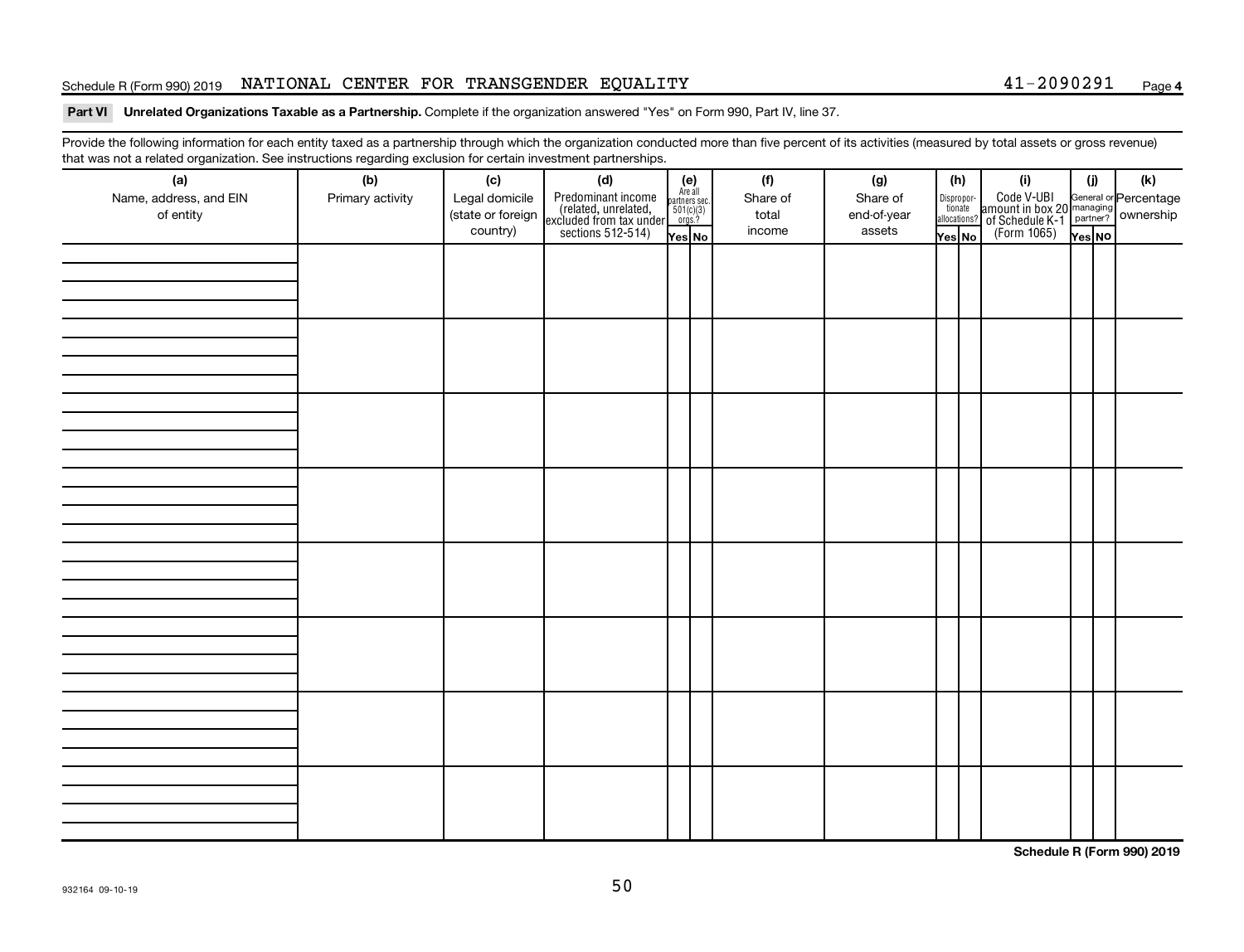Schedule R (Form 990) 2019 NATIONAL CENTER FOR TRANSGENDER EQUALITY 41-2090291 Page **4**

**Part VI Unrelated Organizations Taxable as a Partnership.** Complete if the organization answered "Yes" on Form 990, Part IV, line 37.

Provide the following information for each entity taxed as a partnership through which the organization conducted more than five percent of its activities (measured by total assets or gross revenue) that was not a related organization. See instructions regarding exclusion for certain investment partnerships.

| (a) Name, address, and EIN of entity | (b) Primary activity | (c) Legal domicile (state or foreign country) | (d) Predominant income (related, unrelated, excluded from tax under sections 512-514) | (e) Are all partners sec. 501(c)(3) orgs.? Yes | No | (f) Share of total income | (g) Share of end-of-year assets | (h) Disproportionate allocations? Yes | No | (i) Code V-UBI amount in box 20 of Schedule K-1 (Form 1065) | (j) General or managing partner? Yes | No | (k) Percentage ownership |
|---|---|---|---|---|---|---|---|---|---|---|---|---|---|
| | | | | | | | | | | | | | |
| | | | | | | | | | | | | | |
| | | | | | | | | | | | | | |
| | | | | | | | | | | | | | |
| | | | | | | | | | | | | | |
| | | | | | | | | | | | | | |
| | | | | | | | | | | | | | |
| | | | | | | | | | | | | | |

**Schedule R (Form 990) 2019**

932164 09-10-19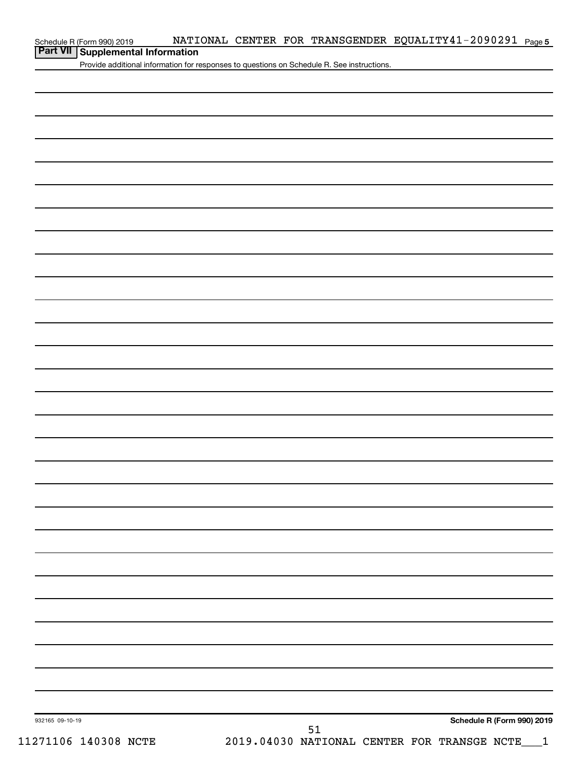## Part VII Supplemental Information

Provide additional information for responses to questions on Schedule R. See instructions.

932165 09-10-19

**Schedule R (Form 990) 2019**

11271106 140308 NCTE 2019.04030 NATIONAL CENTER FOR TRANSGE NCTE___1